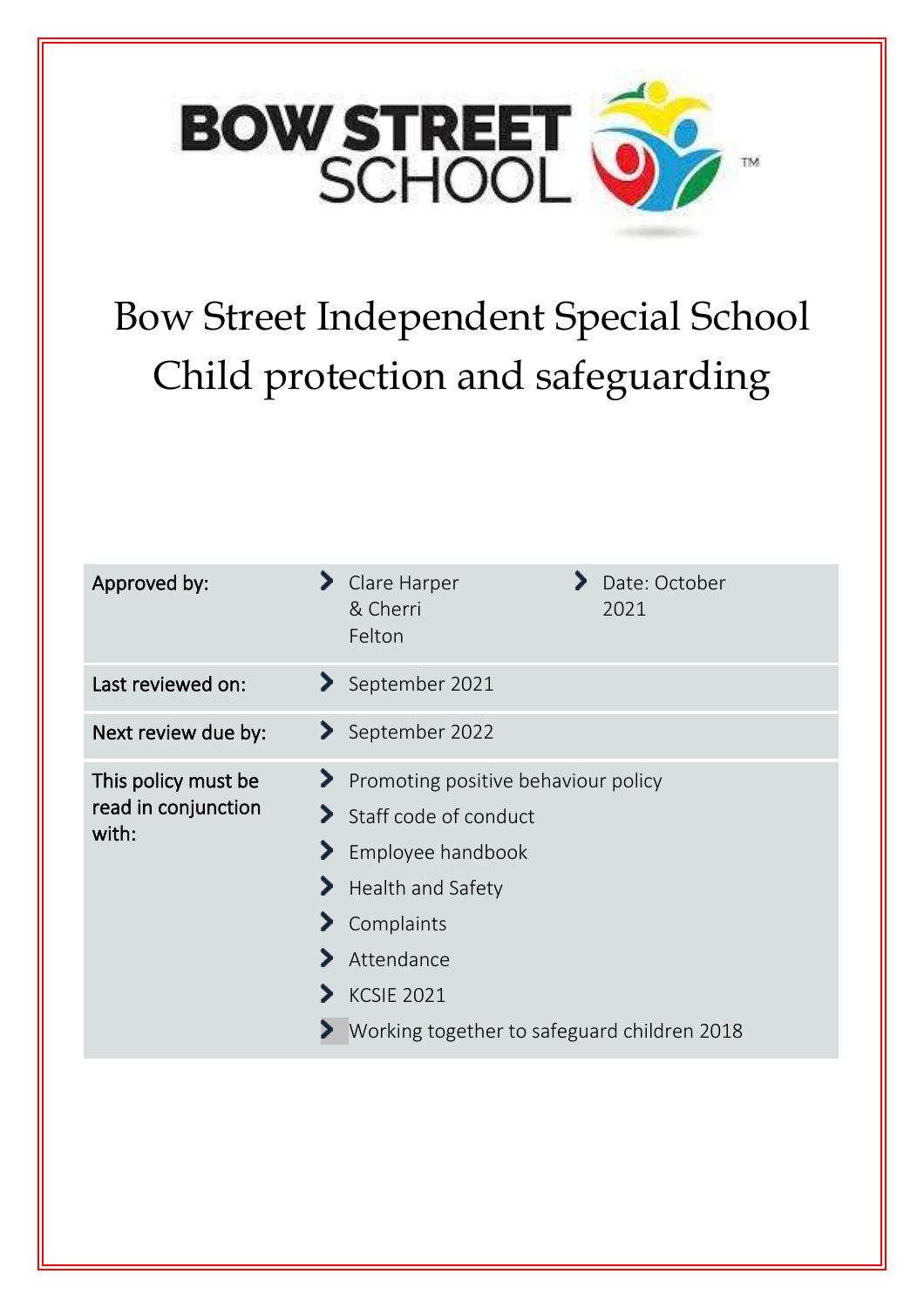# Bow Street Independent Special School
# Child protection and safeguarding

| | | |
|---|---|---|
| Approved by: | Clare Harper & Cherri Felton | Date: October 2021 |
| Last reviewed on: | September 2021 | |
| Next review due by: | September 2022 | |
| This policy must be read in conjunction with: | Promoting positive behaviour policy<br>Staff code of conduct<br>Employee handbook<br>Health and Safety<br>Complaints<br>Attendance<br>KCSIE 2021<br>Working together to safeguard children 2018 | |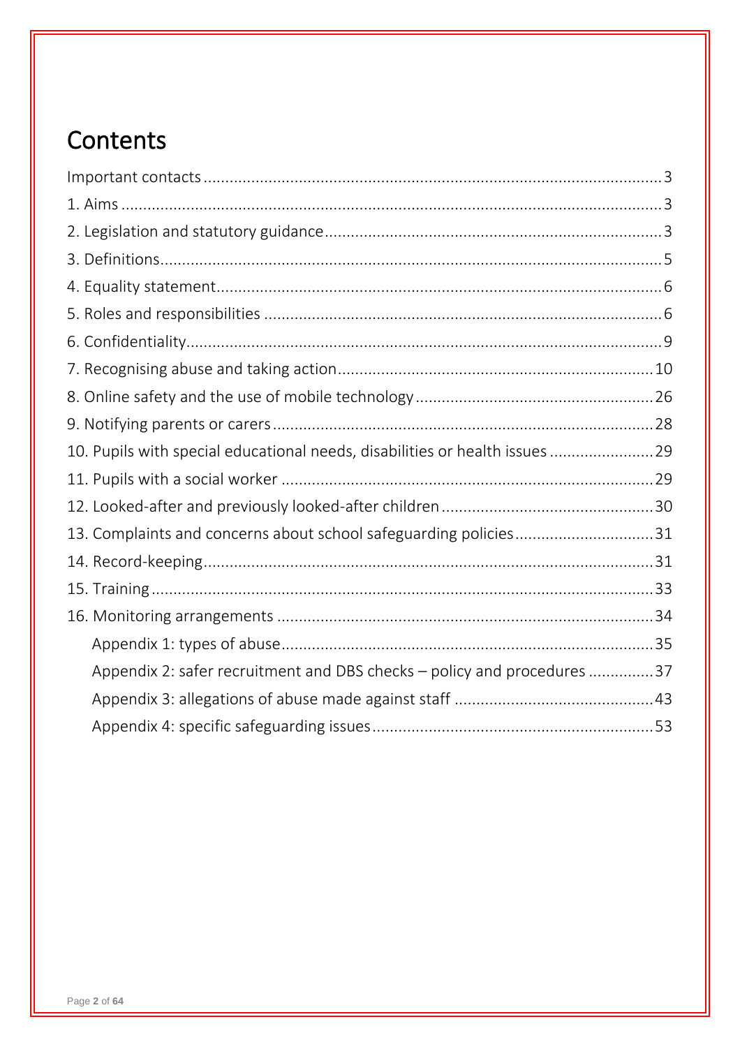# Contents

Important contacts ........................................................................................................3

1. Aims ........................................................................................................................3

2. Legislation and statutory guidance ............................................................................3

3. Definitions ................................................................................................................5

4. Equality statement .....................................................................................................6

5. Roles and responsibilities ..........................................................................................6

6. Confidentiality ...........................................................................................................9

7. Recognising abuse and taking action .......................................................................10

8. Online safety and the use of mobile technology ......................................................26

9. Notifying parents or carers .......................................................................................28

10. Pupils with special educational needs, disabilities or health issues ........................29

11. Pupils with a social worker ....................................................................................29

12. Looked-after and previously looked-after children ................................................30

13. Complaints and concerns about school safeguarding policies ...............................31

14. Record-keeping ......................................................................................................31

15. Training ..................................................................................................................33

16. Monitoring arrangements .......................................................................................34

  Appendix 1: types of abuse .......................................................................................35

  Appendix 2: safer recruitment and DBS checks – policy and procedures ..................37

  Appendix 3: allegations of abuse made against staff .................................................43

  Appendix 4: specific safeguarding issues ..................................................................53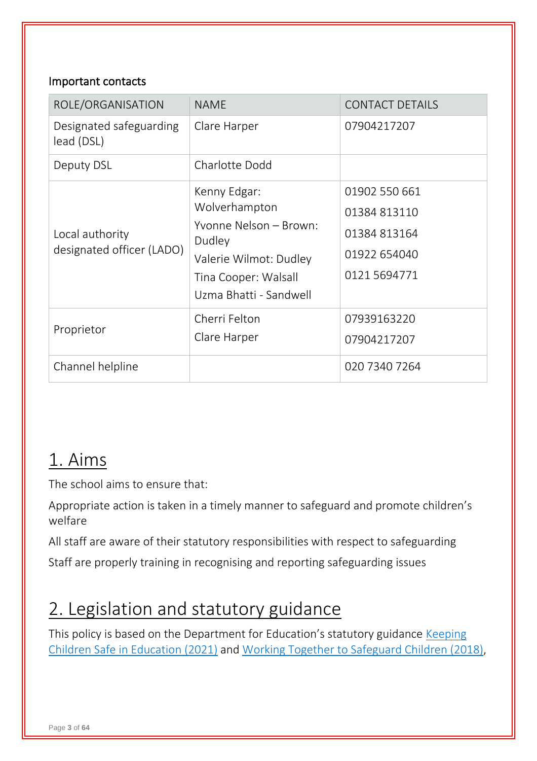Important contacts

| ROLE/ORGANISATION | NAME | CONTACT DETAILS |
| --- | --- | --- |
| Designated safeguarding lead (DSL) | Clare Harper | 07904217207 |
| Deputy DSL | Charlotte Dodd | |
| Local authority designated officer (LADO) | Kenny Edgar: Wolverhampton<br>Yvonne Nelson – Brown: Dudley<br>Valerie Wilmot: Dudley<br>Tina Cooper: Walsall<br>Uzma Bhatti - Sandwell | 01902 550 661<br>01384 813110<br>01384 813164<br>01922 654040<br>0121 5694771 |
| Proprietor | Cherri Felton<br>Clare Harper | 07939163220<br>07904217207 |
| Channel helpline | | 020 7340 7264 |

# 1. Aims

The school aims to ensure that:

Appropriate action is taken in a timely manner to safeguard and promote children's welfare

All staff are aware of their statutory responsibilities with respect to safeguarding

Staff are properly training in recognising and reporting safeguarding issues

# 2. Legislation and statutory guidance

This policy is based on the Department for Education's statutory guidance [Keeping Children Safe in Education (2021)]() and [Working Together to Safeguard Children (2018)](),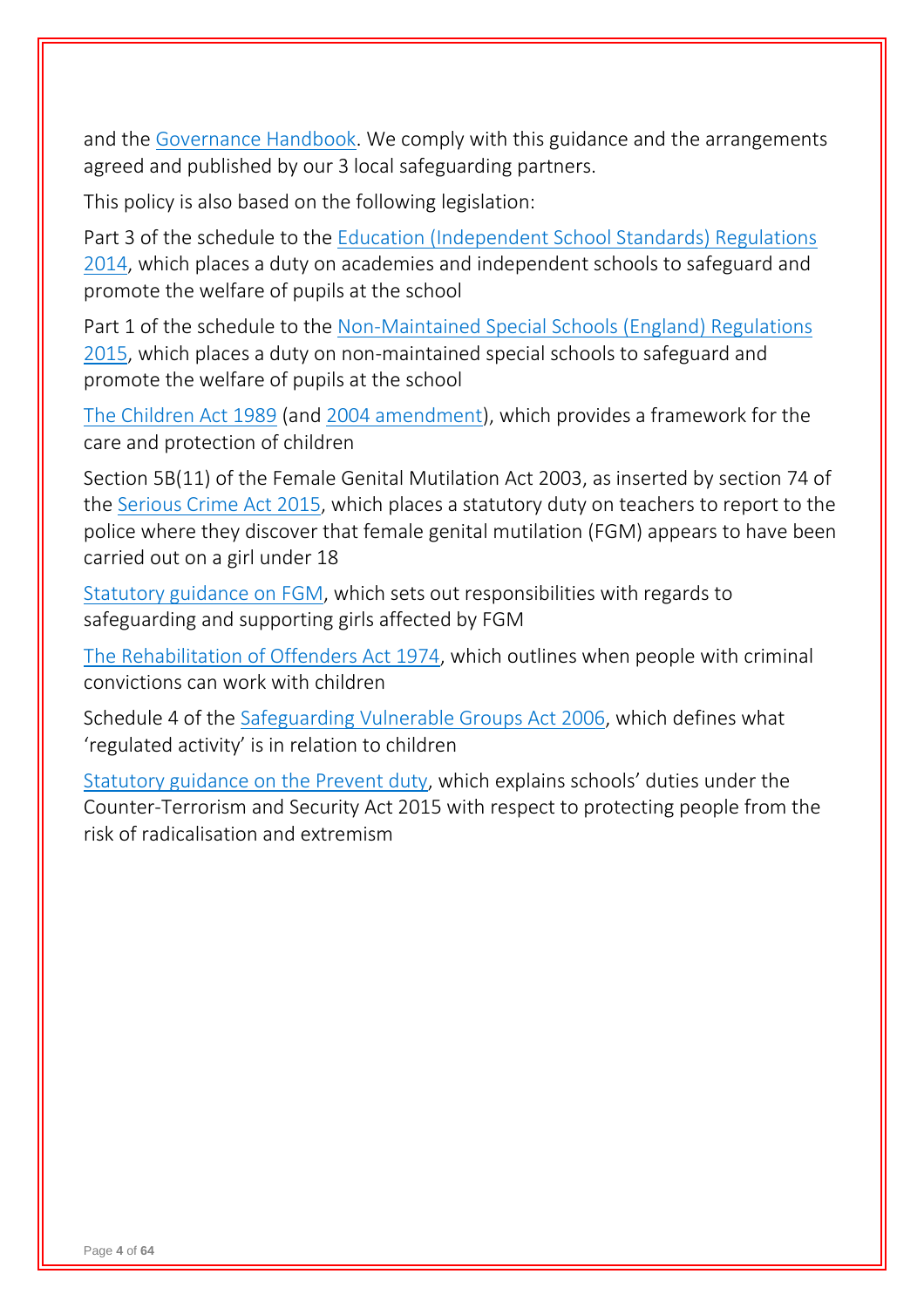and the Governance Handbook. We comply with this guidance and the arrangements agreed and published by our 3 local safeguarding partners.

This policy is also based on the following legislation:

Part 3 of the schedule to the Education (Independent School Standards) Regulations 2014, which places a duty on academies and independent schools to safeguard and promote the welfare of pupils at the school

Part 1 of the schedule to the Non-Maintained Special Schools (England) Regulations 2015, which places a duty on non-maintained special schools to safeguard and promote the welfare of pupils at the school

The Children Act 1989 (and 2004 amendment), which provides a framework for the care and protection of children

Section 5B(11) of the Female Genital Mutilation Act 2003, as inserted by section 74 of the Serious Crime Act 2015, which places a statutory duty on teachers to report to the police where they discover that female genital mutilation (FGM) appears to have been carried out on a girl under 18

Statutory guidance on FGM, which sets out responsibilities with regards to safeguarding and supporting girls affected by FGM

The Rehabilitation of Offenders Act 1974, which outlines when people with criminal convictions can work with children

Schedule 4 of the Safeguarding Vulnerable Groups Act 2006, which defines what 'regulated activity' is in relation to children

Statutory guidance on the Prevent duty, which explains schools' duties under the Counter-Terrorism and Security Act 2015 with respect to protecting people from the risk of radicalisation and extremism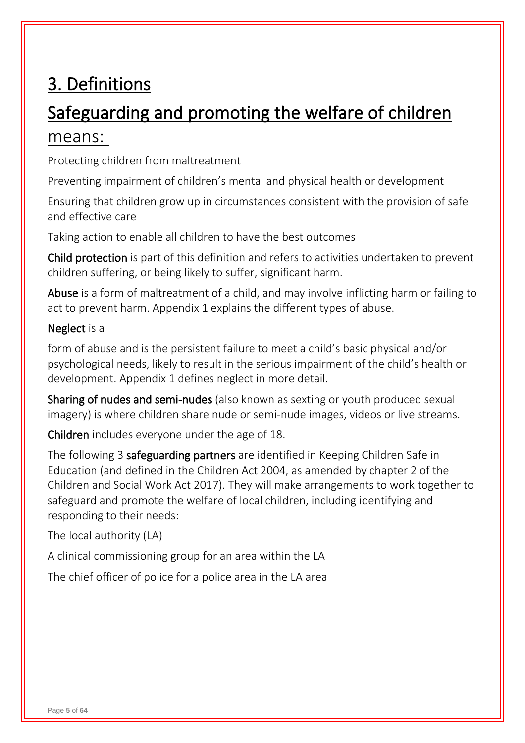# 3. Definitions

## Safeguarding and promoting the welfare of children means:

Protecting children from maltreatment

Preventing impairment of children's mental and physical health or development

Ensuring that children grow up in circumstances consistent with the provision of safe and effective care

Taking action to enable all children to have the best outcomes

**Child protection** is part of this definition and refers to activities undertaken to prevent children suffering, or being likely to suffer, significant harm.

**Abuse** is a form of maltreatment of a child, and may involve inflicting harm or failing to act to prevent harm. Appendix 1 explains the different types of abuse.

**Neglect** is a

form of abuse and is the persistent failure to meet a child's basic physical and/or psychological needs, likely to result in the serious impairment of the child's health or development. Appendix 1 defines neglect in more detail.

**Sharing of nudes and semi-nudes** (also known as sexting or youth produced sexual imagery) is where children share nude or semi-nude images, videos or live streams.

**Children** includes everyone under the age of 18.

The following 3 **safeguarding partners** are identified in Keeping Children Safe in Education (and defined in the Children Act 2004, as amended by chapter 2 of the Children and Social Work Act 2017). They will make arrangements to work together to safeguard and promote the welfare of local children, including identifying and responding to their needs:

The local authority (LA)

A clinical commissioning group for an area within the LA

The chief officer of police for a police area in the LA area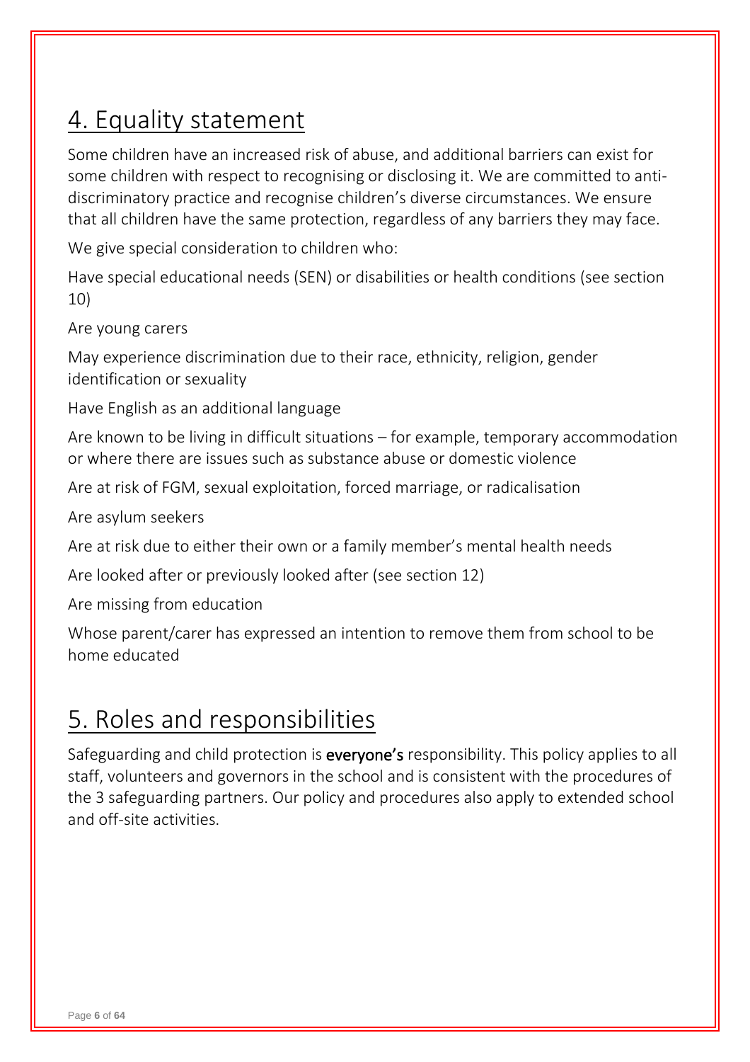## 4. Equality statement

Some children have an increased risk of abuse, and additional barriers can exist for some children with respect to recognising or disclosing it. We are committed to anti-discriminatory practice and recognise children's diverse circumstances. We ensure that all children have the same protection, regardless of any barriers they may face.

We give special consideration to children who:

Have special educational needs (SEN) or disabilities or health conditions (see section 10)

Are young carers

May experience discrimination due to their race, ethnicity, religion, gender identification or sexuality

Have English as an additional language

Are known to be living in difficult situations – for example, temporary accommodation or where there are issues such as substance abuse or domestic violence

Are at risk of FGM, sexual exploitation, forced marriage, or radicalisation

Are asylum seekers

Are at risk due to either their own or a family member's mental health needs

Are looked after or previously looked after (see section 12)

Are missing from education

Whose parent/carer has expressed an intention to remove them from school to be home educated

## 5. Roles and responsibilities

Safeguarding and child protection is **everyone's** responsibility. This policy applies to all staff, volunteers and governors in the school and is consistent with the procedures of the 3 safeguarding partners. Our policy and procedures also apply to extended school and off-site activities.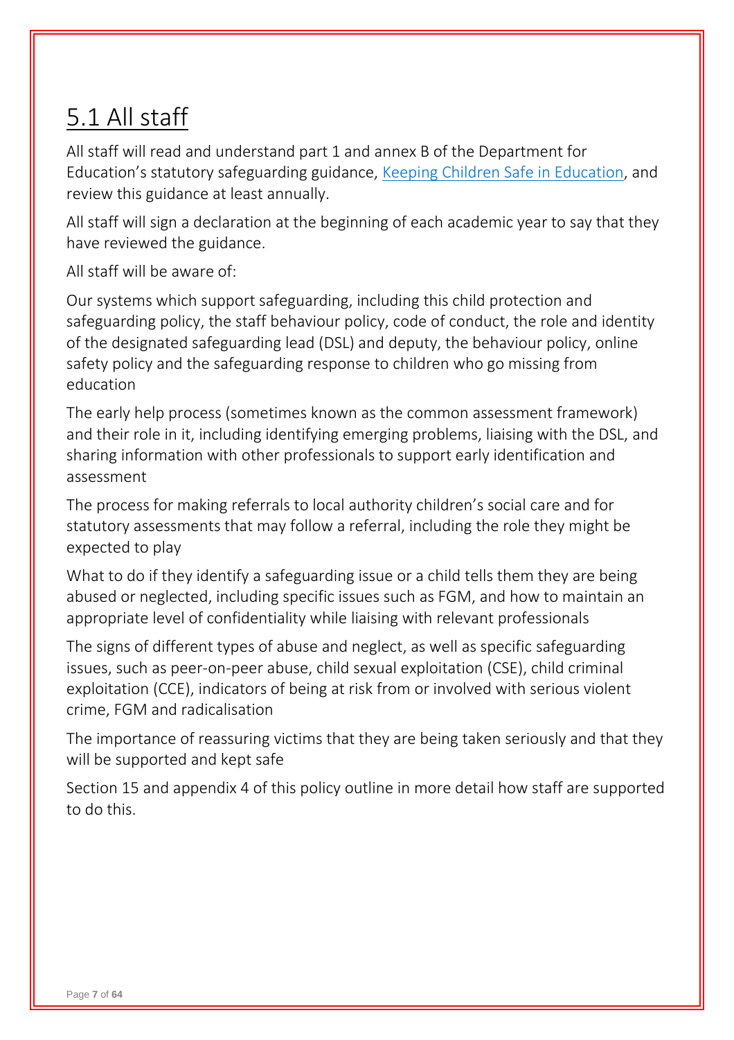## 5.1 All staff

All staff will read and understand part 1 and annex B of the Department for Education's statutory safeguarding guidance, [Keeping Children Safe in Education](Keeping Children Safe in Education), and review this guidance at least annually.

All staff will sign a declaration at the beginning of each academic year to say that they have reviewed the guidance.

All staff will be aware of:

Our systems which support safeguarding, including this child protection and safeguarding policy, the staff behaviour policy, code of conduct, the role and identity of the designated safeguarding lead (DSL) and deputy, the behaviour policy, online safety policy and the safeguarding response to children who go missing from education

The early help process (sometimes known as the common assessment framework) and their role in it, including identifying emerging problems, liaising with the DSL, and sharing information with other professionals to support early identification and assessment

The process for making referrals to local authority children's social care and for statutory assessments that may follow a referral, including the role they might be expected to play

What to do if they identify a safeguarding issue or a child tells them they are being abused or neglected, including specific issues such as FGM, and how to maintain an appropriate level of confidentiality while liaising with relevant professionals

The signs of different types of abuse and neglect, as well as specific safeguarding issues, such as peer-on-peer abuse, child sexual exploitation (CSE), child criminal exploitation (CCE), indicators of being at risk from or involved with serious violent crime, FGM and radicalisation

The importance of reassuring victims that they are being taken seriously and that they will be supported and kept safe

Section 15 and appendix 4 of this policy outline in more detail how staff are supported to do this.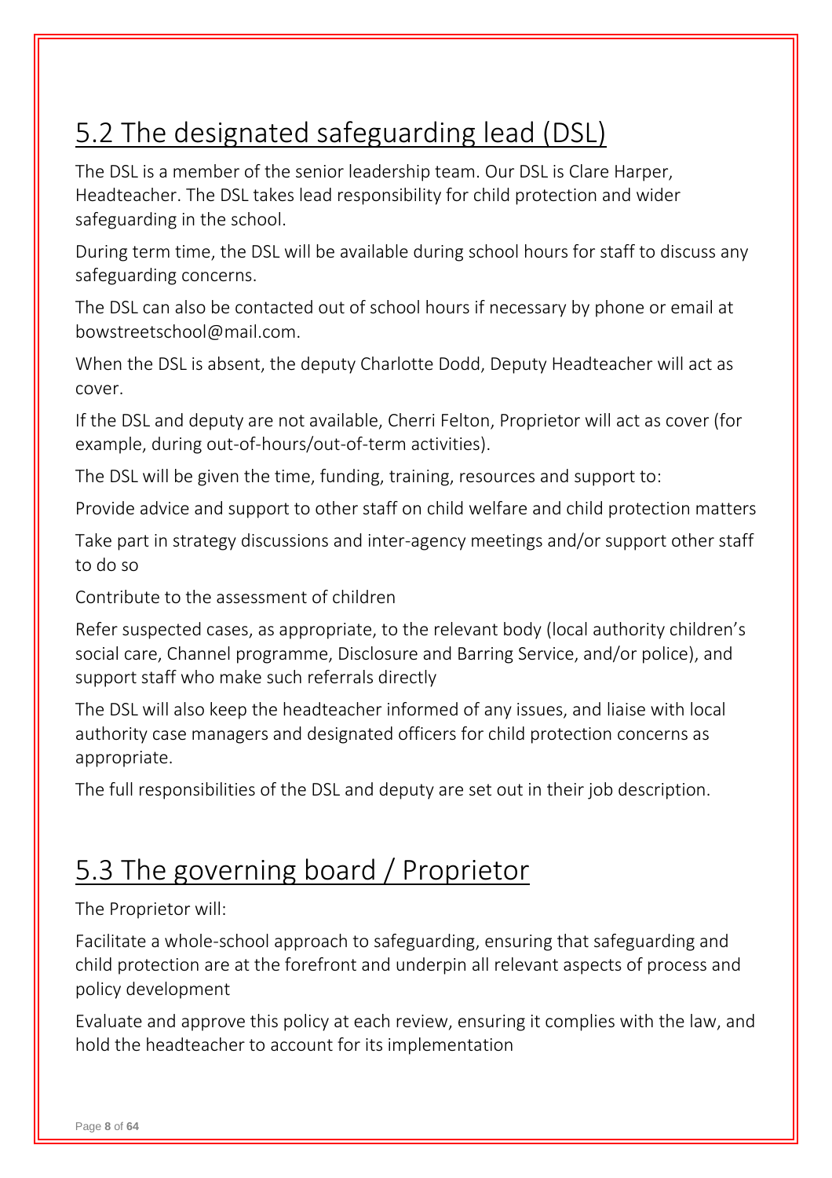## 5.2 The designated safeguarding lead (DSL)

The DSL is a member of the senior leadership team. Our DSL is Clare Harper, Headteacher. The DSL takes lead responsibility for child protection and wider safeguarding in the school.

During term time, the DSL will be available during school hours for staff to discuss any safeguarding concerns.

The DSL can also be contacted out of school hours if necessary by phone or email at bowstreetschool@mail.com.

When the DSL is absent, the deputy Charlotte Dodd, Deputy Headteacher will act as cover.

If the DSL and deputy are not available, Cherri Felton, Proprietor will act as cover (for example, during out-of-hours/out-of-term activities).

The DSL will be given the time, funding, training, resources and support to:

Provide advice and support to other staff on child welfare and child protection matters

Take part in strategy discussions and inter-agency meetings and/or support other staff to do so

Contribute to the assessment of children

Refer suspected cases, as appropriate, to the relevant body (local authority children's social care, Channel programme, Disclosure and Barring Service, and/or police), and support staff who make such referrals directly

The DSL will also keep the headteacher informed of any issues, and liaise with local authority case managers and designated officers for child protection concerns as appropriate.

The full responsibilities of the DSL and deputy are set out in their job description.

## 5.3 The governing board / Proprietor

The Proprietor will:

Facilitate a whole-school approach to safeguarding, ensuring that safeguarding and child protection are at the forefront and underpin all relevant aspects of process and policy development

Evaluate and approve this policy at each review, ensuring it complies with the law, and hold the headteacher to account for its implementation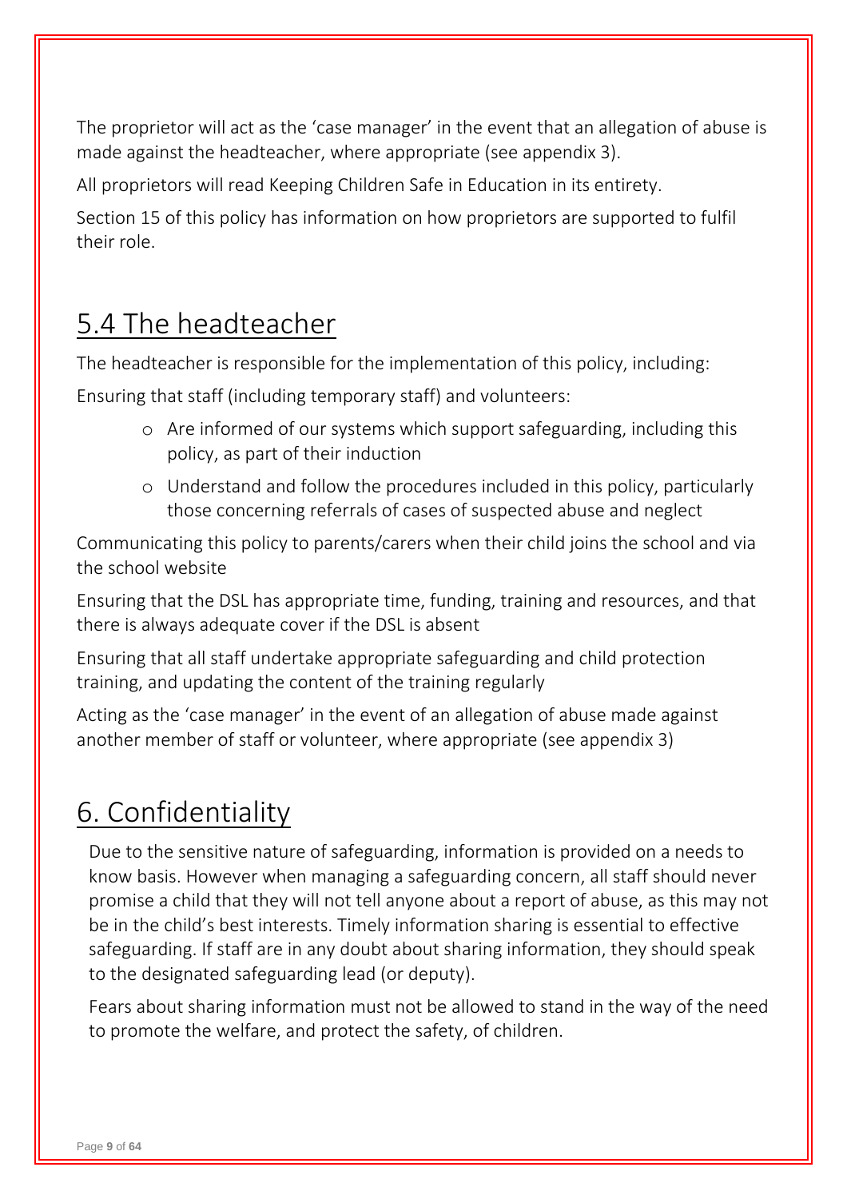The proprietor will act as the 'case manager' in the event that an allegation of abuse is made against the headteacher, where appropriate (see appendix 3).

All proprietors will read Keeping Children Safe in Education in its entirety.

Section 15 of this policy has information on how proprietors are supported to fulfil their role.

## 5.4 The headteacher

The headteacher is responsible for the implementation of this policy, including:

Ensuring that staff (including temporary staff) and volunteers:

- Are informed of our systems which support safeguarding, including this policy, as part of their induction
- Understand and follow the procedures included in this policy, particularly those concerning referrals of cases of suspected abuse and neglect

Communicating this policy to parents/carers when their child joins the school and via the school website

Ensuring that the DSL has appropriate time, funding, training and resources, and that there is always adequate cover if the DSL is absent

Ensuring that all staff undertake appropriate safeguarding and child protection training, and updating the content of the training regularly

Acting as the 'case manager' in the event of an allegation of abuse made against another member of staff or volunteer, where appropriate (see appendix 3)

## 6. Confidentiality

Due to the sensitive nature of safeguarding, information is provided on a needs to know basis. However when managing a safeguarding concern, all staff should never promise a child that they will not tell anyone about a report of abuse, as this may not be in the child's best interests. Timely information sharing is essential to effective safeguarding. If staff are in any doubt about sharing information, they should speak to the designated safeguarding lead (or deputy).

Fears about sharing information must not be allowed to stand in the way of the need to promote the welfare, and protect the safety, of children.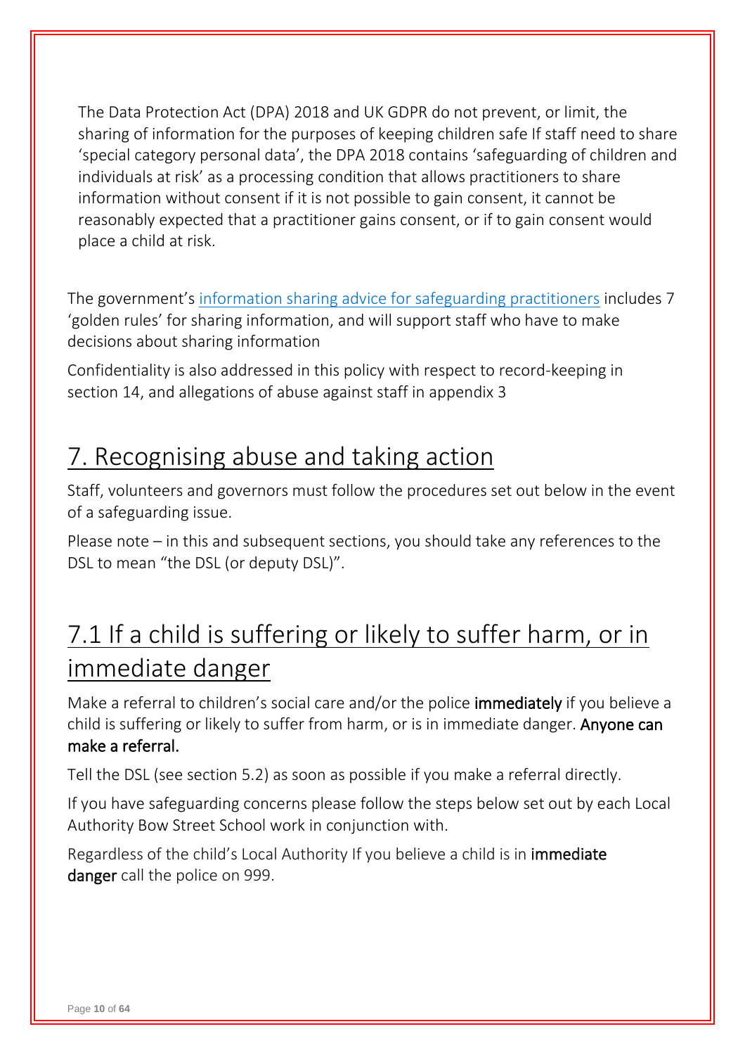The Data Protection Act (DPA) 2018 and UK GDPR do not prevent, or limit, the sharing of information for the purposes of keeping children safe If staff need to share 'special category personal data', the DPA 2018 contains 'safeguarding of children and individuals at risk' as a processing condition that allows practitioners to share information without consent if it is not possible to gain consent, it cannot be reasonably expected that a practitioner gains consent, or if to gain consent would place a child at risk.

The government's [information sharing advice for safeguarding practitioners]() includes 7 'golden rules' for sharing information, and will support staff who have to make decisions about sharing information

Confidentiality is also addressed in this policy with respect to record-keeping in section 14, and allegations of abuse against staff in appendix 3

# 7. Recognising abuse and taking action

Staff, volunteers and governors must follow the procedures set out below in the event of a safeguarding issue.

Please note – in this and subsequent sections, you should take any references to the DSL to mean "the DSL (or deputy DSL)".

## 7.1 If a child is suffering or likely to suffer harm, or in immediate danger

Make a referral to children's social care and/or the police **immediately** if you believe a child is suffering or likely to suffer from harm, or is in immediate danger. **Anyone can make a referral.**

Tell the DSL (see section 5.2) as soon as possible if you make a referral directly.

If you have safeguarding concerns please follow the steps below set out by each Local Authority Bow Street School work in conjunction with.

Regardless of the child's Local Authority If you believe a child is in **immediate danger** call the police on 999.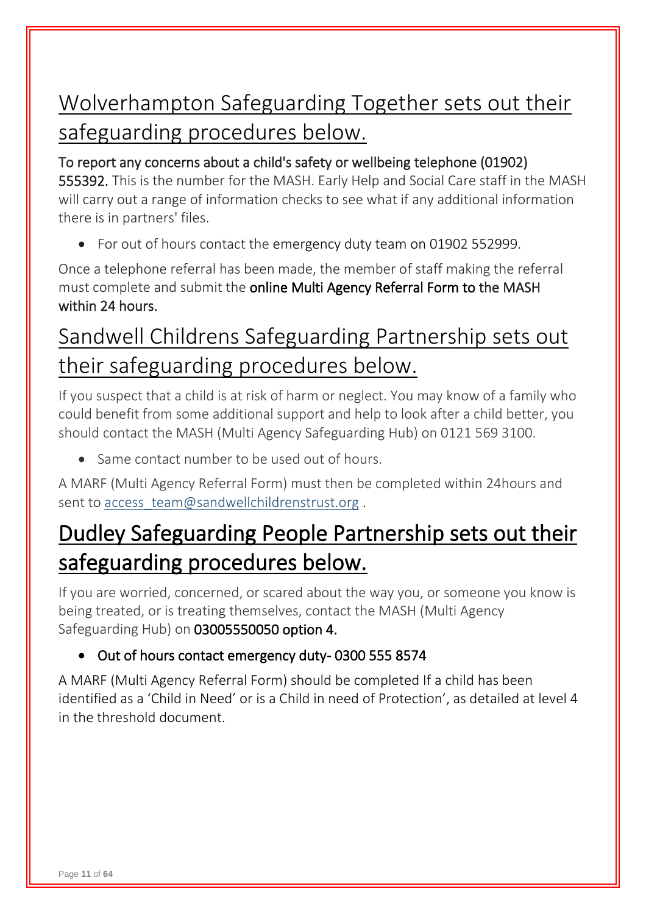## Wolverhampton Safeguarding Together sets out their safeguarding procedures below.

**To report any concerns about a child's safety or wellbeing telephone (01902) 555392.** This is the number for the MASH. Early Help and Social Care staff in the MASH will carry out a range of information checks to see what if any additional information there is in partners' files.

- For out of hours contact the emergency duty team on 01902 552999.

Once a telephone referral has been made, the member of staff making the referral must complete and submit the **online Multi Agency Referral Form to the MASH within 24 hours.**

## Sandwell Childrens Safeguarding Partnership sets out their safeguarding procedures below.

If you suspect that a child is at risk of harm or neglect. You may know of a family who could benefit from some additional support and help to look after a child better, you should contact the MASH (Multi Agency Safeguarding Hub) on 0121 569 3100.

- Same contact number to be used out of hours.

A MARF (Multi Agency Referral Form) must then be completed within 24hours and sent to access_team@sandwellchildrenstrust.org .

## Dudley Safeguarding People Partnership sets out their safeguarding procedures below.

If you are worried, concerned, or scared about the way you, or someone you know is being treated, or is treating themselves, contact the MASH (Multi Agency Safeguarding Hub) on **03005550050 option 4.**

- **Out of hours contact emergency duty- 0300 555 8574**

A MARF (Multi Agency Referral Form) should be completed If a child has been identified as a 'Child in Need' or is a Child in need of Protection', as detailed at level 4 in the threshold document.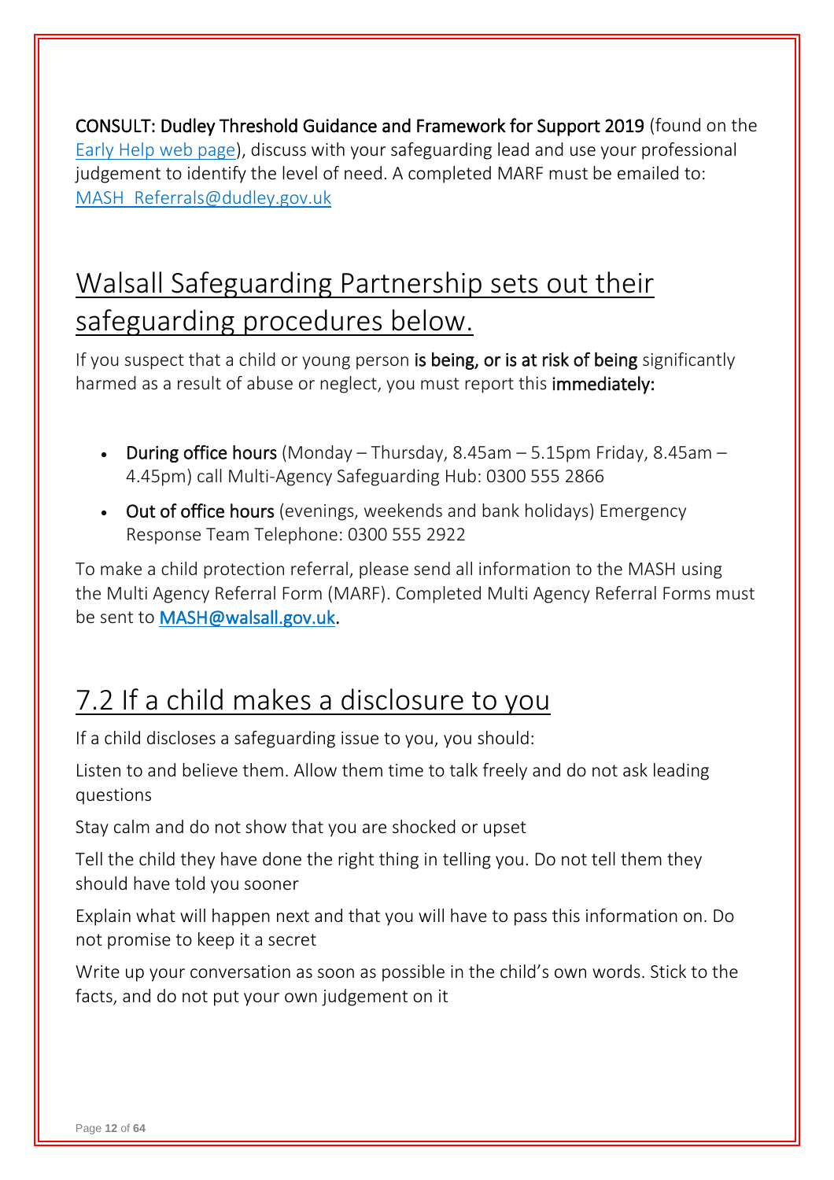**CONSULT: Dudley Threshold Guidance and Framework for Support 2019** (found on the [Early Help web page]), discuss with your safeguarding lead and use your professional judgement to identify the level of need. A completed MARF must be emailed to: MASH_Referrals@dudley.gov.uk

## Walsall Safeguarding Partnership sets out their safeguarding procedures below.

If you suspect that a child or young person **is being, or is at risk of being** significantly harmed as a result of abuse or neglect, you must report this **immediately:**

- **During office hours** (Monday – Thursday, 8.45am – 5.15pm Friday, 8.45am – 4.45pm) call Multi-Agency Safeguarding Hub: 0300 555 2866
- **Out of office hours** (evenings, weekends and bank holidays) Emergency Response Team Telephone: 0300 555 2922

To make a child protection referral, please send all information to the MASH using the Multi Agency Referral Form (MARF). Completed Multi Agency Referral Forms must be sent to **MASH@walsall.gov.uk**.

## 7.2 If a child makes a disclosure to you

If a child discloses a safeguarding issue to you, you should:

Listen to and believe them. Allow them time to talk freely and do not ask leading questions

Stay calm and do not show that you are shocked or upset

Tell the child they have done the right thing in telling you. Do not tell them they should have told you sooner

Explain what will happen next and that you will have to pass this information on. Do not promise to keep it a secret

Write up your conversation as soon as possible in the child's own words. Stick to the facts, and do not put your own judgement on it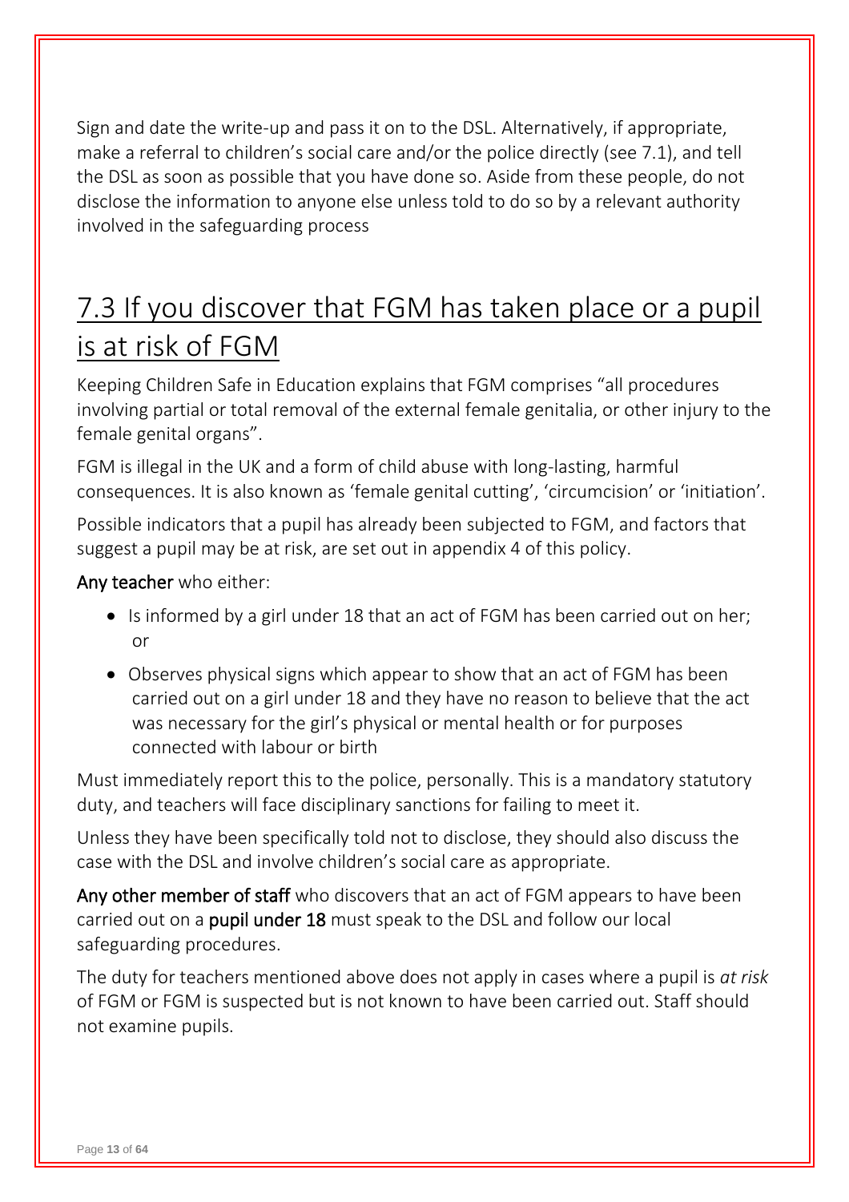Sign and date the write-up and pass it on to the DSL. Alternatively, if appropriate, make a referral to children's social care and/or the police directly (see 7.1), and tell the DSL as soon as possible that you have done so. Aside from these people, do not disclose the information to anyone else unless told to do so by a relevant authority involved in the safeguarding process

## 7.3 If you discover that FGM has taken place or a pupil is at risk of FGM

Keeping Children Safe in Education explains that FGM comprises "all procedures involving partial or total removal of the external female genitalia, or other injury to the female genital organs".

FGM is illegal in the UK and a form of child abuse with long-lasting, harmful consequences. It is also known as 'female genital cutting', 'circumcision' or 'initiation'.

Possible indicators that a pupil has already been subjected to FGM, and factors that suggest a pupil may be at risk, are set out in appendix 4 of this policy.

**Any teacher** who either:

- Is informed by a girl under 18 that an act of FGM has been carried out on her; or
- Observes physical signs which appear to show that an act of FGM has been carried out on a girl under 18 and they have no reason to believe that the act was necessary for the girl's physical or mental health or for purposes connected with labour or birth

Must immediately report this to the police, personally. This is a mandatory statutory duty, and teachers will face disciplinary sanctions for failing to meet it.

Unless they have been specifically told not to disclose, they should also discuss the case with the DSL and involve children's social care as appropriate.

**Any other member of staff** who discovers that an act of FGM appears to have been carried out on a **pupil under 18** must speak to the DSL and follow our local safeguarding procedures.

The duty for teachers mentioned above does not apply in cases where a pupil is *at risk* of FGM or FGM is suspected but is not known to have been carried out. Staff should not examine pupils.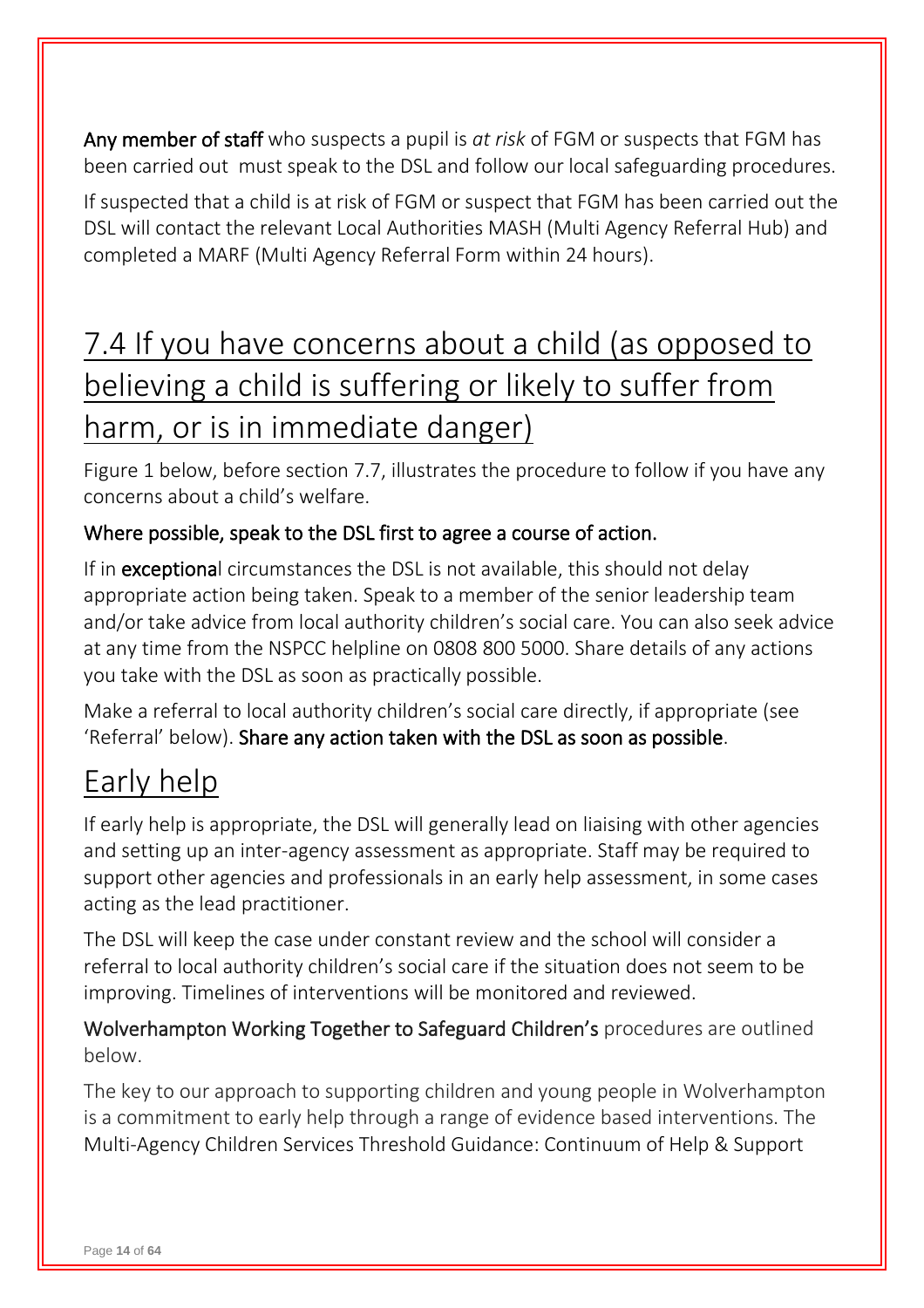**Any member of staff** who suspects a pupil is *at risk* of FGM or suspects that FGM has been carried out  must speak to the DSL and follow our local safeguarding procedures.

If suspected that a child is at risk of FGM or suspect that FGM has been carried out the DSL will contact the relevant Local Authorities MASH (Multi Agency Referral Hub) and completed a MARF (Multi Agency Referral Form within 24 hours).

## 7.4 If you have concerns about a child (as opposed to believing a child is suffering or likely to suffer from harm, or is in immediate danger)

Figure 1 below, before section 7.7, illustrates the procedure to follow if you have any concerns about a child's welfare.

**Where possible, speak to the DSL first to agree a course of action.**

If in **exceptiona**l circumstances the DSL is not available, this should not delay appropriate action being taken. Speak to a member of the senior leadership team and/or take advice from local authority children's social care. You can also seek advice at any time from the NSPCC helpline on 0808 800 5000. Share details of any actions you take with the DSL as soon as practically possible.

Make a referral to local authority children's social care directly, if appropriate (see 'Referral' below). **Share any action taken with the DSL as soon as possible**.

## Early help

If early help is appropriate, the DSL will generally lead on liaising with other agencies and setting up an inter-agency assessment as appropriate. Staff may be required to support other agencies and professionals in an early help assessment, in some cases acting as the lead practitioner.

The DSL will keep the case under constant review and the school will consider a referral to local authority children's social care if the situation does not seem to be improving. Timelines of interventions will be monitored and reviewed.

**Wolverhampton Working Together to Safeguard Children's** procedures are outlined below.

The key to our approach to supporting children and young people in Wolverhampton is a commitment to early help through a range of evidence based interventions. The Multi-Agency Children Services Threshold Guidance: Continuum of Help & Support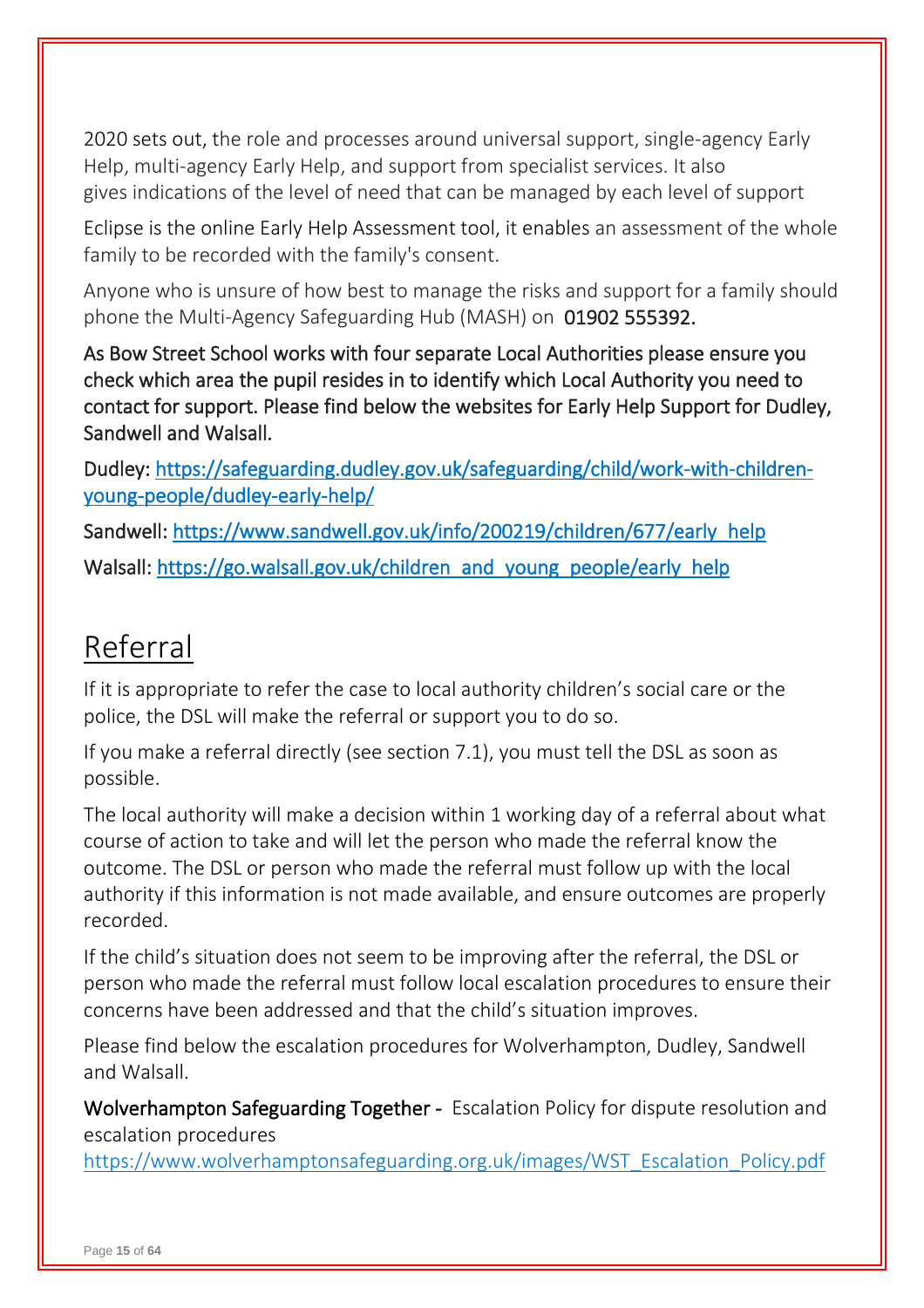2020 sets out, the role and processes around universal support, single-agency Early Help, multi-agency Early Help, and support from specialist services. It also gives indications of the level of need that can be managed by each level of support

Eclipse is the online Early Help Assessment tool, it enables an assessment of the whole family to be recorded with the family's consent.

Anyone who is unsure of how best to manage the risks and support for a family should phone the Multi-Agency Safeguarding Hub (MASH) on 01902 555392.

As Bow Street School works with four separate Local Authorities please ensure you check which area the pupil resides in to identify which Local Authority you need to contact for support. Please find below the websites for Early Help Support for Dudley, Sandwell and Walsall.

Dudley: https://safeguarding.dudley.gov.uk/safeguarding/child/work-with-children-young-people/dudley-early-help/

Sandwell: https://www.sandwell.gov.uk/info/200219/children/677/early_help

Walsall: https://go.walsall.gov.uk/children_and_young_people/early_help

# Referral

If it is appropriate to refer the case to local authority children's social care or the police, the DSL will make the referral or support you to do so.

If you make a referral directly (see section 7.1), you must tell the DSL as soon as possible.

The local authority will make a decision within 1 working day of a referral about what course of action to take and will let the person who made the referral know the outcome. The DSL or person who made the referral must follow up with the local authority if this information is not made available, and ensure outcomes are properly recorded.

If the child's situation does not seem to be improving after the referral, the DSL or person who made the referral must follow local escalation procedures to ensure their concerns have been addressed and that the child's situation improves.

Please find below the escalation procedures for Wolverhampton, Dudley, Sandwell and Walsall.

Wolverhampton Safeguarding Together - Escalation Policy for dispute resolution and escalation procedures https://www.wolverhamptonsafeguarding.org.uk/images/WST_Escalation_Policy.pdf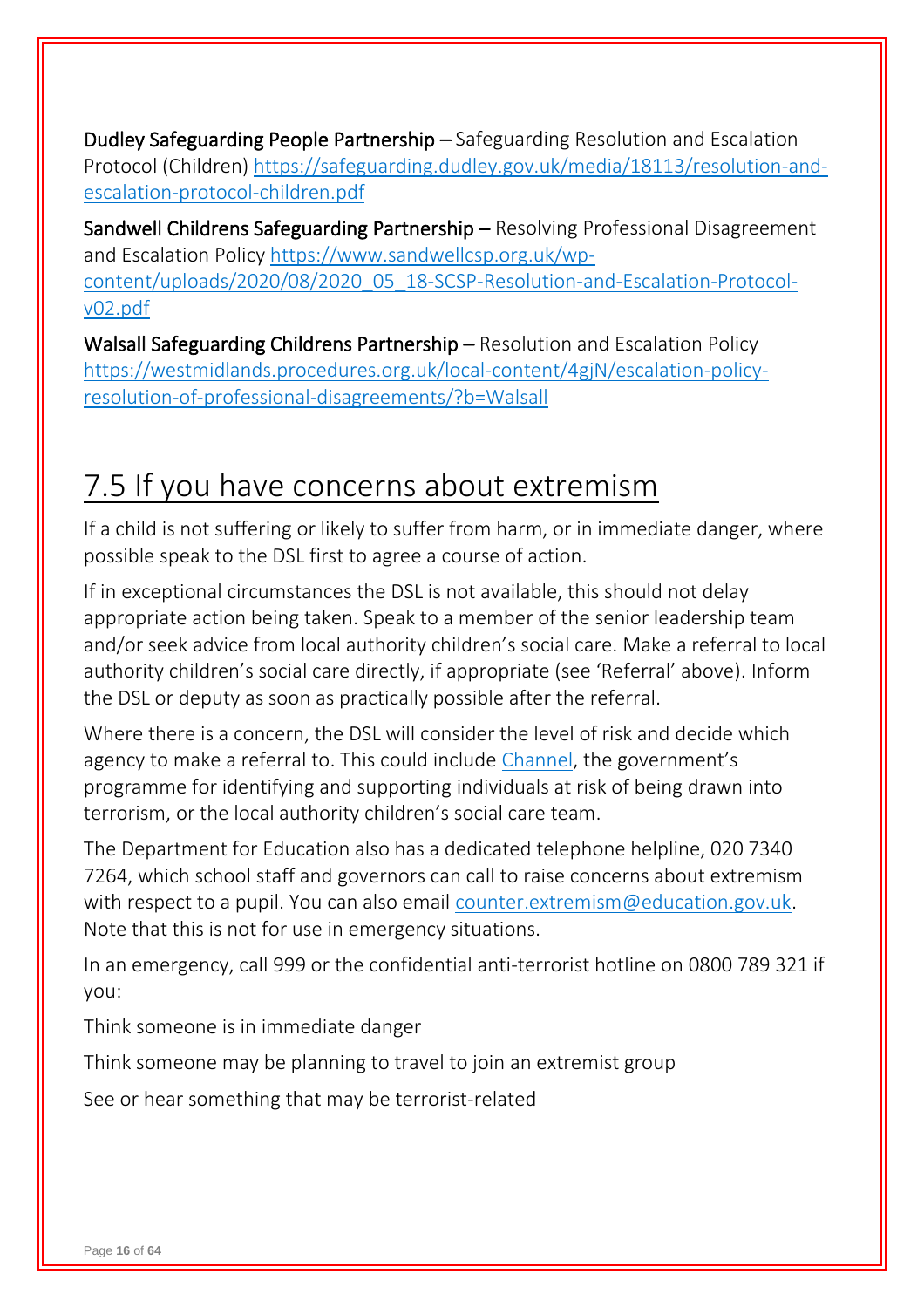**Dudley Safeguarding People Partnership** – Safeguarding Resolution and Escalation Protocol (Children) [https://safeguarding.dudley.gov.uk/media/18113/resolution-and-escalation-protocol-children.pdf](https://safeguarding.dudley.gov.uk/media/18113/resolution-and-escalation-protocol-children.pdf)

**Sandwell Childrens Safeguarding Partnership** – Resolving Professional Disagreement and Escalation Policy [https://www.sandwellcsp.org.uk/wp-content/uploads/2020/08/2020_05_18-SCSP-Resolution-and-Escalation-Protocol-v02.pdf](https://www.sandwellcsp.org.uk/wp-content/uploads/2020/08/2020_05_18-SCSP-Resolution-and-Escalation-Protocol-v02.pdf)

**Walsall Safeguarding Childrens Partnership** – Resolution and Escalation Policy [https://westmidlands.procedures.org.uk/local-content/4gjN/escalation-policy-resolution-of-professional-disagreements/?b=Walsall](https://westmidlands.procedures.org.uk/local-content/4gjN/escalation-policy-resolution-of-professional-disagreements/?b=Walsall)

## 7.5 If you have concerns about extremism

If a child is not suffering or likely to suffer from harm, or in immediate danger, where possible speak to the DSL first to agree a course of action.

If in exceptional circumstances the DSL is not available, this should not delay appropriate action being taken. Speak to a member of the senior leadership team and/or seek advice from local authority children's social care. Make a referral to local authority children's social care directly, if appropriate (see 'Referral' above). Inform the DSL or deputy as soon as practically possible after the referral.

Where there is a concern, the DSL will consider the level of risk and decide which agency to make a referral to. This could include Channel, the government's programme for identifying and supporting individuals at risk of being drawn into terrorism, or the local authority children's social care team.

The Department for Education also has a dedicated telephone helpline, 020 7340 7264, which school staff and governors can call to raise concerns about extremism with respect to a pupil. You can also email counter.extremism@education.gov.uk. Note that this is not for use in emergency situations.

In an emergency, call 999 or the confidential anti-terrorist hotline on 0800 789 321 if you:

Think someone is in immediate danger

Think someone may be planning to travel to join an extremist group

See or hear something that may be terrorist-related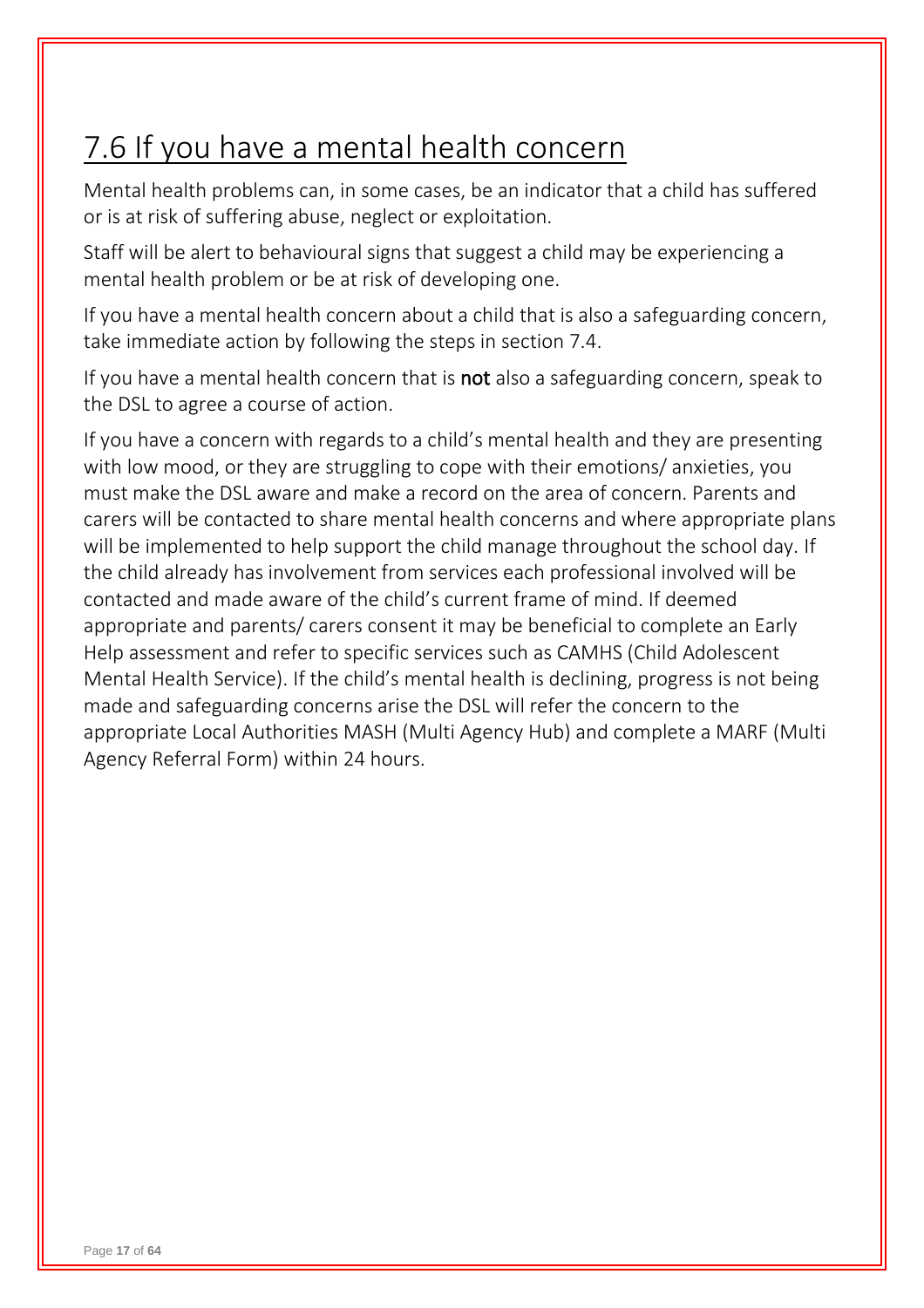## 7.6 If you have a mental health concern

Mental health problems can, in some cases, be an indicator that a child has suffered or is at risk of suffering abuse, neglect or exploitation.

Staff will be alert to behavioural signs that suggest a child may be experiencing a mental health problem or be at risk of developing one.

If you have a mental health concern about a child that is also a safeguarding concern, take immediate action by following the steps in section 7.4.

If you have a mental health concern that is **not** also a safeguarding concern, speak to the DSL to agree a course of action.

If you have a concern with regards to a child's mental health and they are presenting with low mood, or they are struggling to cope with their emotions/ anxieties, you must make the DSL aware and make a record on the area of concern. Parents and carers will be contacted to share mental health concerns and where appropriate plans will be implemented to help support the child manage throughout the school day. If the child already has involvement from services each professional involved will be contacted and made aware of the child's current frame of mind. If deemed appropriate and parents/ carers consent it may be beneficial to complete an Early Help assessment and refer to specific services such as CAMHS (Child Adolescent Mental Health Service). If the child's mental health is declining, progress is not being made and safeguarding concerns arise the DSL will refer the concern to the appropriate Local Authorities MASH (Multi Agency Hub) and complete a MARF (Multi Agency Referral Form) within 24 hours.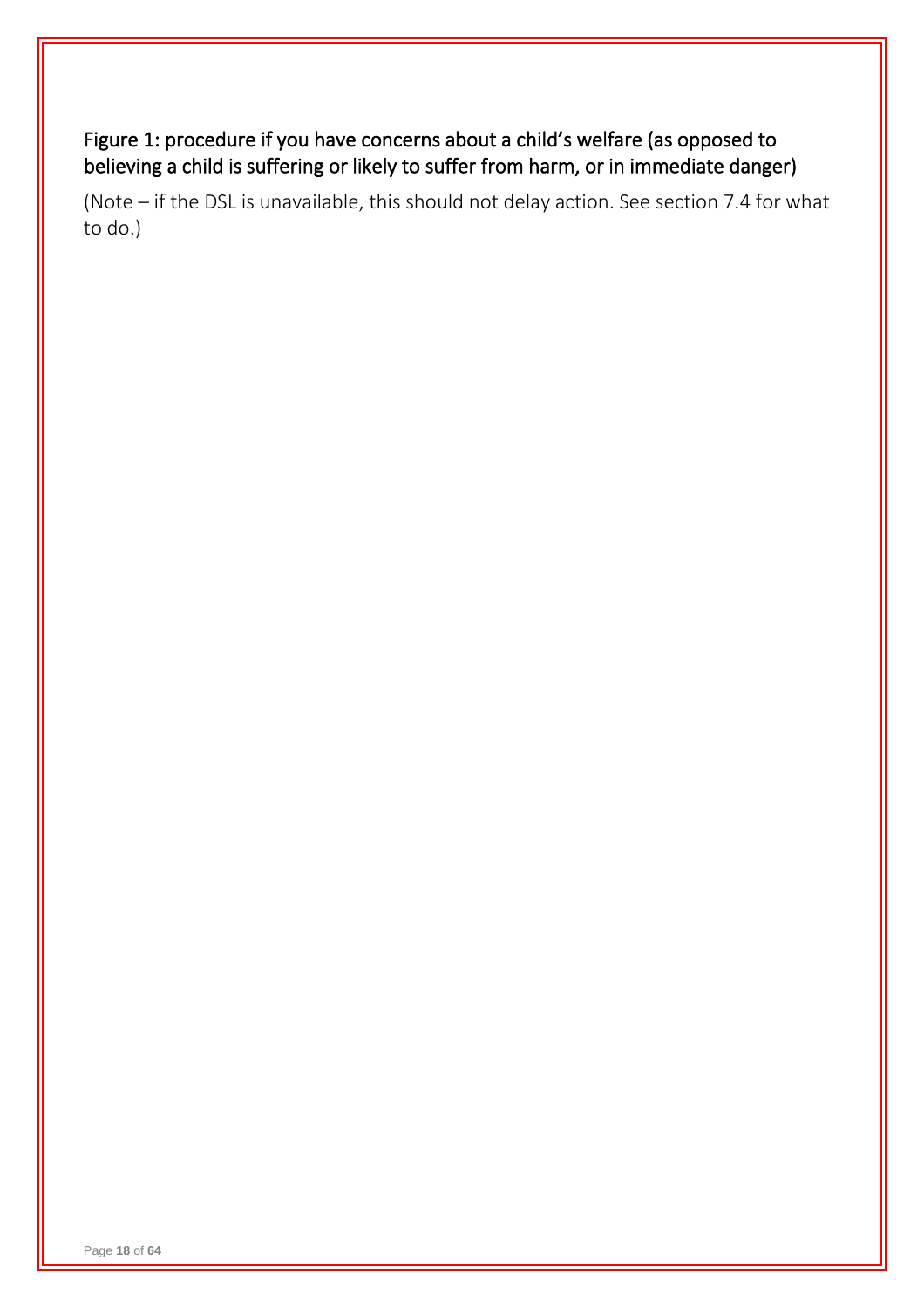### Figure 1: procedure if you have concerns about a child's welfare (as opposed to believing a child is suffering or likely to suffer from harm, or in immediate danger)

(Note – if the DSL is unavailable, this should not delay action. See section 7.4 for what to do.)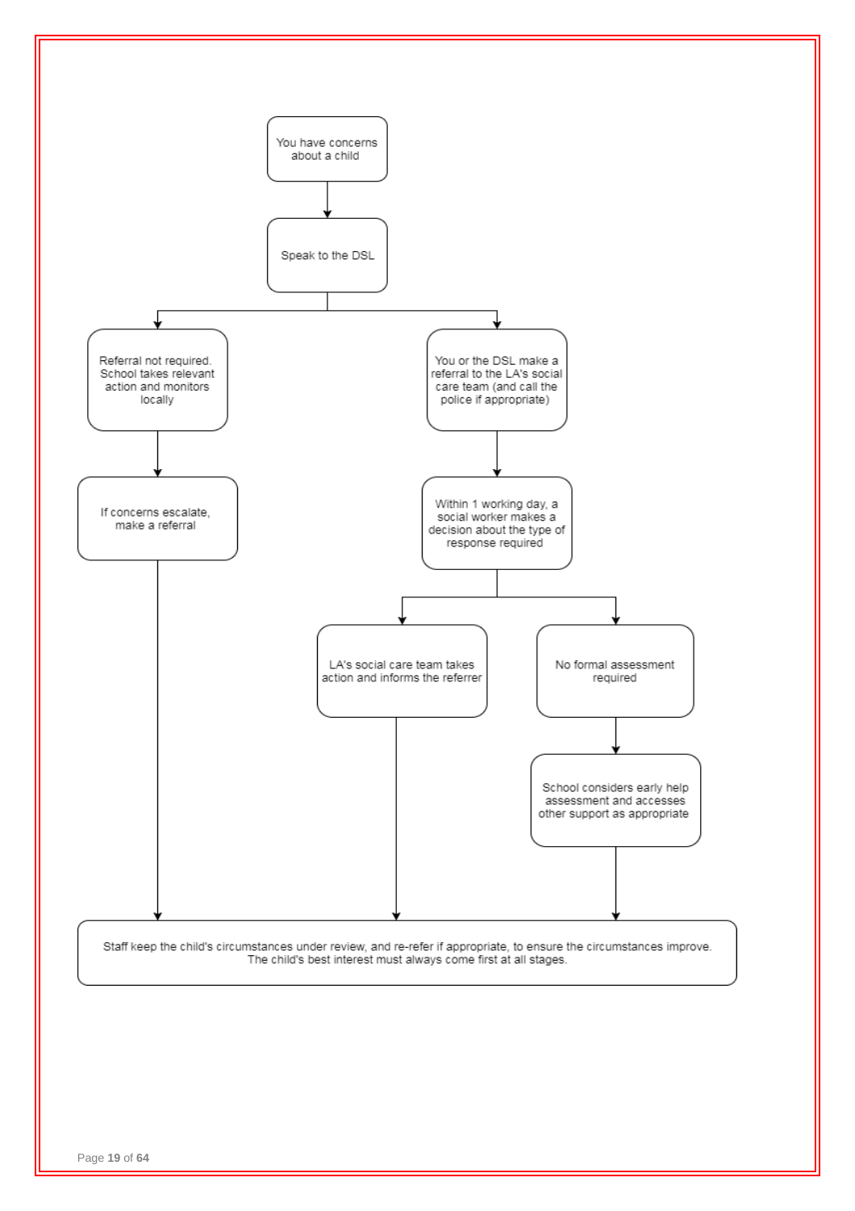You have concerns about a child

↓

Speak to the DSL

↓

- **Referral not required. School takes relevant action and monitors locally**
  - ↓ If concerns escalate, make a referral
  - ↓ Staff keep the child's circumstances under review, and re-refer if appropriate, to ensure the circumstances improve. The child's best interest must always come first at all stages.

- **You or the DSL make a referral to the LA's social care team (and call the police if appropriate)**
  - ↓ Within 1 working day, a social worker makes a decision about the type of response required
    - **LA's social care team takes action and informs the referrer**
      - ↓ Staff keep the child's circumstances under review, and re-refer if appropriate, to ensure the circumstances improve. The child's best interest must always come first at all stages.
    - **No formal assessment required**
      - ↓ School considers early help assessment and accesses other support as appropriate
      - ↓ Staff keep the child's circumstances under review, and re-refer if appropriate, to ensure the circumstances improve. The child's best interest must always come first at all stages.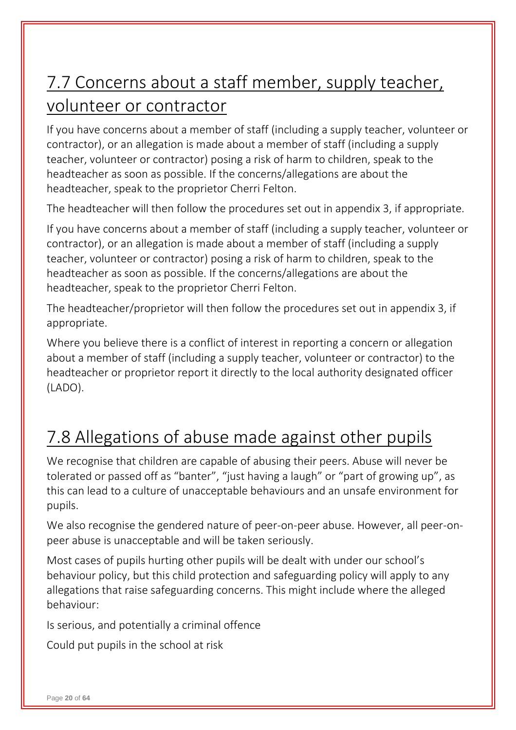## 7.7 Concerns about a staff member, supply teacher, volunteer or contractor

If you have concerns about a member of staff (including a supply teacher, volunteer or contractor), or an allegation is made about a member of staff (including a supply teacher, volunteer or contractor) posing a risk of harm to children, speak to the headteacher as soon as possible. If the concerns/allegations are about the headteacher, speak to the proprietor Cherri Felton.

The headteacher will then follow the procedures set out in appendix 3, if appropriate.

If you have concerns about a member of staff (including a supply teacher, volunteer or contractor), or an allegation is made about a member of staff (including a supply teacher, volunteer or contractor) posing a risk of harm to children, speak to the headteacher as soon as possible. If the concerns/allegations are about the headteacher, speak to the proprietor Cherri Felton.

The headteacher/proprietor will then follow the procedures set out in appendix 3, if appropriate.

Where you believe there is a conflict of interest in reporting a concern or allegation about a member of staff (including a supply teacher, volunteer or contractor) to the headteacher or proprietor report it directly to the local authority designated officer (LADO).

## 7.8 Allegations of abuse made against other pupils

We recognise that children are capable of abusing their peers. Abuse will never be tolerated or passed off as "banter", "just having a laugh" or "part of growing up", as this can lead to a culture of unacceptable behaviours and an unsafe environment for pupils.

We also recognise the gendered nature of peer-on-peer abuse. However, all peer-on-peer abuse is unacceptable and will be taken seriously.

Most cases of pupils hurting other pupils will be dealt with under our school's behaviour policy, but this child protection and safeguarding policy will apply to any allegations that raise safeguarding concerns. This might include where the alleged behaviour:

Is serious, and potentially a criminal offence

Could put pupils in the school at risk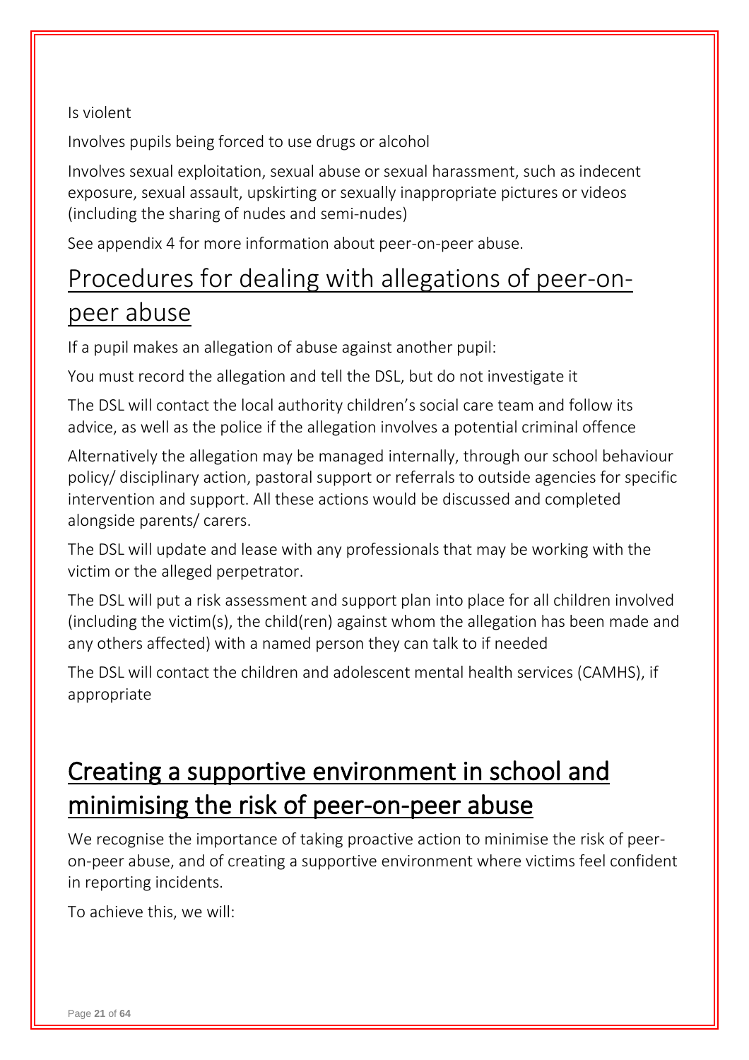Is violent

Involves pupils being forced to use drugs or alcohol

Involves sexual exploitation, sexual abuse or sexual harassment, such as indecent exposure, sexual assault, upskirting or sexually inappropriate pictures or videos (including the sharing of nudes and semi-nudes)

See appendix 4 for more information about peer-on-peer abuse.

## Procedures for dealing with allegations of peer-on-peer abuse

If a pupil makes an allegation of abuse against another pupil:

You must record the allegation and tell the DSL, but do not investigate it

The DSL will contact the local authority children's social care team and follow its advice, as well as the police if the allegation involves a potential criminal offence

Alternatively the allegation may be managed internally, through our school behaviour policy/ disciplinary action, pastoral support or referrals to outside agencies for specific intervention and support. All these actions would be discussed and completed alongside parents/ carers.

The DSL will update and lease with any professionals that may be working with the victim or the alleged perpetrator.

The DSL will put a risk assessment and support plan into place for all children involved (including the victim(s), the child(ren) against whom the allegation has been made and any others affected) with a named person they can talk to if needed

The DSL will contact the children and adolescent mental health services (CAMHS), if appropriate

## Creating a supportive environment in school and minimising the risk of peer-on-peer abuse

We recognise the importance of taking proactive action to minimise the risk of peer-on-peer abuse, and of creating a supportive environment where victims feel confident in reporting incidents.

To achieve this, we will: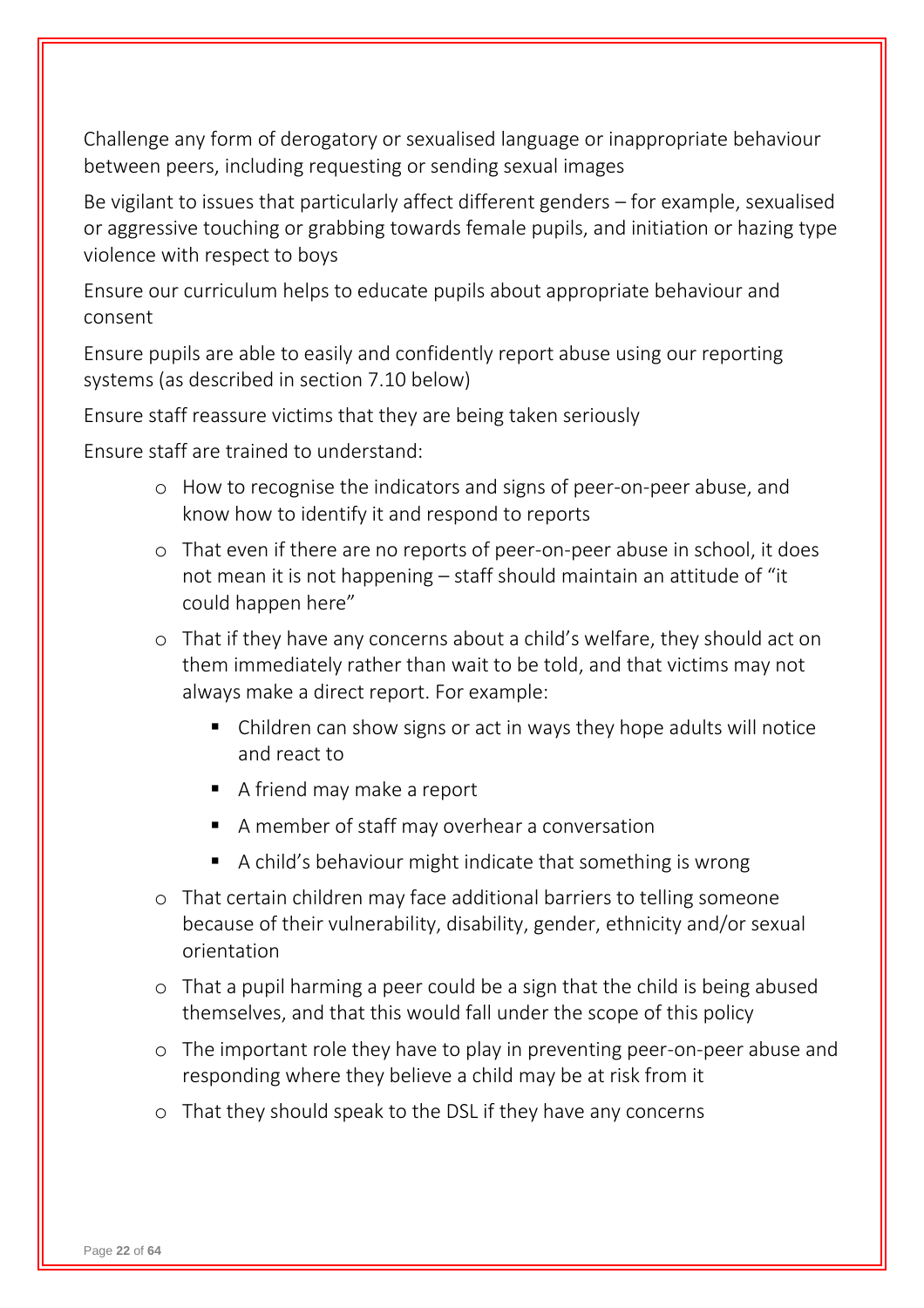Challenge any form of derogatory or sexualised language or inappropriate behaviour between peers, including requesting or sending sexual images

Be vigilant to issues that particularly affect different genders – for example, sexualised or aggressive touching or grabbing towards female pupils, and initiation or hazing type violence with respect to boys

Ensure our curriculum helps to educate pupils about appropriate behaviour and consent

Ensure pupils are able to easily and confidently report abuse using our reporting systems (as described in section 7.10 below)

Ensure staff reassure victims that they are being taken seriously

Ensure staff are trained to understand:

- How to recognise the indicators and signs of peer-on-peer abuse, and know how to identify it and respond to reports
- That even if there are no reports of peer-on-peer abuse in school, it does not mean it is not happening – staff should maintain an attitude of "it could happen here"
- That if they have any concerns about a child's welfare, they should act on them immediately rather than wait to be told, and that victims may not always make a direct report. For example:
  - Children can show signs or act in ways they hope adults will notice and react to
  - A friend may make a report
  - A member of staff may overhear a conversation
  - A child's behaviour might indicate that something is wrong
- That certain children may face additional barriers to telling someone because of their vulnerability, disability, gender, ethnicity and/or sexual orientation
- That a pupil harming a peer could be a sign that the child is being abused themselves, and that this would fall under the scope of this policy
- The important role they have to play in preventing peer-on-peer abuse and responding where they believe a child may be at risk from it
- That they should speak to the DSL if they have any concerns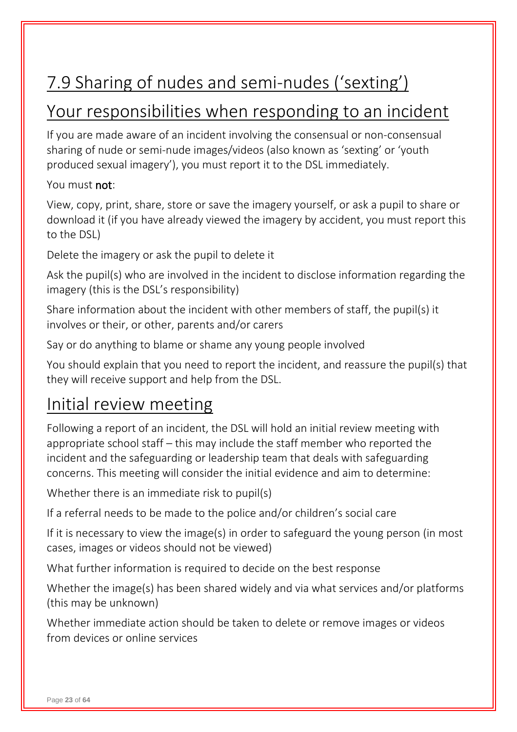# 7.9 Sharing of nudes and semi-nudes ('sexting')

## Your responsibilities when responding to an incident

If you are made aware of an incident involving the consensual or non-consensual sharing of nude or semi-nude images/videos (also known as 'sexting' or 'youth produced sexual imagery'), you must report it to the DSL immediately.

You must **not**:

View, copy, print, share, store or save the imagery yourself, or ask a pupil to share or download it (if you have already viewed the imagery by accident, you must report this to the DSL)

Delete the imagery or ask the pupil to delete it

Ask the pupil(s) who are involved in the incident to disclose information regarding the imagery (this is the DSL's responsibility)

Share information about the incident with other members of staff, the pupil(s) it involves or their, or other, parents and/or carers

Say or do anything to blame or shame any young people involved

You should explain that you need to report the incident, and reassure the pupil(s) that they will receive support and help from the DSL.

## Initial review meeting

Following a report of an incident, the DSL will hold an initial review meeting with appropriate school staff – this may include the staff member who reported the incident and the safeguarding or leadership team that deals with safeguarding concerns. This meeting will consider the initial evidence and aim to determine:

Whether there is an immediate risk to pupil(s)

If a referral needs to be made to the police and/or children's social care

If it is necessary to view the image(s) in order to safeguard the young person (in most cases, images or videos should not be viewed)

What further information is required to decide on the best response

Whether the image(s) has been shared widely and via what services and/or platforms (this may be unknown)

Whether immediate action should be taken to delete or remove images or videos from devices or online services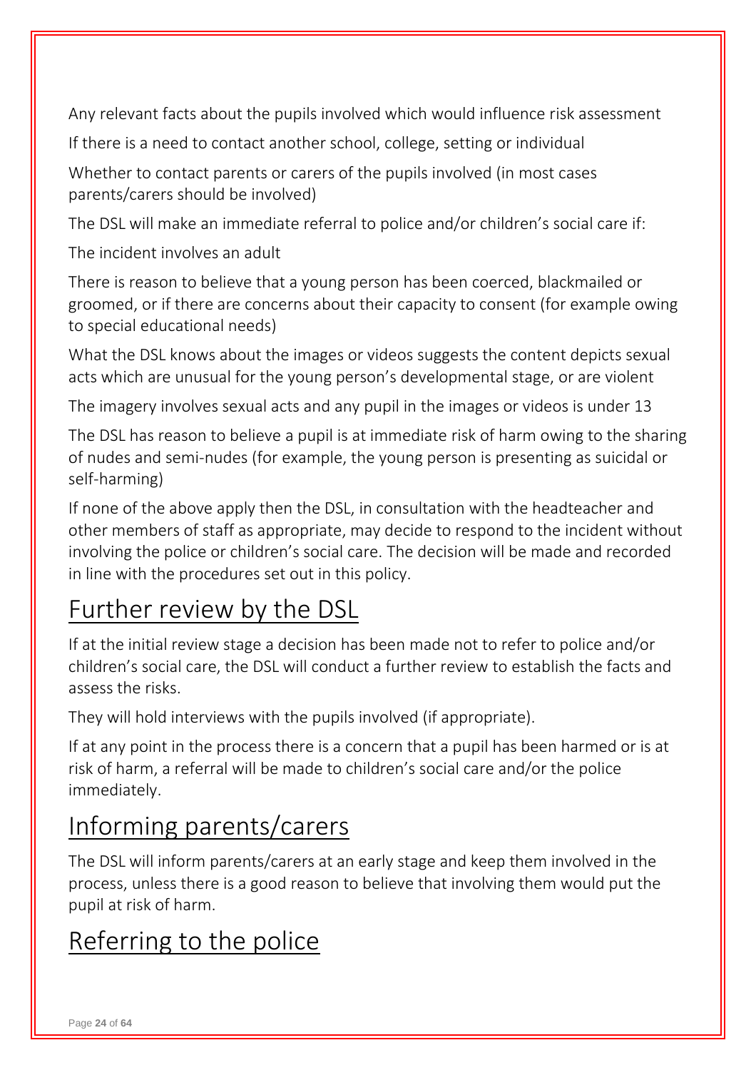Any relevant facts about the pupils involved which would influence risk assessment

If there is a need to contact another school, college, setting or individual

Whether to contact parents or carers of the pupils involved (in most cases parents/carers should be involved)

The DSL will make an immediate referral to police and/or children's social care if:

The incident involves an adult

There is reason to believe that a young person has been coerced, blackmailed or groomed, or if there are concerns about their capacity to consent (for example owing to special educational needs)

What the DSL knows about the images or videos suggests the content depicts sexual acts which are unusual for the young person's developmental stage, or are violent

The imagery involves sexual acts and any pupil in the images or videos is under 13

The DSL has reason to believe a pupil is at immediate risk of harm owing to the sharing of nudes and semi-nudes (for example, the young person is presenting as suicidal or self-harming)

If none of the above apply then the DSL, in consultation with the headteacher and other members of staff as appropriate, may decide to respond to the incident without involving the police or children's social care. The decision will be made and recorded in line with the procedures set out in this policy.

## Further review by the DSL

If at the initial review stage a decision has been made not to refer to police and/or children's social care, the DSL will conduct a further review to establish the facts and assess the risks.

They will hold interviews with the pupils involved (if appropriate).

If at any point in the process there is a concern that a pupil has been harmed or is at risk of harm, a referral will be made to children's social care and/or the police immediately.

## Informing parents/carers

The DSL will inform parents/carers at an early stage and keep them involved in the process, unless there is a good reason to believe that involving them would put the pupil at risk of harm.

## Referring to the police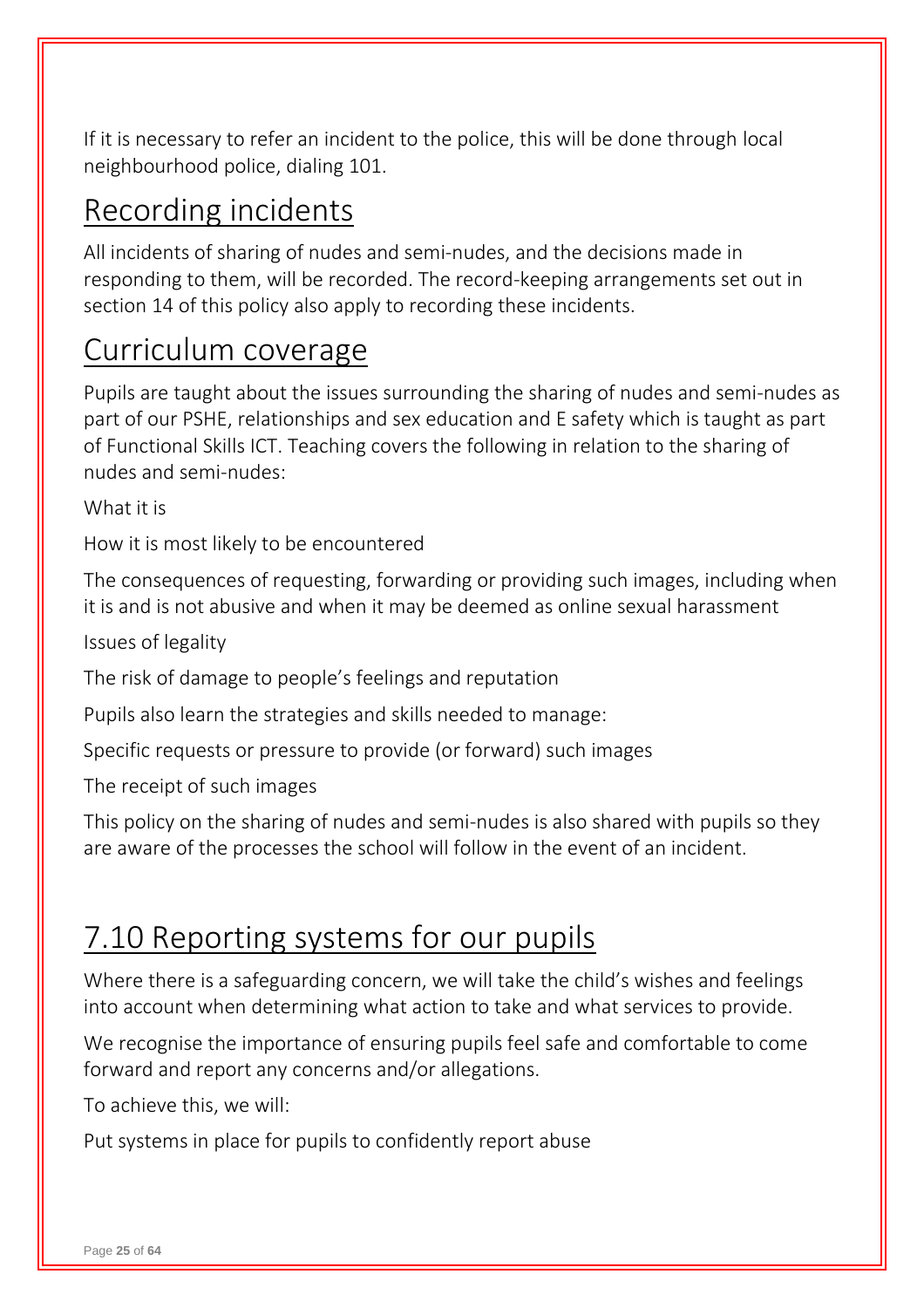If it is necessary to refer an incident to the police, this will be done through local neighbourhood police, dialing 101.

## Recording incidents

All incidents of sharing of nudes and semi-nudes, and the decisions made in responding to them, will be recorded. The record-keeping arrangements set out in section 14 of this policy also apply to recording these incidents.

## Curriculum coverage

Pupils are taught about the issues surrounding the sharing of nudes and semi-nudes as part of our PSHE, relationships and sex education and E safety which is taught as part of Functional Skills ICT. Teaching covers the following in relation to the sharing of nudes and semi-nudes:

What it is

How it is most likely to be encountered

The consequences of requesting, forwarding or providing such images, including when it is and is not abusive and when it may be deemed as online sexual harassment

Issues of legality

The risk of damage to people's feelings and reputation

Pupils also learn the strategies and skills needed to manage:

Specific requests or pressure to provide (or forward) such images

The receipt of such images

This policy on the sharing of nudes and semi-nudes is also shared with pupils so they are aware of the processes the school will follow in the event of an incident.

## 7.10 Reporting systems for our pupils

Where there is a safeguarding concern, we will take the child's wishes and feelings into account when determining what action to take and what services to provide.

We recognise the importance of ensuring pupils feel safe and comfortable to come forward and report any concerns and/or allegations.

To achieve this, we will:

Put systems in place for pupils to confidently report abuse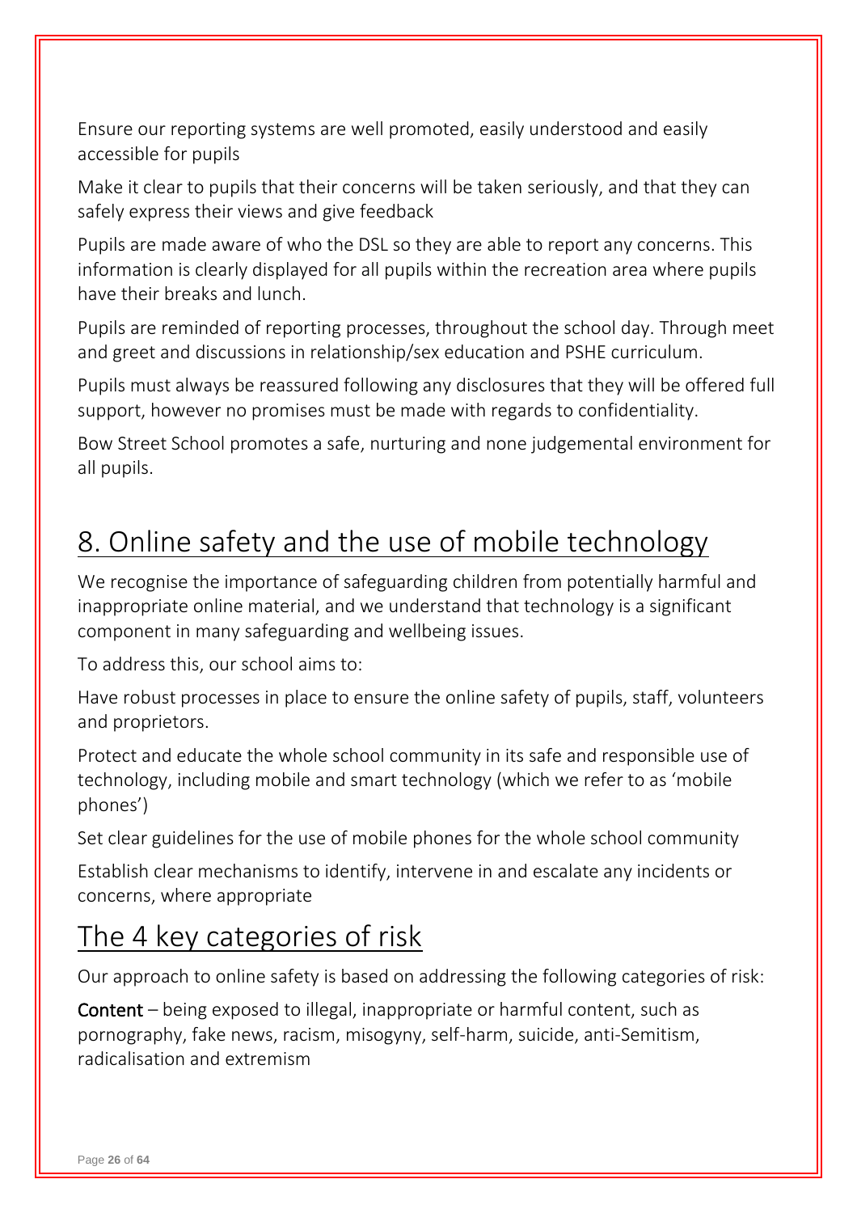Ensure our reporting systems are well promoted, easily understood and easily accessible for pupils

Make it clear to pupils that their concerns will be taken seriously, and that they can safely express their views and give feedback

Pupils are made aware of who the DSL so they are able to report any concerns. This information is clearly displayed for all pupils within the recreation area where pupils have their breaks and lunch.

Pupils are reminded of reporting processes, throughout the school day. Through meet and greet and discussions in relationship/sex education and PSHE curriculum.

Pupils must always be reassured following any disclosures that they will be offered full support, however no promises must be made with regards to confidentiality.

Bow Street School promotes a safe, nurturing and none judgemental environment for all pupils.

# 8. Online safety and the use of mobile technology

We recognise the importance of safeguarding children from potentially harmful and inappropriate online material, and we understand that technology is a significant component in many safeguarding and wellbeing issues.

To address this, our school aims to:

Have robust processes in place to ensure the online safety of pupils, staff, volunteers and proprietors.

Protect and educate the whole school community in its safe and responsible use of technology, including mobile and smart technology (which we refer to as 'mobile phones')

Set clear guidelines for the use of mobile phones for the whole school community

Establish clear mechanisms to identify, intervene in and escalate any incidents or concerns, where appropriate

## The 4 key categories of risk

Our approach to online safety is based on addressing the following categories of risk:

**Content** – being exposed to illegal, inappropriate or harmful content, such as pornography, fake news, racism, misogyny, self-harm, suicide, anti-Semitism, radicalisation and extremism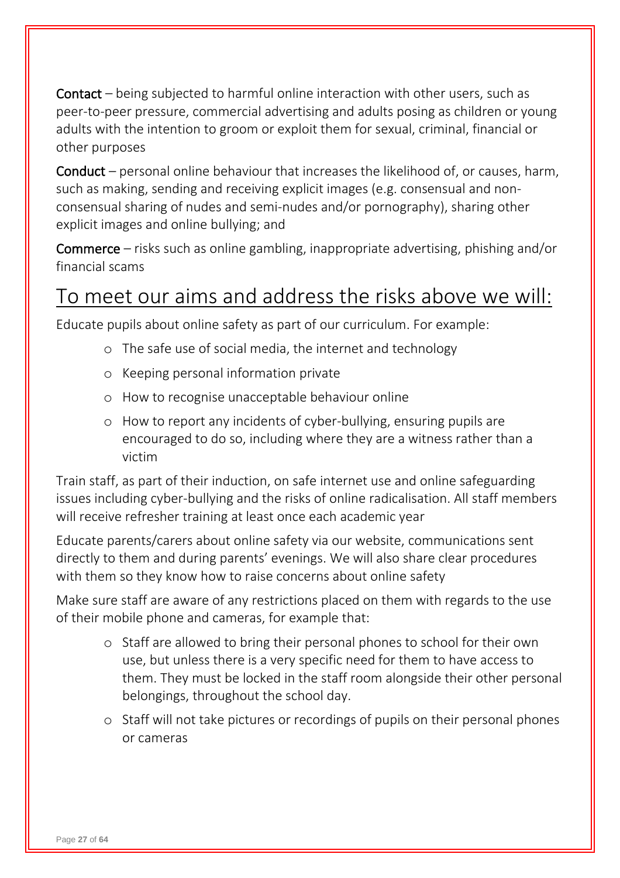**Contact** – being subjected to harmful online interaction with other users, such as peer-to-peer pressure, commercial advertising and adults posing as children or young adults with the intention to groom or exploit them for sexual, criminal, financial or other purposes

**Conduct** – personal online behaviour that increases the likelihood of, or causes, harm, such as making, sending and receiving explicit images (e.g. consensual and non-consensual sharing of nudes and semi-nudes and/or pornography), sharing other explicit images and online bullying; and

**Commerce** – risks such as online gambling, inappropriate advertising, phishing and/or financial scams

## To meet our aims and address the risks above we will:

Educate pupils about online safety as part of our curriculum. For example:

- The safe use of social media, the internet and technology
- Keeping personal information private
- How to recognise unacceptable behaviour online
- How to report any incidents of cyber-bullying, ensuring pupils are encouraged to do so, including where they are a witness rather than a victim

Train staff, as part of their induction, on safe internet use and online safeguarding issues including cyber-bullying and the risks of online radicalisation. All staff members will receive refresher training at least once each academic year

Educate parents/carers about online safety via our website, communications sent directly to them and during parents' evenings. We will also share clear procedures with them so they know how to raise concerns about online safety

Make sure staff are aware of any restrictions placed on them with regards to the use of their mobile phone and cameras, for example that:

- Staff are allowed to bring their personal phones to school for their own use, but unless there is a very specific need for them to have access to them. They must be locked in the staff room alongside their other personal belongings, throughout the school day.
- Staff will not take pictures or recordings of pupils on their personal phones or cameras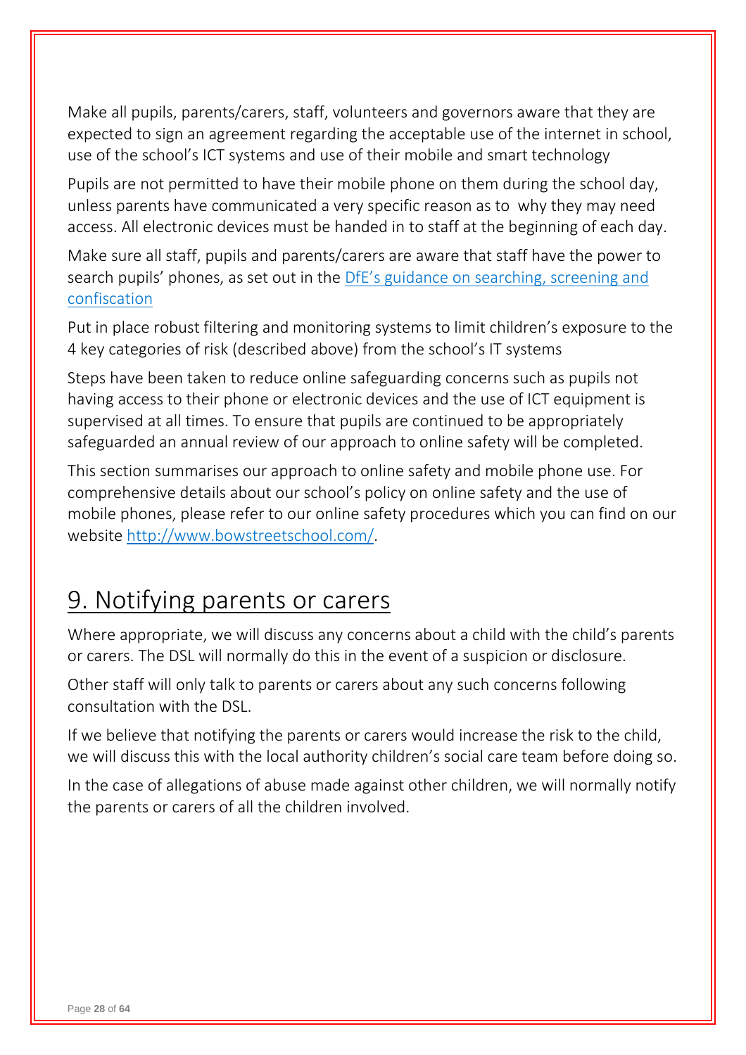Make all pupils, parents/carers, staff, volunteers and governors aware that they are expected to sign an agreement regarding the acceptable use of the internet in school, use of the school's ICT systems and use of their mobile and smart technology

Pupils are not permitted to have their mobile phone on them during the school day, unless parents have communicated a very specific reason as to why they may need access. All electronic devices must be handed in to staff at the beginning of each day.

Make sure all staff, pupils and parents/carers are aware that staff have the power to search pupils' phones, as set out in the [DfE's guidance on searching, screening and confiscation]

Put in place robust filtering and monitoring systems to limit children's exposure to the 4 key categories of risk (described above) from the school's IT systems

Steps have been taken to reduce online safeguarding concerns such as pupils not having access to their phone or electronic devices and the use of ICT equipment is supervised at all times. To ensure that pupils are continued to be appropriately safeguarded an annual review of our approach to online safety will be completed.

This section summarises our approach to online safety and mobile phone use. For comprehensive details about our school's policy on online safety and the use of mobile phones, please refer to our online safety procedures which you can find on our website http://www.bowstreetschool.com/.

# 9. Notifying parents or carers

Where appropriate, we will discuss any concerns about a child with the child's parents or carers. The DSL will normally do this in the event of a suspicion or disclosure.

Other staff will only talk to parents or carers about any such concerns following consultation with the DSL.

If we believe that notifying the parents or carers would increase the risk to the child, we will discuss this with the local authority children's social care team before doing so.

In the case of allegations of abuse made against other children, we will normally notify the parents or carers of all the children involved.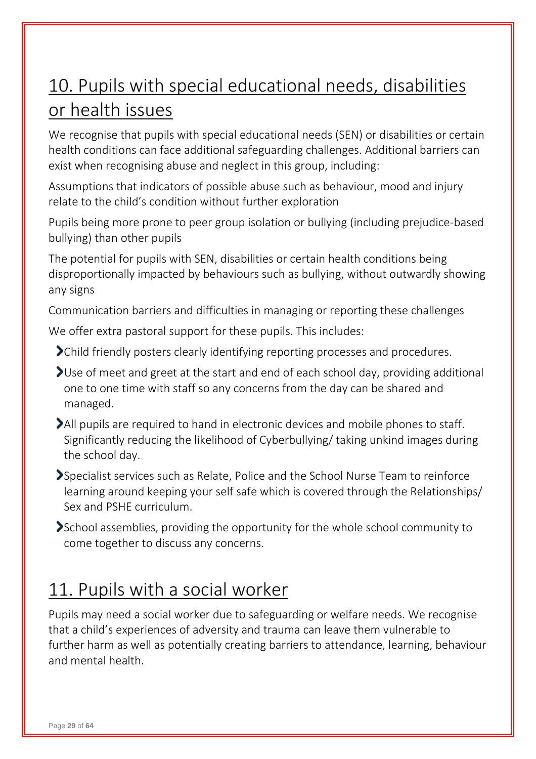## 10. Pupils with special educational needs, disabilities or health issues

We recognise that pupils with special educational needs (SEN) or disabilities or certain health conditions can face additional safeguarding challenges. Additional barriers can exist when recognising abuse and neglect in this group, including:

Assumptions that indicators of possible abuse such as behaviour, mood and injury relate to the child's condition without further exploration

Pupils being more prone to peer group isolation or bullying (including prejudice-based bullying) than other pupils

The potential for pupils with SEN, disabilities or certain health conditions being disproportionally impacted by behaviours such as bullying, without outwardly showing any signs

Communication barriers and difficulties in managing or reporting these challenges

We offer extra pastoral support for these pupils. This includes:

- Child friendly posters clearly identifying reporting processes and procedures.
- Use of meet and greet at the start and end of each school day, providing additional one to one time with staff so any concerns from the day can be shared and managed.
- All pupils are required to hand in electronic devices and mobile phones to staff. Significantly reducing the likelihood of Cyberbullying/ taking unkind images during the school day.
- Specialist services such as Relate, Police and the School Nurse Team to reinforce learning around keeping your self safe which is covered through the Relationships/ Sex and PSHE curriculum.
- School assemblies, providing the opportunity for the whole school community to come together to discuss any concerns.

## 11. Pupils with a social worker

Pupils may need a social worker due to safeguarding or welfare needs. We recognise that a child's experiences of adversity and trauma can leave them vulnerable to further harm as well as potentially creating barriers to attendance, learning, behaviour and mental health.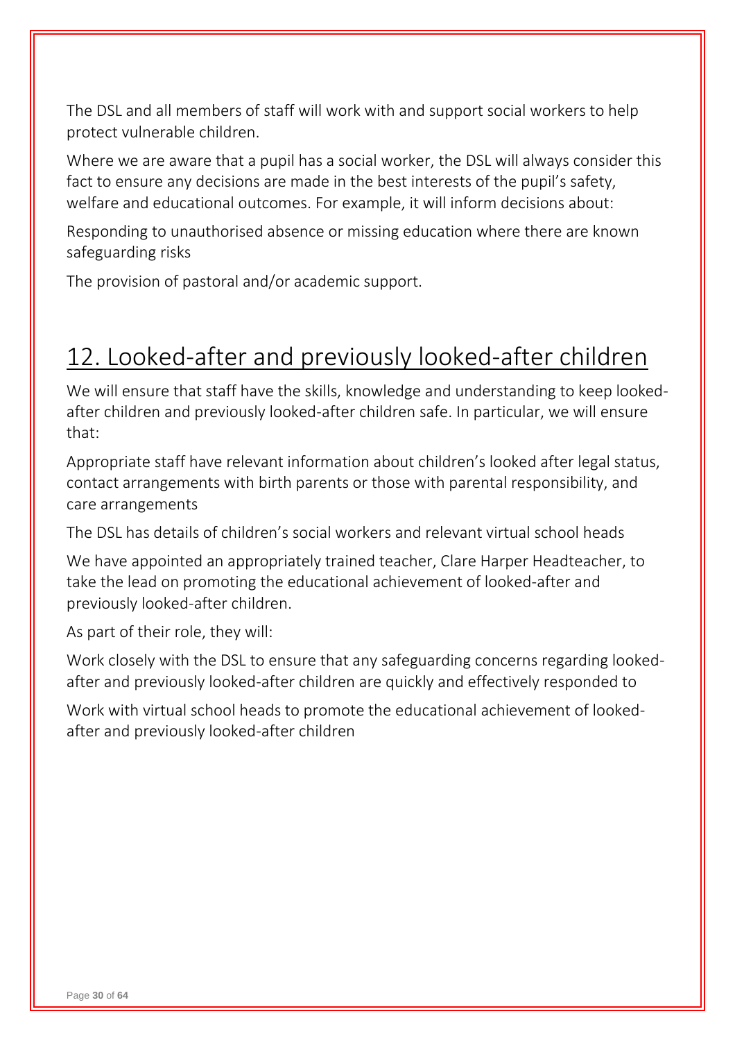The DSL and all members of staff will work with and support social workers to help protect vulnerable children.

Where we are aware that a pupil has a social worker, the DSL will always consider this fact to ensure any decisions are made in the best interests of the pupil's safety, welfare and educational outcomes. For example, it will inform decisions about:

Responding to unauthorised absence or missing education where there are known safeguarding risks

The provision of pastoral and/or academic support.

## 12. Looked-after and previously looked-after children

We will ensure that staff have the skills, knowledge and understanding to keep looked-after children and previously looked-after children safe. In particular, we will ensure that:

Appropriate staff have relevant information about children's looked after legal status, contact arrangements with birth parents or those with parental responsibility, and care arrangements

The DSL has details of children's social workers and relevant virtual school heads

We have appointed an appropriately trained teacher, Clare Harper Headteacher, to take the lead on promoting the educational achievement of looked-after and previously looked-after children.

As part of their role, they will:

Work closely with the DSL to ensure that any safeguarding concerns regarding looked-after and previously looked-after children are quickly and effectively responded to

Work with virtual school heads to promote the educational achievement of looked-after and previously looked-after children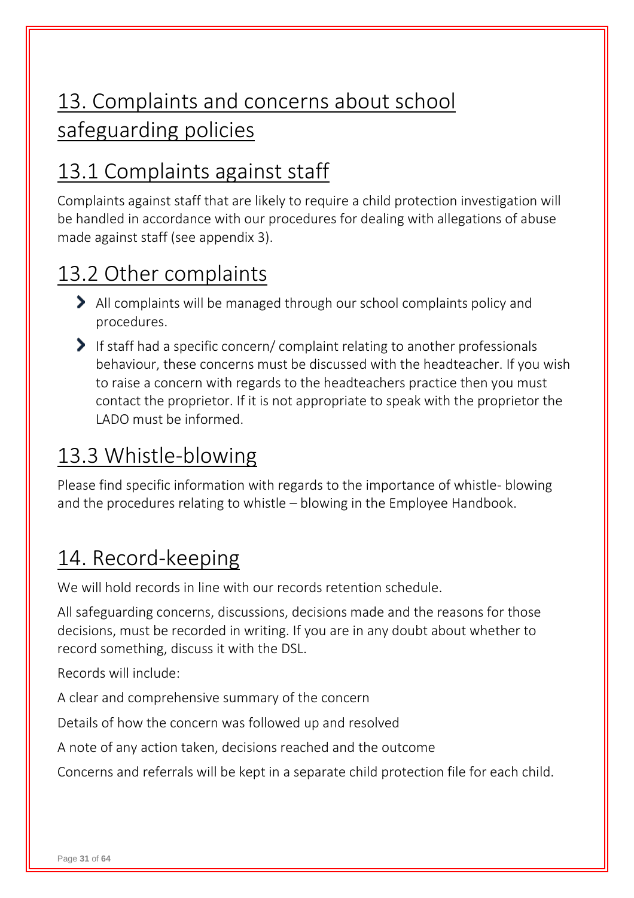# 13. Complaints and concerns about school safeguarding policies

## 13.1 Complaints against staff

Complaints against staff that are likely to require a child protection investigation will be handled in accordance with our procedures for dealing with allegations of abuse made against staff (see appendix 3).

## 13.2 Other complaints

- All complaints will be managed through our school complaints policy and procedures.
- If staff had a specific concern/ complaint relating to another professionals behaviour, these concerns must be discussed with the headteacher. If you wish to raise a concern with regards to the headteachers practice then you must contact the proprietor. If it is not appropriate to speak with the proprietor the LADO must be informed.

## 13.3 Whistle-blowing

Please find specific information with regards to the importance of whistle- blowing and the procedures relating to whistle – blowing in the Employee Handbook.

# 14. Record-keeping

We will hold records in line with our records retention schedule.

All safeguarding concerns, discussions, decisions made and the reasons for those decisions, must be recorded in writing. If you are in any doubt about whether to record something, discuss it with the DSL.

Records will include:

A clear and comprehensive summary of the concern

Details of how the concern was followed up and resolved

A note of any action taken, decisions reached and the outcome

Concerns and referrals will be kept in a separate child protection file for each child.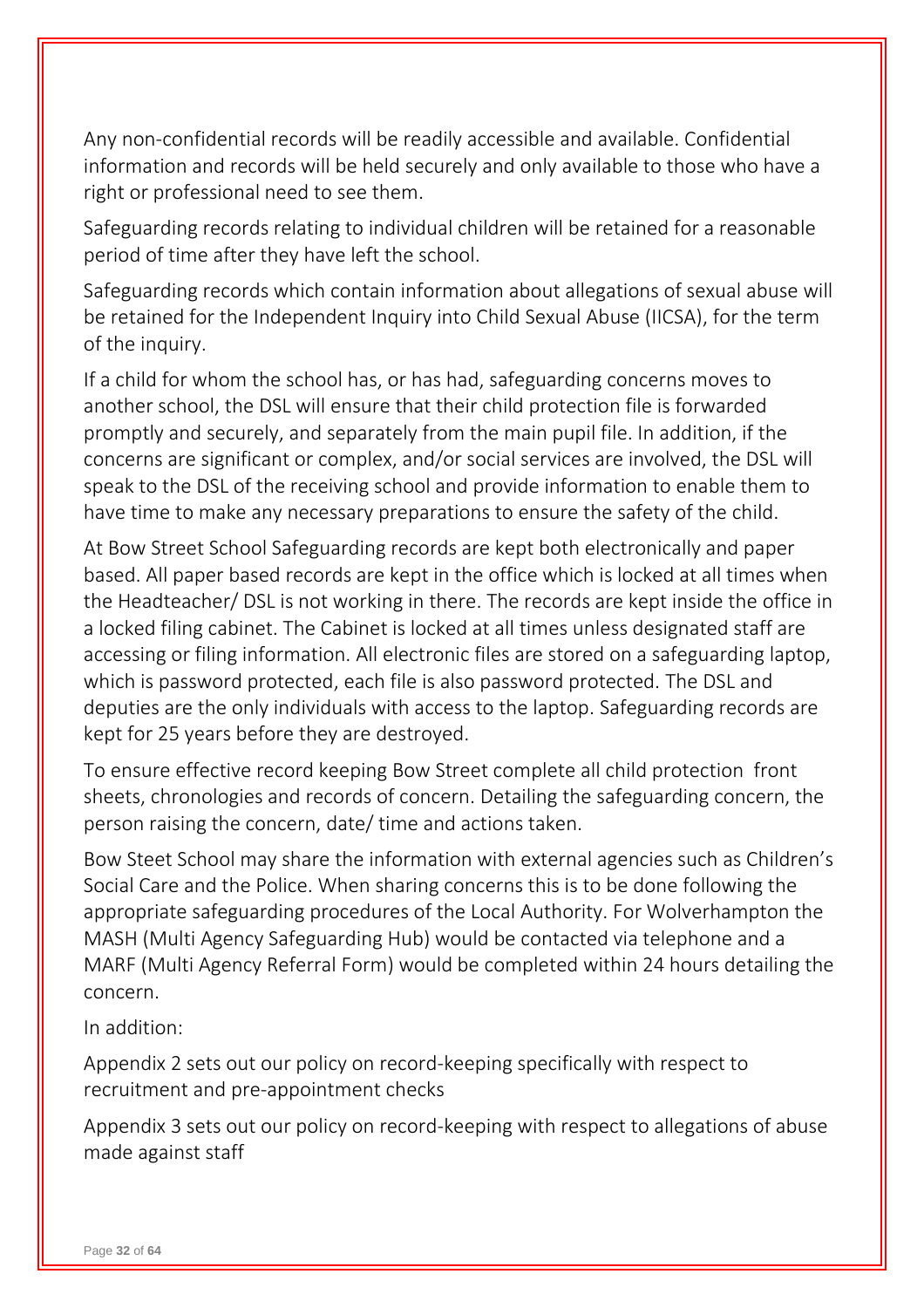Any non-confidential records will be readily accessible and available. Confidential information and records will be held securely and only available to those who have a right or professional need to see them.

Safeguarding records relating to individual children will be retained for a reasonable period of time after they have left the school.

Safeguarding records which contain information about allegations of sexual abuse will be retained for the Independent Inquiry into Child Sexual Abuse (IICSA), for the term of the inquiry.

If a child for whom the school has, or has had, safeguarding concerns moves to another school, the DSL will ensure that their child protection file is forwarded promptly and securely, and separately from the main pupil file. In addition, if the concerns are significant or complex, and/or social services are involved, the DSL will speak to the DSL of the receiving school and provide information to enable them to have time to make any necessary preparations to ensure the safety of the child.

At Bow Street School Safeguarding records are kept both electronically and paper based. All paper based records are kept in the office which is locked at all times when the Headteacher/ DSL is not working in there. The records are kept inside the office in a locked filing cabinet. The Cabinet is locked at all times unless designated staff are accessing or filing information. All electronic files are stored on a safeguarding laptop, which is password protected, each file is also password protected. The DSL and deputies are the only individuals with access to the laptop. Safeguarding records are kept for 25 years before they are destroyed.

To ensure effective record keeping Bow Street complete all child protection front sheets, chronologies and records of concern. Detailing the safeguarding concern, the person raising the concern, date/ time and actions taken.

Bow Steet School may share the information with external agencies such as Children's Social Care and the Police. When sharing concerns this is to be done following the appropriate safeguarding procedures of the Local Authority. For Wolverhampton the MASH (Multi Agency Safeguarding Hub) would be contacted via telephone and a MARF (Multi Agency Referral Form) would be completed within 24 hours detailing the concern.

In addition:

Appendix 2 sets out our policy on record-keeping specifically with respect to recruitment and pre-appointment checks

Appendix 3 sets out our policy on record-keeping with respect to allegations of abuse made against staff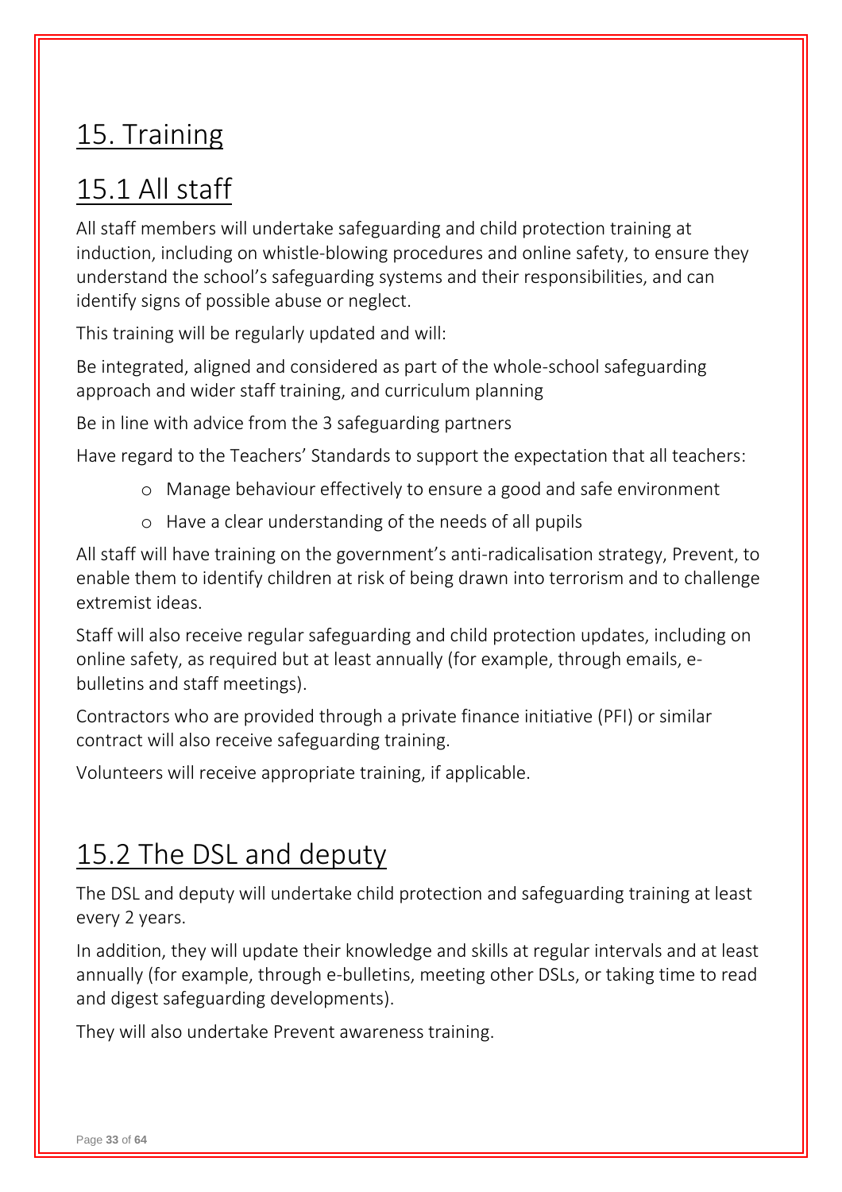# 15. Training

## 15.1 All staff

All staff members will undertake safeguarding and child protection training at induction, including on whistle-blowing procedures and online safety, to ensure they understand the school's safeguarding systems and their responsibilities, and can identify signs of possible abuse or neglect.

This training will be regularly updated and will:

Be integrated, aligned and considered as part of the whole-school safeguarding approach and wider staff training, and curriculum planning

Be in line with advice from the 3 safeguarding partners

Have regard to the Teachers' Standards to support the expectation that all teachers:

- Manage behaviour effectively to ensure a good and safe environment
- Have a clear understanding of the needs of all pupils

All staff will have training on the government's anti-radicalisation strategy, Prevent, to enable them to identify children at risk of being drawn into terrorism and to challenge extremist ideas.

Staff will also receive regular safeguarding and child protection updates, including on online safety, as required but at least annually (for example, through emails, e-bulletins and staff meetings).

Contractors who are provided through a private finance initiative (PFI) or similar contract will also receive safeguarding training.

Volunteers will receive appropriate training, if applicable.

## 15.2 The DSL and deputy

The DSL and deputy will undertake child protection and safeguarding training at least every 2 years.

In addition, they will update their knowledge and skills at regular intervals and at least annually (for example, through e-bulletins, meeting other DSLs, or taking time to read and digest safeguarding developments).

They will also undertake Prevent awareness training.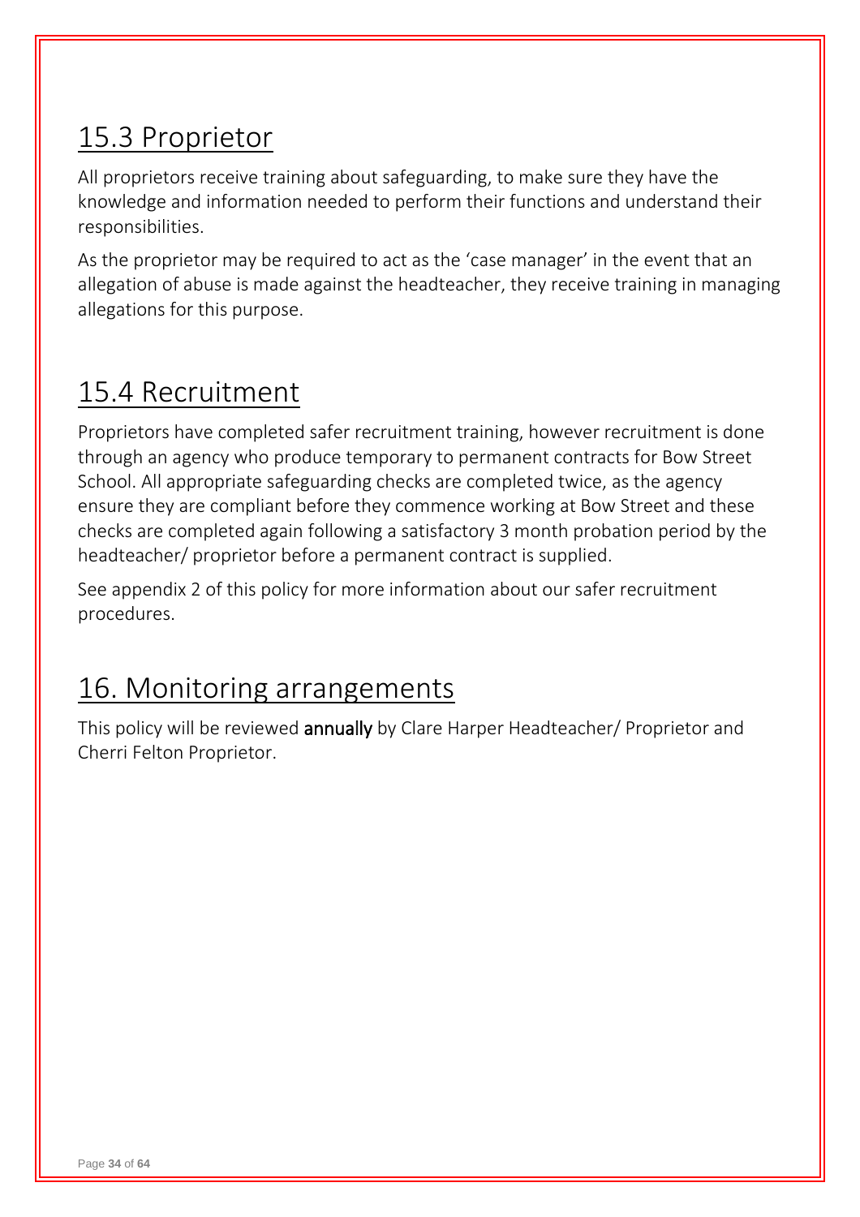## 15.3 Proprietor

All proprietors receive training about safeguarding, to make sure they have the knowledge and information needed to perform their functions and understand their responsibilities.

As the proprietor may be required to act as the 'case manager' in the event that an allegation of abuse is made against the headteacher, they receive training in managing allegations for this purpose.

## 15.4 Recruitment

Proprietors have completed safer recruitment training, however recruitment is done through an agency who produce temporary to permanent contracts for Bow Street School. All appropriate safeguarding checks are completed twice, as the agency ensure they are compliant before they commence working at Bow Street and these checks are completed again following a satisfactory 3 month probation period by the headteacher/ proprietor before a permanent contract is supplied.

See appendix 2 of this policy for more information about our safer recruitment procedures.

# 16. Monitoring arrangements

This policy will be reviewed **annually** by Clare Harper Headteacher/ Proprietor and Cherri Felton Proprietor.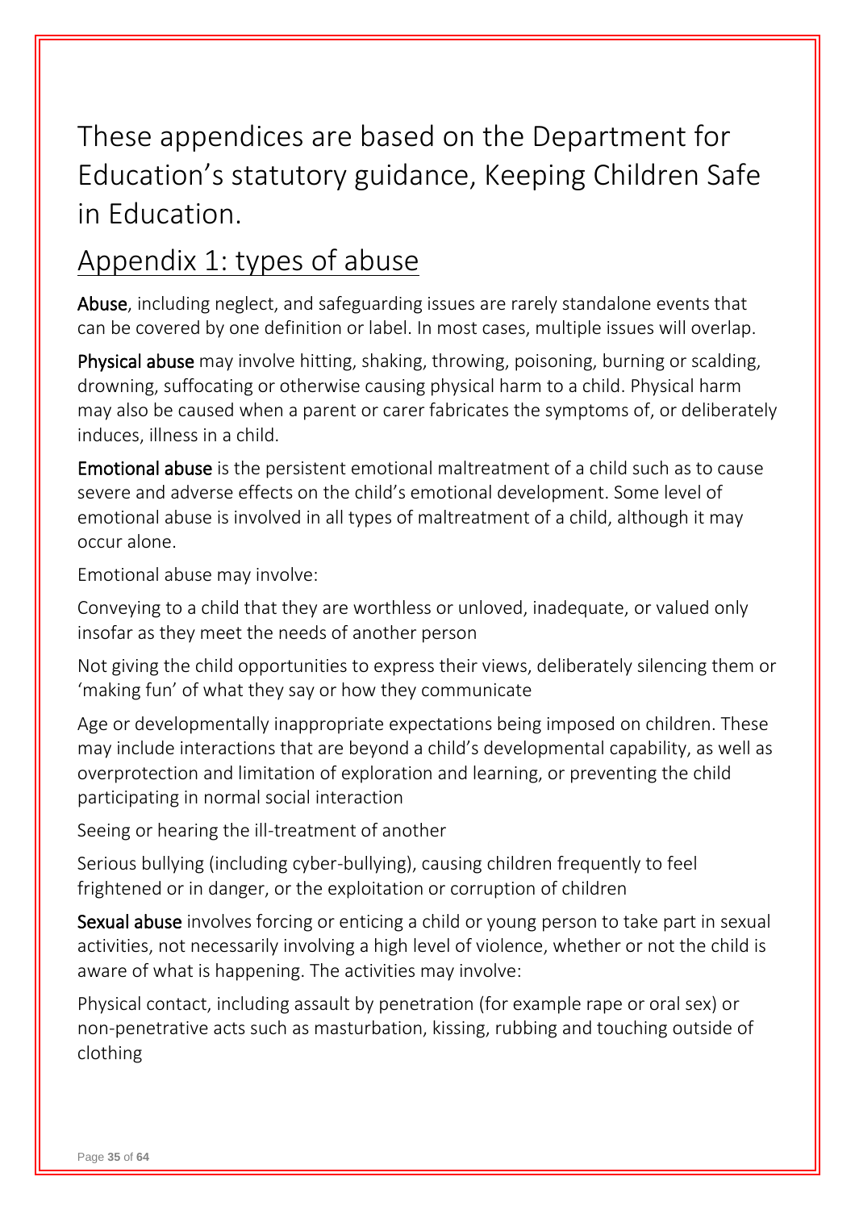# These appendices are based on the Department for Education's statutory guidance, Keeping Children Safe in Education.

## Appendix 1: types of abuse

**Abuse**, including neglect, and safeguarding issues are rarely standalone events that can be covered by one definition or label. In most cases, multiple issues will overlap.

**Physical abuse** may involve hitting, shaking, throwing, poisoning, burning or scalding, drowning, suffocating or otherwise causing physical harm to a child. Physical harm may also be caused when a parent or carer fabricates the symptoms of, or deliberately induces, illness in a child.

**Emotional abuse** is the persistent emotional maltreatment of a child such as to cause severe and adverse effects on the child's emotional development. Some level of emotional abuse is involved in all types of maltreatment of a child, although it may occur alone.

Emotional abuse may involve:

Conveying to a child that they are worthless or unloved, inadequate, or valued only insofar as they meet the needs of another person

Not giving the child opportunities to express their views, deliberately silencing them or 'making fun' of what they say or how they communicate

Age or developmentally inappropriate expectations being imposed on children. These may include interactions that are beyond a child's developmental capability, as well as overprotection and limitation of exploration and learning, or preventing the child participating in normal social interaction

Seeing or hearing the ill-treatment of another

Serious bullying (including cyber-bullying), causing children frequently to feel frightened or in danger, or the exploitation or corruption of children

**Sexual abuse** involves forcing or enticing a child or young person to take part in sexual activities, not necessarily involving a high level of violence, whether or not the child is aware of what is happening. The activities may involve:

Physical contact, including assault by penetration (for example rape or oral sex) or non-penetrative acts such as masturbation, kissing, rubbing and touching outside of clothing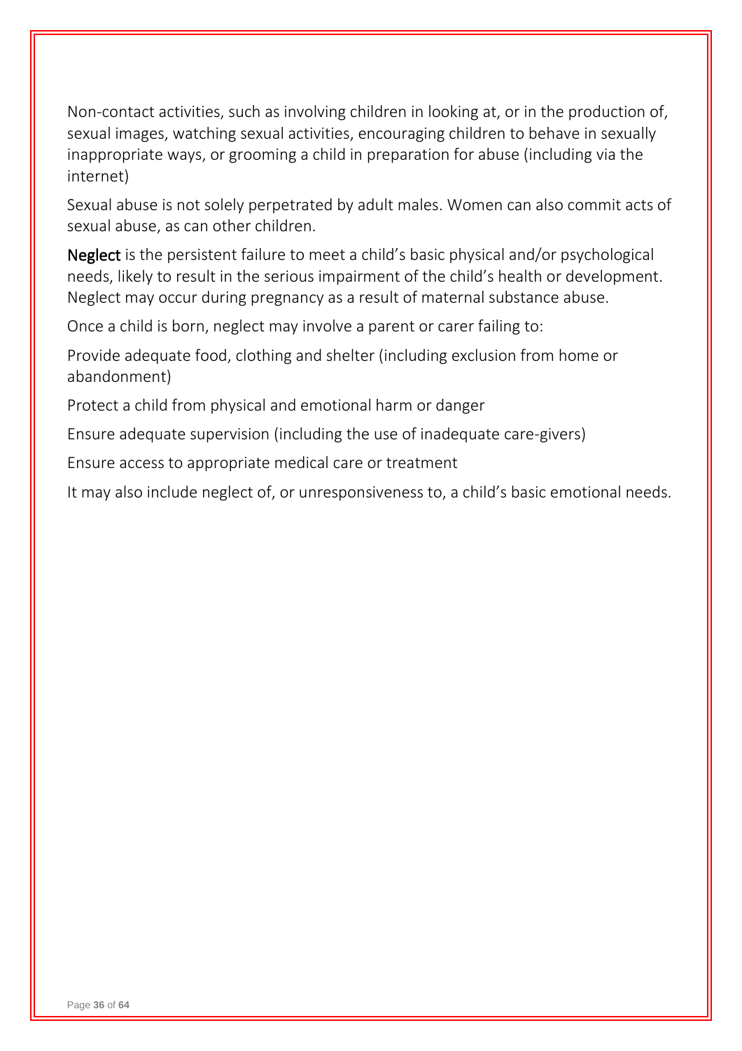Non-contact activities, such as involving children in looking at, or in the production of, sexual images, watching sexual activities, encouraging children to behave in sexually inappropriate ways, or grooming a child in preparation for abuse (including via the internet)

Sexual abuse is not solely perpetrated by adult males. Women can also commit acts of sexual abuse, as can other children.

**Neglect** is the persistent failure to meet a child's basic physical and/or psychological needs, likely to result in the serious impairment of the child's health or development. Neglect may occur during pregnancy as a result of maternal substance abuse.

Once a child is born, neglect may involve a parent or carer failing to:

Provide adequate food, clothing and shelter (including exclusion from home or abandonment)

Protect a child from physical and emotional harm or danger

Ensure adequate supervision (including the use of inadequate care-givers)

Ensure access to appropriate medical care or treatment

It may also include neglect of, or unresponsiveness to, a child's basic emotional needs.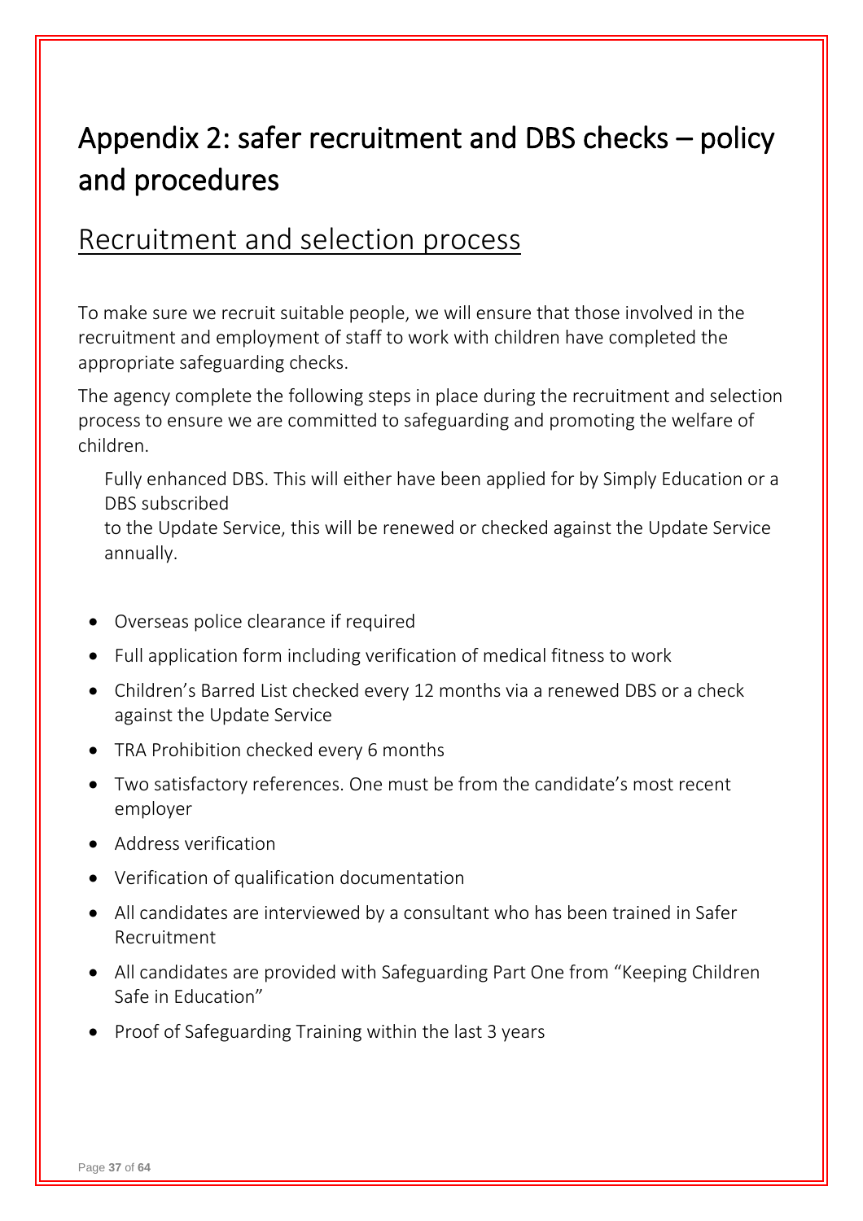# Appendix 2: safer recruitment and DBS checks – policy and procedures

## Recruitment and selection process

To make sure we recruit suitable people, we will ensure that those involved in the recruitment and employment of staff to work with children have completed the appropriate safeguarding checks.

The agency complete the following steps in place during the recruitment and selection process to ensure we are committed to safeguarding and promoting the welfare of children.

Fully enhanced DBS. This will either have been applied for by Simply Education or a DBS subscribed
to the Update Service, this will be renewed or checked against the Update Service annually.

- Overseas police clearance if required
- Full application form including verification of medical fitness to work
- Children's Barred List checked every 12 months via a renewed DBS or a check against the Update Service
- TRA Prohibition checked every 6 months
- Two satisfactory references. One must be from the candidate's most recent employer
- Address verification
- Verification of qualification documentation
- All candidates are interviewed by a consultant who has been trained in Safer Recruitment
- All candidates are provided with Safeguarding Part One from "Keeping Children Safe in Education"
- Proof of Safeguarding Training within the last 3 years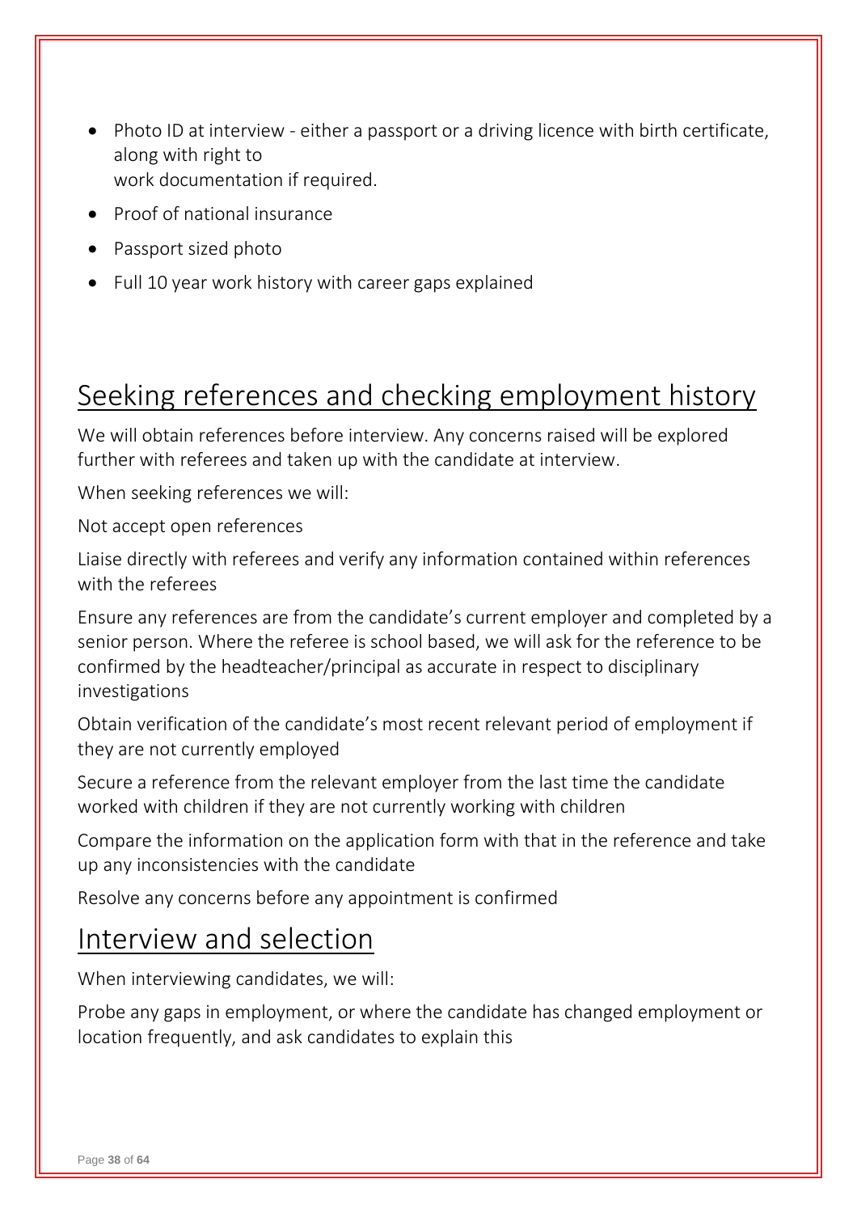- Photo ID at interview - either a passport or a driving licence with birth certificate, along with right to work documentation if required.
- Proof of national insurance
- Passport sized photo
- Full 10 year work history with career gaps explained

## Seeking references and checking employment history

We will obtain references before interview. Any concerns raised will be explored further with referees and taken up with the candidate at interview.

When seeking references we will:

Not accept open references

Liaise directly with referees and verify any information contained within references with the referees

Ensure any references are from the candidate's current employer and completed by a senior person. Where the referee is school based, we will ask for the reference to be confirmed by the headteacher/principal as accurate in respect to disciplinary investigations

Obtain verification of the candidate's most recent relevant period of employment if they are not currently employed

Secure a reference from the relevant employer from the last time the candidate worked with children if they are not currently working with children

Compare the information on the application form with that in the reference and take up any inconsistencies with the candidate

Resolve any concerns before any appointment is confirmed

## Interview and selection

When interviewing candidates, we will:

Probe any gaps in employment, or where the candidate has changed employment or location frequently, and ask candidates to explain this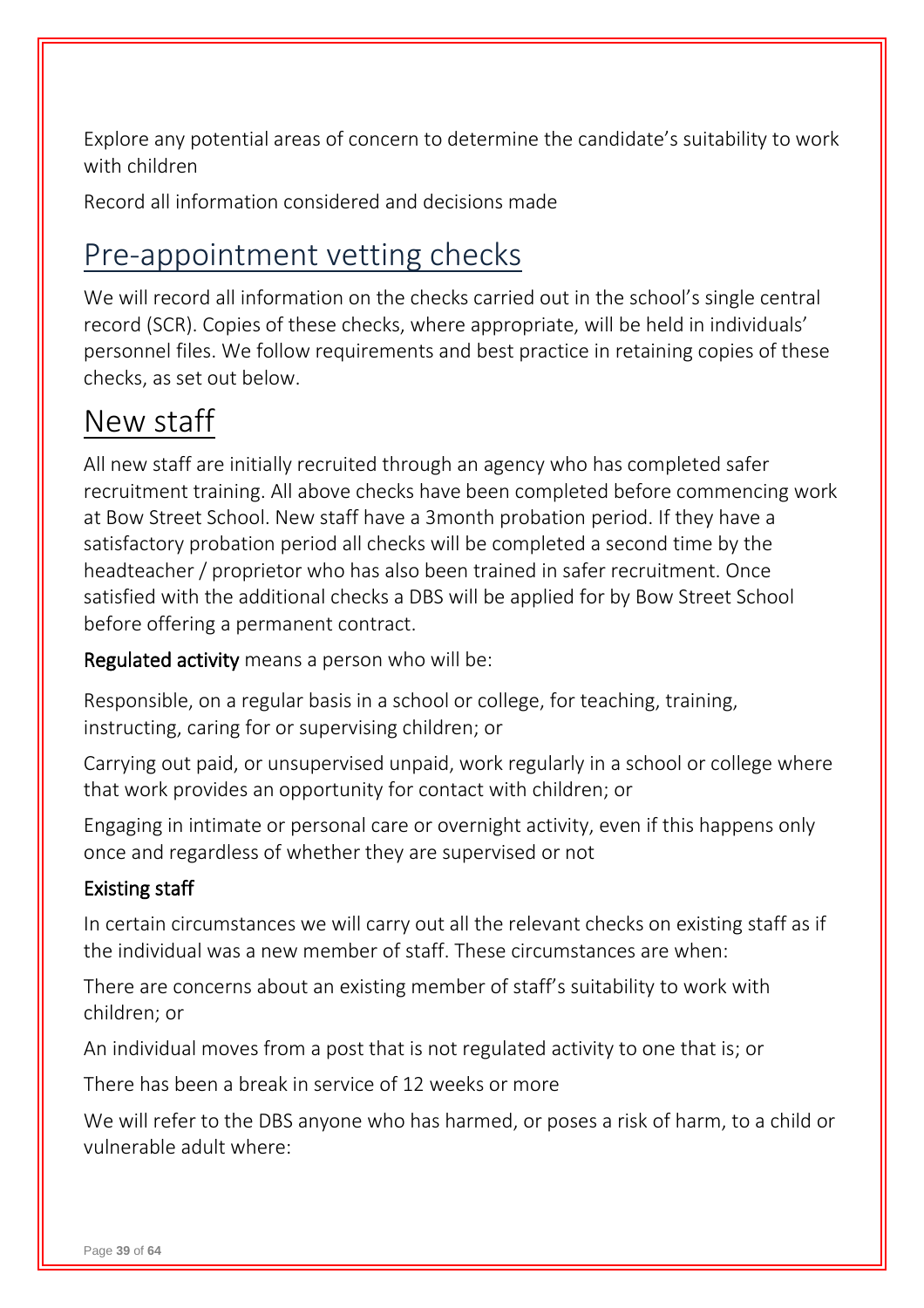Explore any potential areas of concern to determine the candidate's suitability to work with children

Record all information considered and decisions made

## Pre-appointment vetting checks

We will record all information on the checks carried out in the school's single central record (SCR). Copies of these checks, where appropriate, will be held in individuals' personnel files. We follow requirements and best practice in retaining copies of these checks, as set out below.

## New staff

All new staff are initially recruited through an agency who has completed safer recruitment training. All above checks have been completed before commencing work at Bow Street School. New staff have a 3month probation period. If they have a satisfactory probation period all checks will be completed a second time by the headteacher / proprietor who has also been trained in safer recruitment. Once satisfied with the additional checks a DBS will be applied for by Bow Street School before offering a permanent contract.

**Regulated activity** means a person who will be:

Responsible, on a regular basis in a school or college, for teaching, training, instructing, caring for or supervising children; or

Carrying out paid, or unsupervised unpaid, work regularly in a school or college where that work provides an opportunity for contact with children; or

Engaging in intimate or personal care or overnight activity, even if this happens only once and regardless of whether they are supervised or not

### Existing staff

In certain circumstances we will carry out all the relevant checks on existing staff as if the individual was a new member of staff. These circumstances are when:

There are concerns about an existing member of staff's suitability to work with children; or

An individual moves from a post that is not regulated activity to one that is; or

There has been a break in service of 12 weeks or more

We will refer to the DBS anyone who has harmed, or poses a risk of harm, to a child or vulnerable adult where: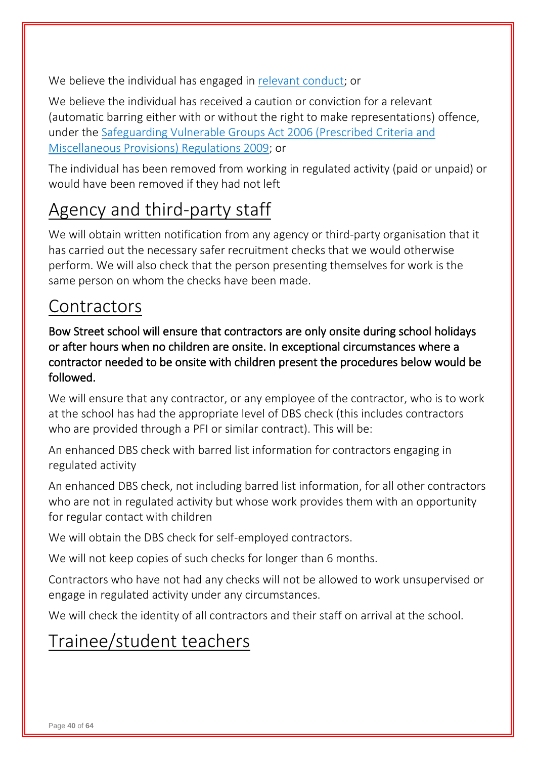We believe the individual has engaged in [relevant conduct](); or

We believe the individual has received a caution or conviction for a relevant (automatic barring either with or without the right to make representations) offence, under the [Safeguarding Vulnerable Groups Act 2006 (Prescribed Criteria and Miscellaneous Provisions) Regulations 2009](); or

The individual has been removed from working in regulated activity (paid or unpaid) or would have been removed if they had not left

## Agency and third-party staff

We will obtain written notification from any agency or third-party organisation that it has carried out the necessary safer recruitment checks that we would otherwise perform. We will also check that the person presenting themselves for work is the same person on whom the checks have been made.

## Contractors

**Bow Street school will ensure that contractors are only onsite during school holidays or after hours when no children are onsite. In exceptional circumstances where a contractor needed to be onsite with children present the procedures below would be followed.**

We will ensure that any contractor, or any employee of the contractor, who is to work at the school has had the appropriate level of DBS check (this includes contractors who are provided through a PFI or similar contract). This will be:

An enhanced DBS check with barred list information for contractors engaging in regulated activity

An enhanced DBS check, not including barred list information, for all other contractors who are not in regulated activity but whose work provides them with an opportunity for regular contact with children

We will obtain the DBS check for self-employed contractors.

We will not keep copies of such checks for longer than 6 months.

Contractors who have not had any checks will not be allowed to work unsupervised or engage in regulated activity under any circumstances.

We will check the identity of all contractors and their staff on arrival at the school.

## Trainee/student teachers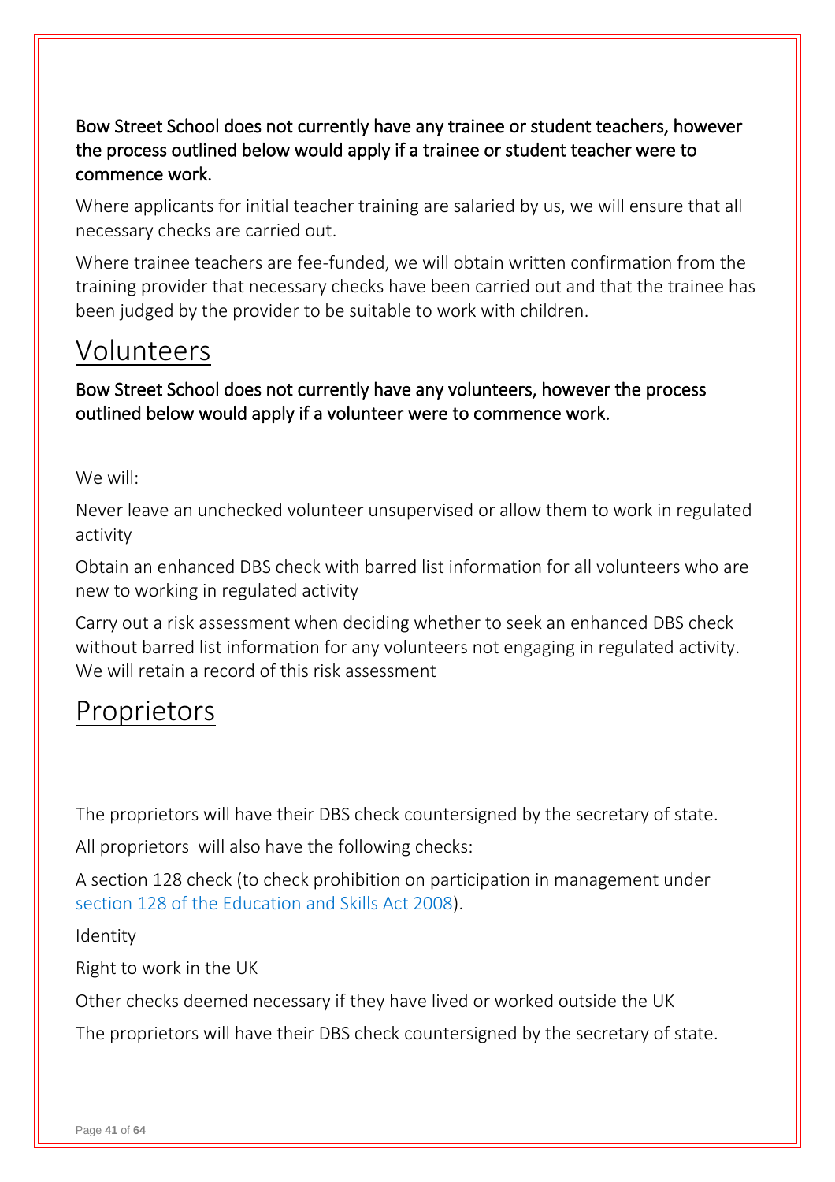**Bow Street School does not currently have any trainee or student teachers, however the process outlined below would apply if a trainee or student teacher were to commence work.**

Where applicants for initial teacher training are salaried by us, we will ensure that all necessary checks are carried out.

Where trainee teachers are fee-funded, we will obtain written confirmation from the training provider that necessary checks have been carried out and that the trainee has been judged by the provider to be suitable to work with children.

## Volunteers

**Bow Street School does not currently have any volunteers, however the process outlined below would apply if a volunteer were to commence work.**

We will:

Never leave an unchecked volunteer unsupervised or allow them to work in regulated activity

Obtain an enhanced DBS check with barred list information for all volunteers who are new to working in regulated activity

Carry out a risk assessment when deciding whether to seek an enhanced DBS check without barred list information for any volunteers not engaging in regulated activity. We will retain a record of this risk assessment

## Proprietors

The proprietors will have their DBS check countersigned by the secretary of state.

All proprietors will also have the following checks:

A section 128 check (to check prohibition on participation in management under section 128 of the Education and Skills Act 2008).

Identity

Right to work in the UK

Other checks deemed necessary if they have lived or worked outside the UK

The proprietors will have their DBS check countersigned by the secretary of state.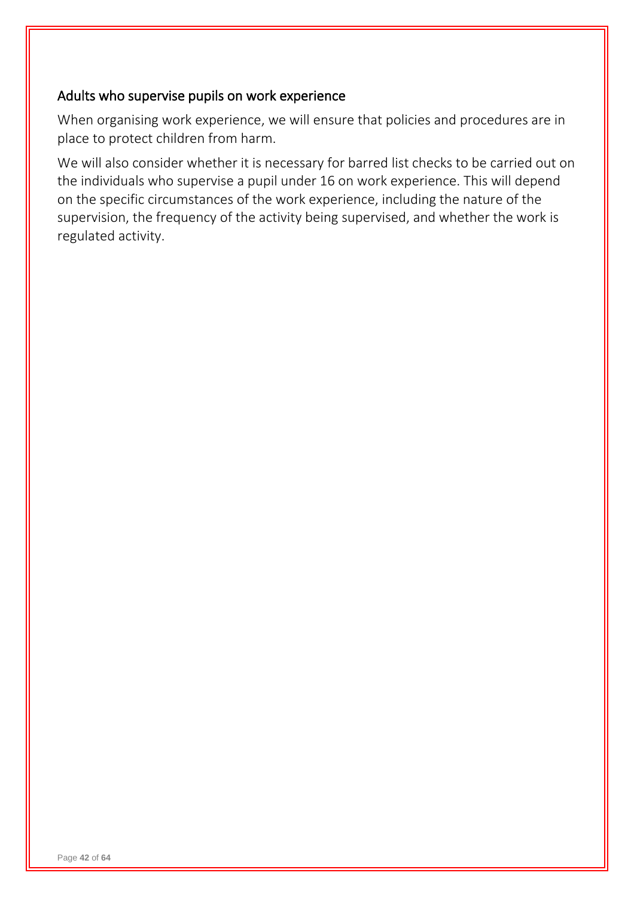## Adults who supervise pupils on work experience

When organising work experience, we will ensure that policies and procedures are in place to protect children from harm.

We will also consider whether it is necessary for barred list checks to be carried out on the individuals who supervise a pupil under 16 on work experience. This will depend on the specific circumstances of the work experience, including the nature of the supervision, the frequency of the activity being supervised, and whether the work is regulated activity.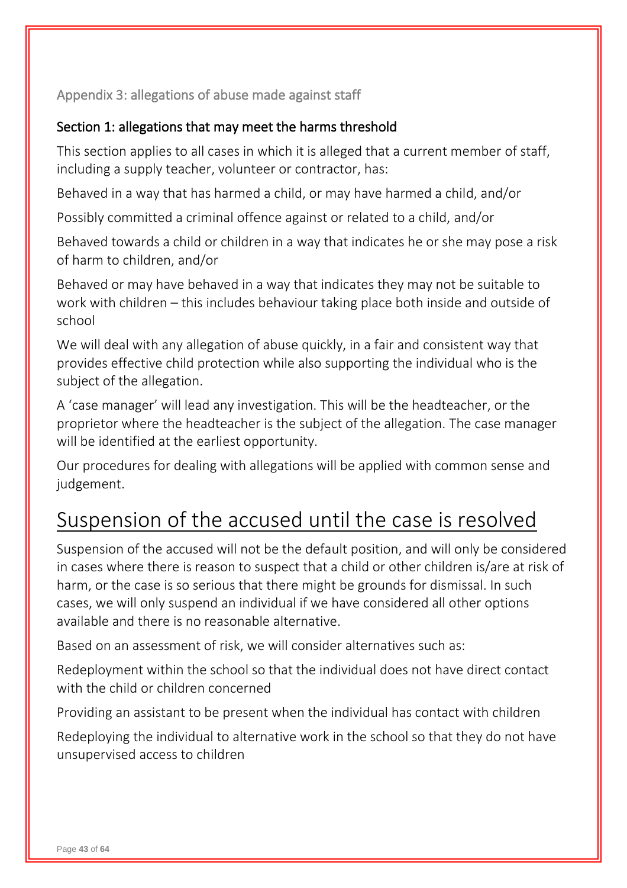## Appendix 3: allegations of abuse made against staff

### Section 1: allegations that may meet the harms threshold

This section applies to all cases in which it is alleged that a current member of staff, including a supply teacher, volunteer or contractor, has:

Behaved in a way that has harmed a child, or may have harmed a child, and/or

Possibly committed a criminal offence against or related to a child, and/or

Behaved towards a child or children in a way that indicates he or she may pose a risk of harm to children, and/or

Behaved or may have behaved in a way that indicates they may not be suitable to work with children – this includes behaviour taking place both inside and outside of school

We will deal with any allegation of abuse quickly, in a fair and consistent way that provides effective child protection while also supporting the individual who is the subject of the allegation.

A 'case manager' will lead any investigation. This will be the headteacher, or the proprietor where the headteacher is the subject of the allegation. The case manager will be identified at the earliest opportunity.

Our procedures for dealing with allegations will be applied with common sense and judgement.

# Suspension of the accused until the case is resolved

Suspension of the accused will not be the default position, and will only be considered in cases where there is reason to suspect that a child or other children is/are at risk of harm, or the case is so serious that there might be grounds for dismissal. In such cases, we will only suspend an individual if we have considered all other options available and there is no reasonable alternative.

Based on an assessment of risk, we will consider alternatives such as:

Redeployment within the school so that the individual does not have direct contact with the child or children concerned

Providing an assistant to be present when the individual has contact with children

Redeploying the individual to alternative work in the school so that they do not have unsupervised access to children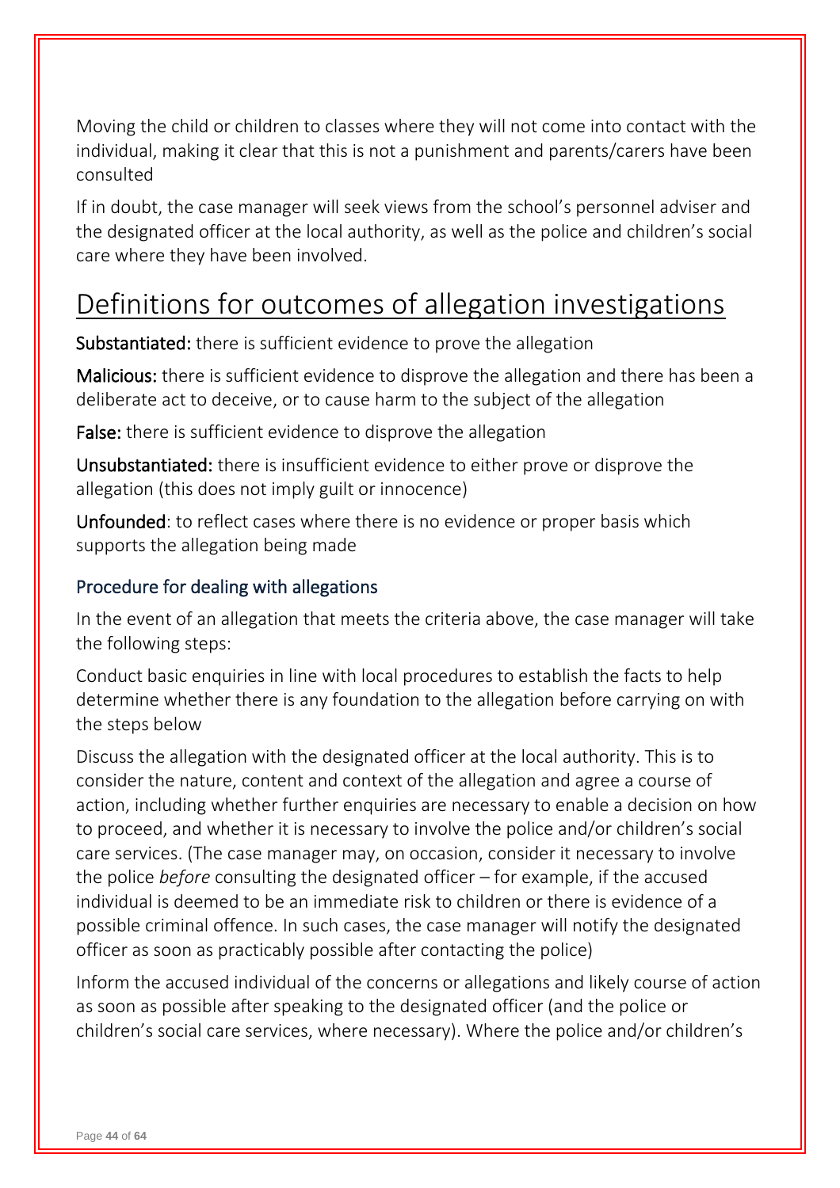Moving the child or children to classes where they will not come into contact with the individual, making it clear that this is not a punishment and parents/carers have been consulted

If in doubt, the case manager will seek views from the school's personnel adviser and the designated officer at the local authority, as well as the police and children's social care where they have been involved.

# Definitions for outcomes of allegation investigations

**Substantiated:** there is sufficient evidence to prove the allegation

**Malicious:** there is sufficient evidence to disprove the allegation and there has been a deliberate act to deceive, or to cause harm to the subject of the allegation

**False:** there is sufficient evidence to disprove the allegation

**Unsubstantiated:** there is insufficient evidence to either prove or disprove the allegation (this does not imply guilt or innocence)

**Unfounded**: to reflect cases where there is no evidence or proper basis which supports the allegation being made

## Procedure for dealing with allegations

In the event of an allegation that meets the criteria above, the case manager will take the following steps:

Conduct basic enquiries in line with local procedures to establish the facts to help determine whether there is any foundation to the allegation before carrying on with the steps below

Discuss the allegation with the designated officer at the local authority. This is to consider the nature, content and context of the allegation and agree a course of action, including whether further enquiries are necessary to enable a decision on how to proceed, and whether it is necessary to involve the police and/or children's social care services. (The case manager may, on occasion, consider it necessary to involve the police *before* consulting the designated officer – for example, if the accused individual is deemed to be an immediate risk to children or there is evidence of a possible criminal offence. In such cases, the case manager will notify the designated officer as soon as practicably possible after contacting the police)

Inform the accused individual of the concerns or allegations and likely course of action as soon as possible after speaking to the designated officer (and the police or children's social care services, where necessary). Where the police and/or children's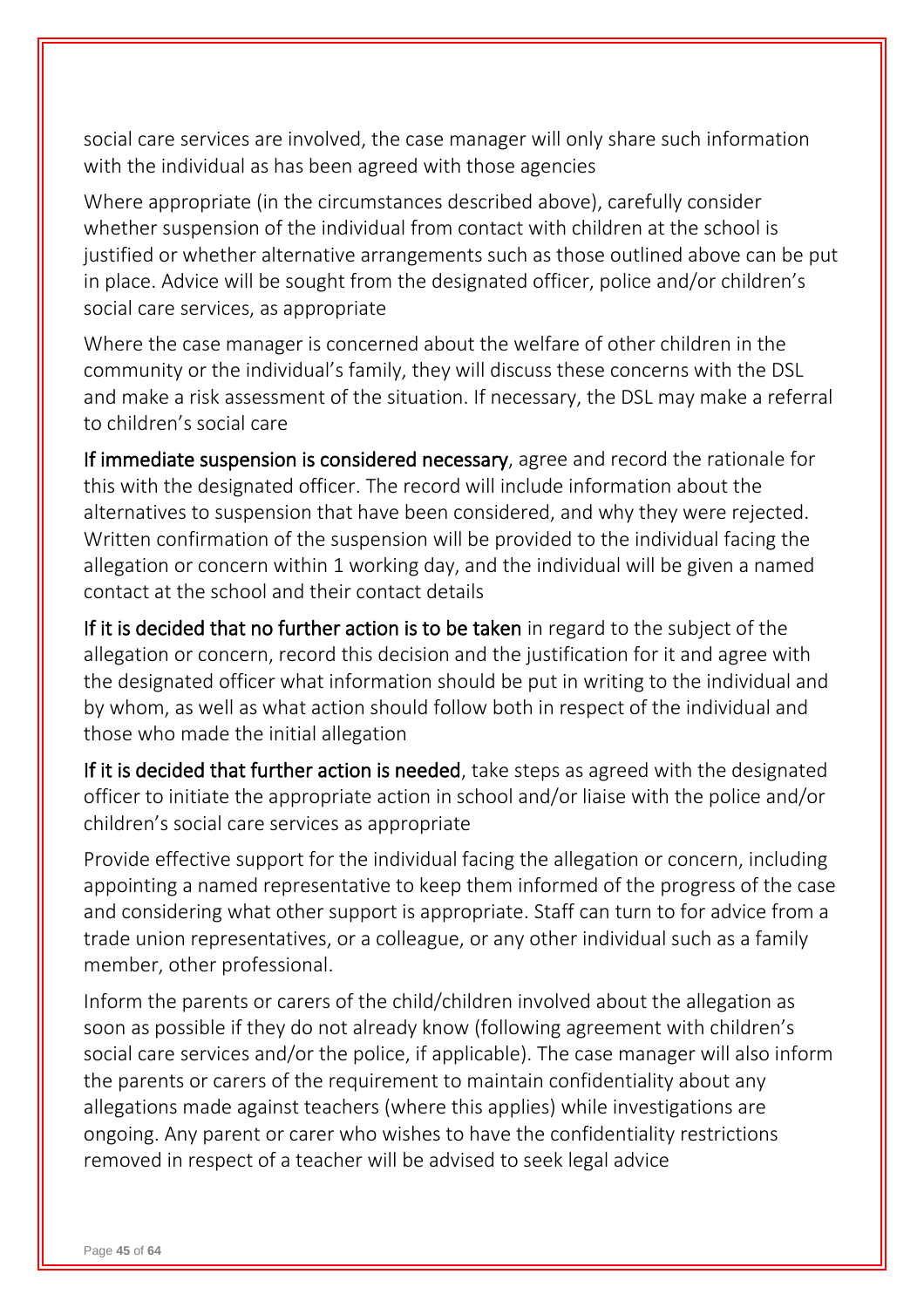social care services are involved, the case manager will only share such information with the individual as has been agreed with those agencies

Where appropriate (in the circumstances described above), carefully consider whether suspension of the individual from contact with children at the school is justified or whether alternative arrangements such as those outlined above can be put in place. Advice will be sought from the designated officer, police and/or children's social care services, as appropriate

Where the case manager is concerned about the welfare of other children in the community or the individual's family, they will discuss these concerns with the DSL and make a risk assessment of the situation. If necessary, the DSL may make a referral to children's social care

**If immediate suspension is considered necessary**, agree and record the rationale for this with the designated officer. The record will include information about the alternatives to suspension that have been considered, and why they were rejected. Written confirmation of the suspension will be provided to the individual facing the allegation or concern within 1 working day, and the individual will be given a named contact at the school and their contact details

**If it is decided that no further action is to be taken** in regard to the subject of the allegation or concern, record this decision and the justification for it and agree with the designated officer what information should be put in writing to the individual and by whom, as well as what action should follow both in respect of the individual and those who made the initial allegation

**If it is decided that further action is needed**, take steps as agreed with the designated officer to initiate the appropriate action in school and/or liaise with the police and/or children's social care services as appropriate

Provide effective support for the individual facing the allegation or concern, including appointing a named representative to keep them informed of the progress of the case and considering what other support is appropriate. Staff can turn to for advice from a trade union representatives, or a colleague, or any other individual such as a family member, other professional.

Inform the parents or carers of the child/children involved about the allegation as soon as possible if they do not already know (following agreement with children's social care services and/or the police, if applicable). The case manager will also inform the parents or carers of the requirement to maintain confidentiality about any allegations made against teachers (where this applies) while investigations are ongoing. Any parent or carer who wishes to have the confidentiality restrictions removed in respect of a teacher will be advised to seek legal advice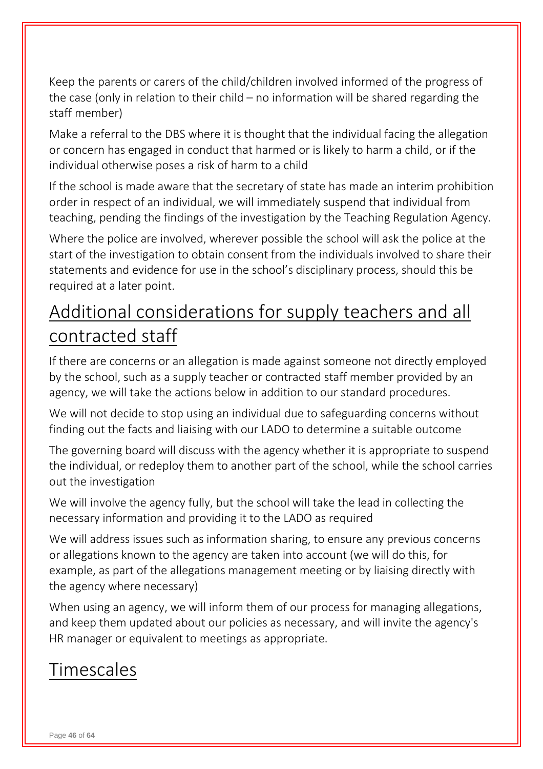Keep the parents or carers of the child/children involved informed of the progress of the case (only in relation to their child – no information will be shared regarding the staff member)

Make a referral to the DBS where it is thought that the individual facing the allegation or concern has engaged in conduct that harmed or is likely to harm a child, or if the individual otherwise poses a risk of harm to a child

If the school is made aware that the secretary of state has made an interim prohibition order in respect of an individual, we will immediately suspend that individual from teaching, pending the findings of the investigation by the Teaching Regulation Agency.

Where the police are involved, wherever possible the school will ask the police at the start of the investigation to obtain consent from the individuals involved to share their statements and evidence for use in the school's disciplinary process, should this be required at a later point.

## Additional considerations for supply teachers and all contracted staff

If there are concerns or an allegation is made against someone not directly employed by the school, such as a supply teacher or contracted staff member provided by an agency, we will take the actions below in addition to our standard procedures.

We will not decide to stop using an individual due to safeguarding concerns without finding out the facts and liaising with our LADO to determine a suitable outcome

The governing board will discuss with the agency whether it is appropriate to suspend the individual, or redeploy them to another part of the school, while the school carries out the investigation

We will involve the agency fully, but the school will take the lead in collecting the necessary information and providing it to the LADO as required

We will address issues such as information sharing, to ensure any previous concerns or allegations known to the agency are taken into account (we will do this, for example, as part of the allegations management meeting or by liaising directly with the agency where necessary)

When using an agency, we will inform them of our process for managing allegations, and keep them updated about our policies as necessary, and will invite the agency's HR manager or equivalent to meetings as appropriate.

## Timescales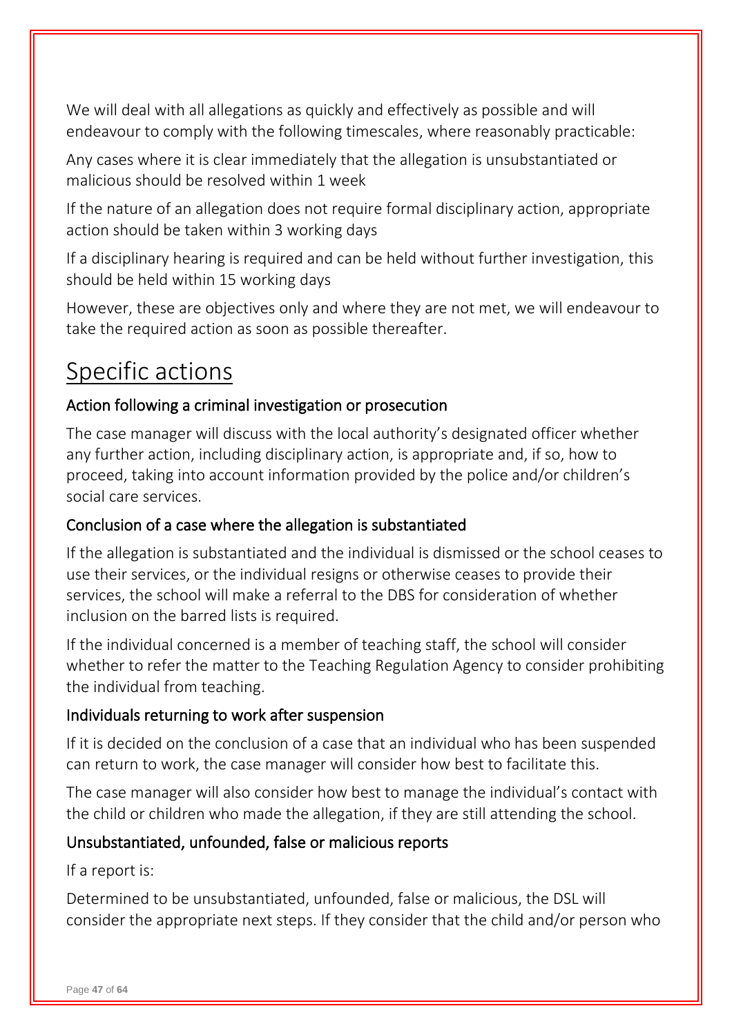We will deal with all allegations as quickly and effectively as possible and will endeavour to comply with the following timescales, where reasonably practicable:

Any cases where it is clear immediately that the allegation is unsubstantiated or malicious should be resolved within 1 week

If the nature of an allegation does not require formal disciplinary action, appropriate action should be taken within 3 working days

If a disciplinary hearing is required and can be held without further investigation, this should be held within 15 working days

However, these are objectives only and where they are not met, we will endeavour to take the required action as soon as possible thereafter.

# Specific actions

### Action following a criminal investigation or prosecution

The case manager will discuss with the local authority's designated officer whether any further action, including disciplinary action, is appropriate and, if so, how to proceed, taking into account information provided by the police and/or children's social care services.

### Conclusion of a case where the allegation is substantiated

If the allegation is substantiated and the individual is dismissed or the school ceases to use their services, or the individual resigns or otherwise ceases to provide their services, the school will make a referral to the DBS for consideration of whether inclusion on the barred lists is required.

If the individual concerned is a member of teaching staff, the school will consider whether to refer the matter to the Teaching Regulation Agency to consider prohibiting the individual from teaching.

### Individuals returning to work after suspension

If it is decided on the conclusion of a case that an individual who has been suspended can return to work, the case manager will consider how best to facilitate this.

The case manager will also consider how best to manage the individual's contact with the child or children who made the allegation, if they are still attending the school.

### Unsubstantiated, unfounded, false or malicious reports

If a report is:

Determined to be unsubstantiated, unfounded, false or malicious, the DSL will consider the appropriate next steps. If they consider that the child and/or person who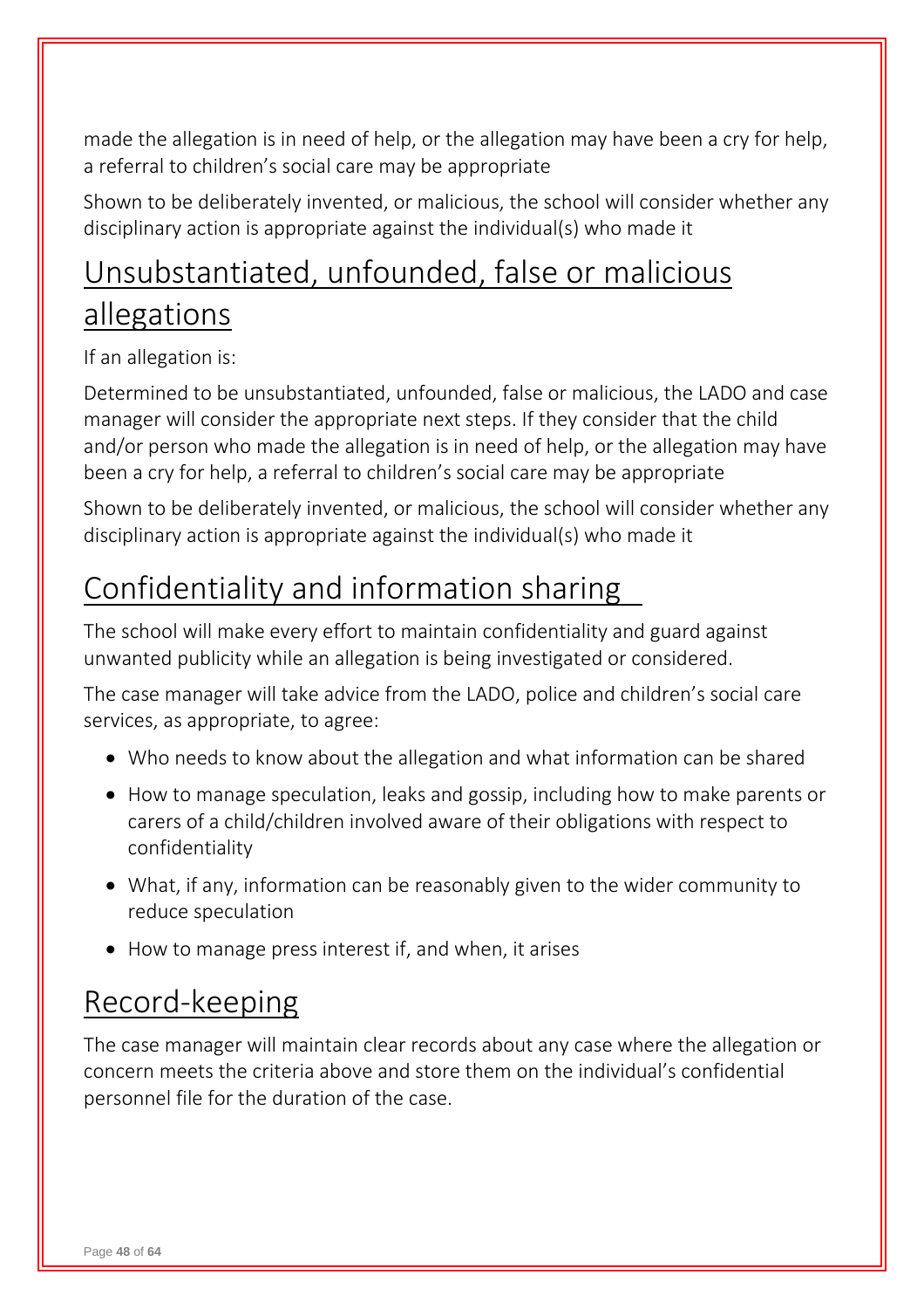made the allegation is in need of help, or the allegation may have been a cry for help, a referral to children's social care may be appropriate

Shown to be deliberately invented, or malicious, the school will consider whether any disciplinary action is appropriate against the individual(s) who made it

## Unsubstantiated, unfounded, false or malicious allegations

If an allegation is:

Determined to be unsubstantiated, unfounded, false or malicious, the LADO and case manager will consider the appropriate next steps. If they consider that the child and/or person who made the allegation is in need of help, or the allegation may have been a cry for help, a referral to children's social care may be appropriate

Shown to be deliberately invented, or malicious, the school will consider whether any disciplinary action is appropriate against the individual(s) who made it

## Confidentiality and information sharing

The school will make every effort to maintain confidentiality and guard against unwanted publicity while an allegation is being investigated or considered.

The case manager will take advice from the LADO, police and children's social care services, as appropriate, to agree:

- Who needs to know about the allegation and what information can be shared
- How to manage speculation, leaks and gossip, including how to make parents or carers of a child/children involved aware of their obligations with respect to confidentiality
- What, if any, information can be reasonably given to the wider community to reduce speculation
- How to manage press interest if, and when, it arises

## Record-keeping

The case manager will maintain clear records about any case where the allegation or concern meets the criteria above and store them on the individual's confidential personnel file for the duration of the case.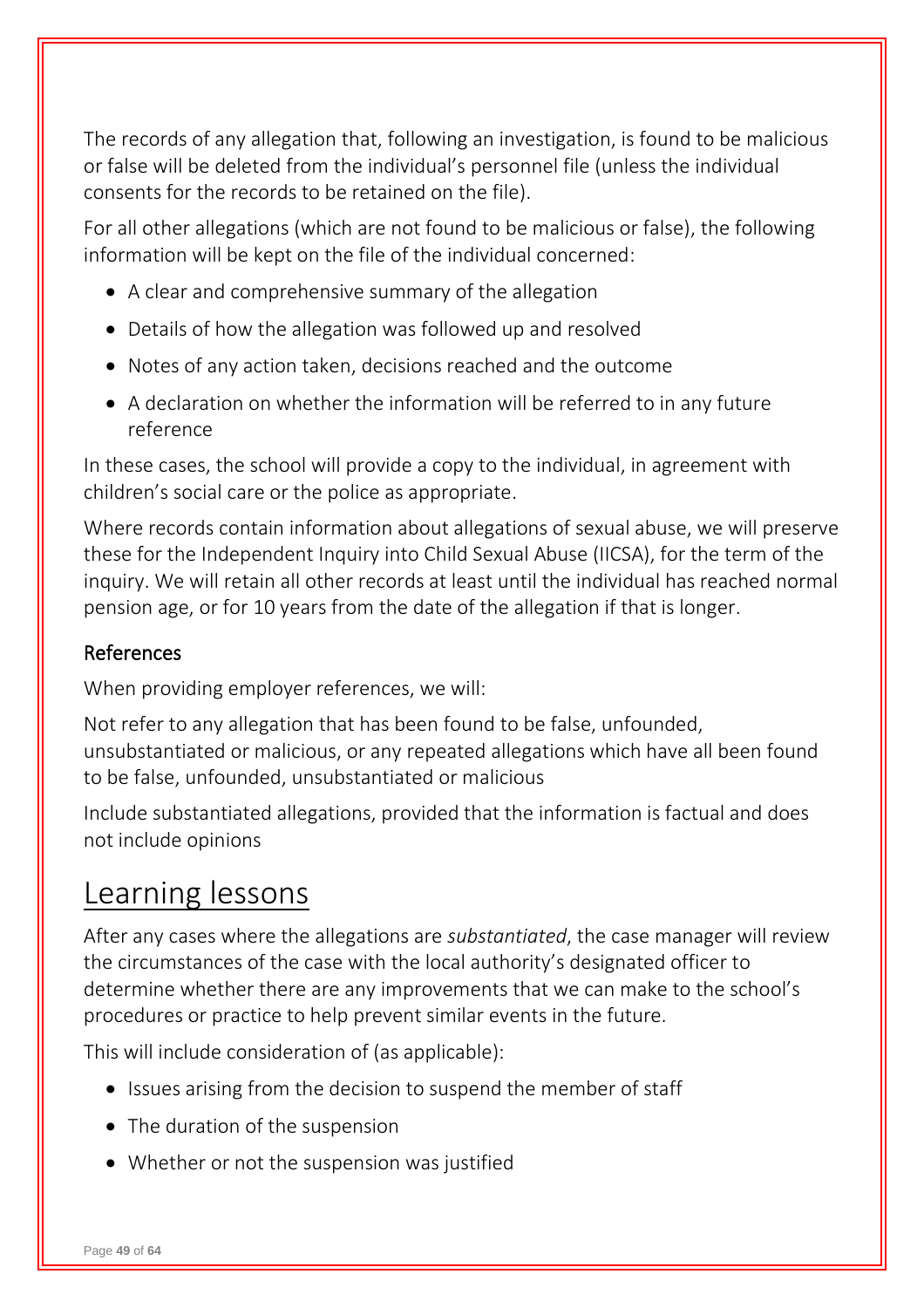The records of any allegation that, following an investigation, is found to be malicious or false will be deleted from the individual's personnel file (unless the individual consents for the records to be retained on the file).

For all other allegations (which are not found to be malicious or false), the following information will be kept on the file of the individual concerned:

- A clear and comprehensive summary of the allegation
- Details of how the allegation was followed up and resolved
- Notes of any action taken, decisions reached and the outcome
- A declaration on whether the information will be referred to in any future reference

In these cases, the school will provide a copy to the individual, in agreement with children's social care or the police as appropriate.

Where records contain information about allegations of sexual abuse, we will preserve these for the Independent Inquiry into Child Sexual Abuse (IICSA), for the term of the inquiry. We will retain all other records at least until the individual has reached normal pension age, or for 10 years from the date of the allegation if that is longer.

### References

When providing employer references, we will:

Not refer to any allegation that has been found to be false, unfounded, unsubstantiated or malicious, or any repeated allegations which have all been found to be false, unfounded, unsubstantiated or malicious

Include substantiated allegations, provided that the information is factual and does not include opinions

## Learning lessons

After any cases where the allegations are *substantiated*, the case manager will review the circumstances of the case with the local authority's designated officer to determine whether there are any improvements that we can make to the school's procedures or practice to help prevent similar events in the future.

This will include consideration of (as applicable):

- Issues arising from the decision to suspend the member of staff
- The duration of the suspension
- Whether or not the suspension was justified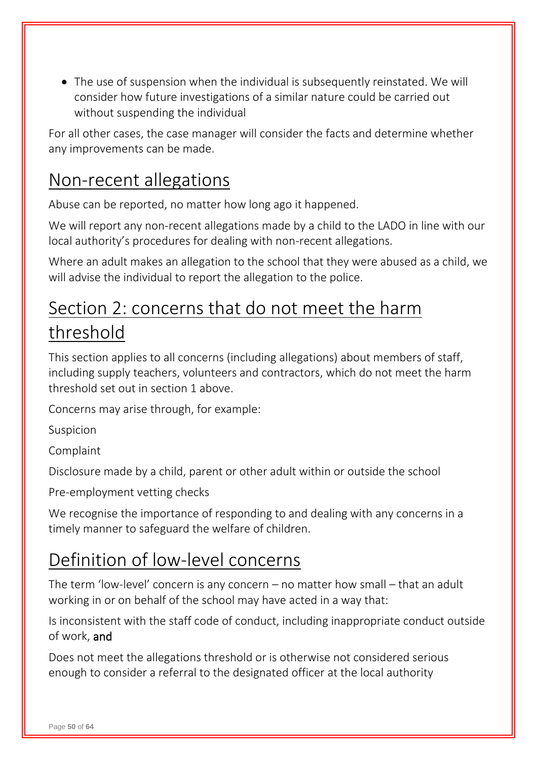- The use of suspension when the individual is subsequently reinstated. We will consider how future investigations of a similar nature could be carried out without suspending the individual

For all other cases, the case manager will consider the facts and determine whether any improvements can be made.

## Non-recent allegations

Abuse can be reported, no matter how long ago it happened.

We will report any non-recent allegations made by a child to the LADO in line with our local authority's procedures for dealing with non-recent allegations.

Where an adult makes an allegation to the school that they were abused as a child, we will advise the individual to report the allegation to the police.

## Section 2: concerns that do not meet the harm threshold

This section applies to all concerns (including allegations) about members of staff, including supply teachers, volunteers and contractors, which do not meet the harm threshold set out in section 1 above.

Concerns may arise through, for example:

Suspicion

Complaint

Disclosure made by a child, parent or other adult within or outside the school

Pre-employment vetting checks

We recognise the importance of responding to and dealing with any concerns in a timely manner to safeguard the welfare of children.

## Definition of low-level concerns

The term 'low-level' concern is any concern – no matter how small – that an adult working in or on behalf of the school may have acted in a way that:

Is inconsistent with the staff code of conduct, including inappropriate conduct outside of work, **and**

Does not meet the allegations threshold or is otherwise not considered serious enough to consider a referral to the designated officer at the local authority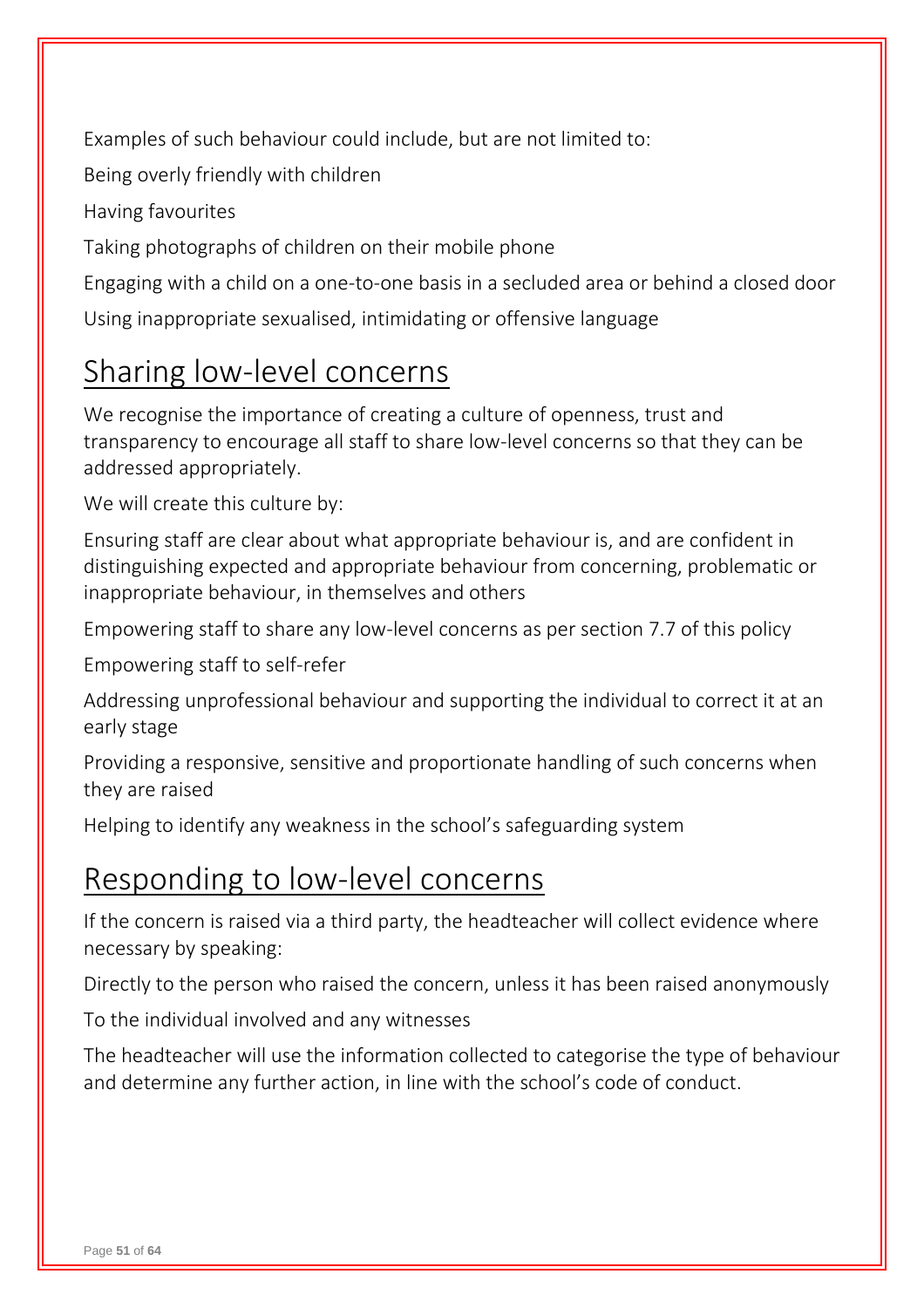Examples of such behaviour could include, but are not limited to:

Being overly friendly with children

Having favourites

Taking photographs of children on their mobile phone

Engaging with a child on a one-to-one basis in a secluded area or behind a closed door

Using inappropriate sexualised, intimidating or offensive language

## Sharing low-level concerns

We recognise the importance of creating a culture of openness, trust and transparency to encourage all staff to share low-level concerns so that they can be addressed appropriately.

We will create this culture by:

Ensuring staff are clear about what appropriate behaviour is, and are confident in distinguishing expected and appropriate behaviour from concerning, problematic or inappropriate behaviour, in themselves and others

Empowering staff to share any low-level concerns as per section 7.7 of this policy

Empowering staff to self-refer

Addressing unprofessional behaviour and supporting the individual to correct it at an early stage

Providing a responsive, sensitive and proportionate handling of such concerns when they are raised

Helping to identify any weakness in the school's safeguarding system

## Responding to low-level concerns

If the concern is raised via a third party, the headteacher will collect evidence where necessary by speaking:

Directly to the person who raised the concern, unless it has been raised anonymously

To the individual involved and any witnesses

The headteacher will use the information collected to categorise the type of behaviour and determine any further action, in line with the school's code of conduct.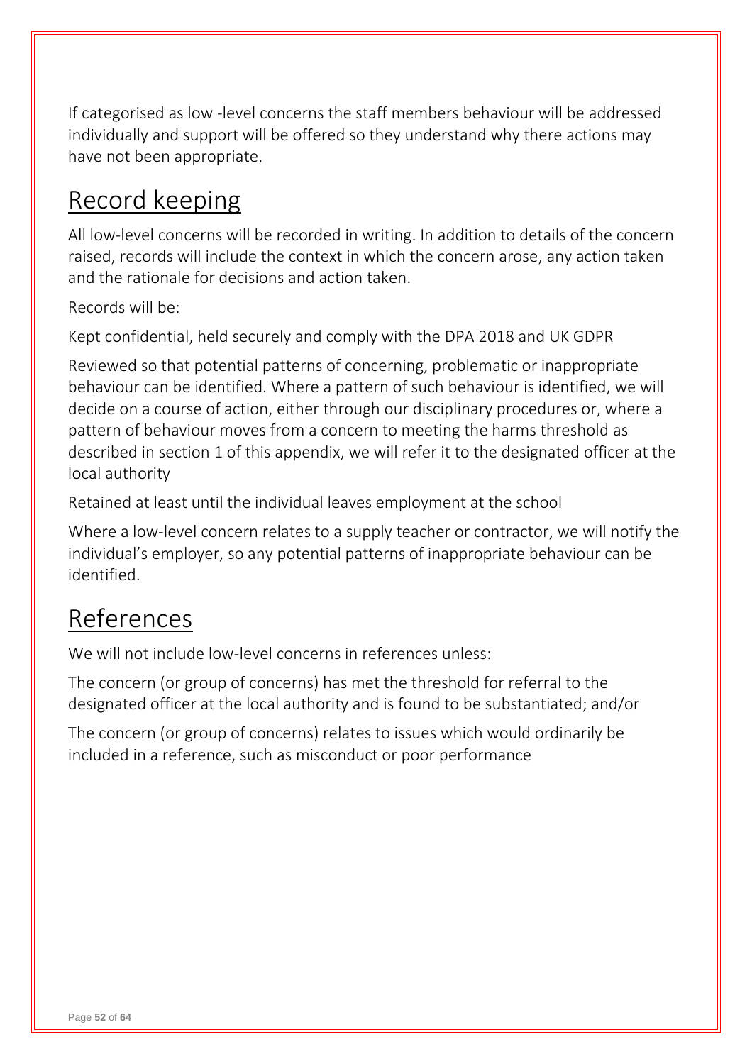If categorised as low -level concerns the staff members behaviour will be addressed individually and support will be offered so they understand why there actions may have not been appropriate.

## Record keeping

All low-level concerns will be recorded in writing. In addition to details of the concern raised, records will include the context in which the concern arose, any action taken and the rationale for decisions and action taken.

Records will be:

Kept confidential, held securely and comply with the DPA 2018 and UK GDPR

Reviewed so that potential patterns of concerning, problematic or inappropriate behaviour can be identified. Where a pattern of such behaviour is identified, we will decide on a course of action, either through our disciplinary procedures or, where a pattern of behaviour moves from a concern to meeting the harms threshold as described in section 1 of this appendix, we will refer it to the designated officer at the local authority

Retained at least until the individual leaves employment at the school

Where a low-level concern relates to a supply teacher or contractor, we will notify the individual's employer, so any potential patterns of inappropriate behaviour can be identified.

## References

We will not include low-level concerns in references unless:

The concern (or group of concerns) has met the threshold for referral to the designated officer at the local authority and is found to be substantiated; and/or

The concern (or group of concerns) relates to issues which would ordinarily be included in a reference, such as misconduct or poor performance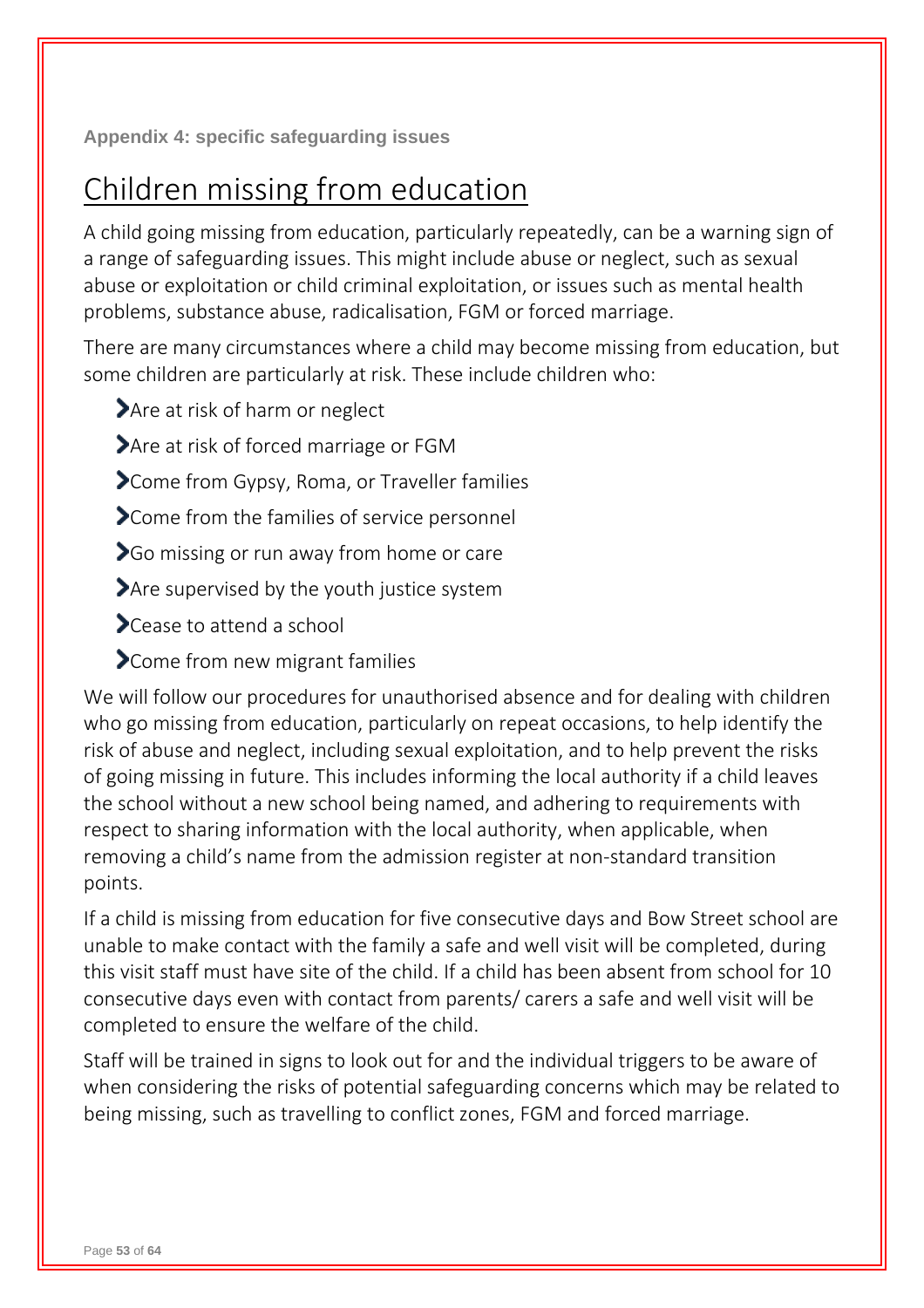**Appendix 4: specific safeguarding issues**

# Children missing from education

A child going missing from education, particularly repeatedly, can be a warning sign of a range of safeguarding issues. This might include abuse or neglect, such as sexual abuse or exploitation or child criminal exploitation, or issues such as mental health problems, substance abuse, radicalisation, FGM or forced marriage.

There are many circumstances where a child may become missing from education, but some children are particularly at risk. These include children who:

- Are at risk of harm or neglect
- Are at risk of forced marriage or FGM
- Come from Gypsy, Roma, or Traveller families
- Come from the families of service personnel
- Go missing or run away from home or care
- Are supervised by the youth justice system
- Cease to attend a school
- Come from new migrant families

We will follow our procedures for unauthorised absence and for dealing with children who go missing from education, particularly on repeat occasions, to help identify the risk of abuse and neglect, including sexual exploitation, and to help prevent the risks of going missing in future. This includes informing the local authority if a child leaves the school without a new school being named, and adhering to requirements with respect to sharing information with the local authority, when applicable, when removing a child's name from the admission register at non-standard transition points.

If a child is missing from education for five consecutive days and Bow Street school are unable to make contact with the family a safe and well visit will be completed, during this visit staff must have site of the child. If a child has been absent from school for 10 consecutive days even with contact from parents/ carers a safe and well visit will be completed to ensure the welfare of the child.

Staff will be trained in signs to look out for and the individual triggers to be aware of when considering the risks of potential safeguarding concerns which may be related to being missing, such as travelling to conflict zones, FGM and forced marriage.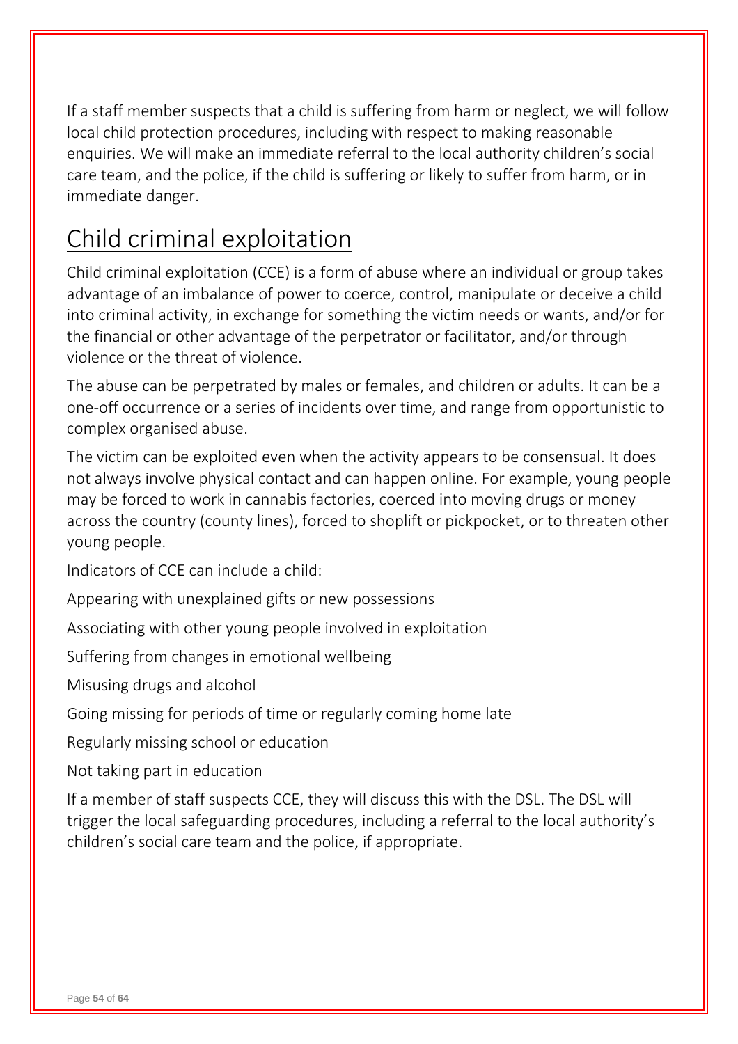If a staff member suspects that a child is suffering from harm or neglect, we will follow local child protection procedures, including with respect to making reasonable enquiries. We will make an immediate referral to the local authority children's social care team, and the police, if the child is suffering or likely to suffer from harm, or in immediate danger.

## Child criminal exploitation

Child criminal exploitation (CCE) is a form of abuse where an individual or group takes advantage of an imbalance of power to coerce, control, manipulate or deceive a child into criminal activity, in exchange for something the victim needs or wants, and/or for the financial or other advantage of the perpetrator or facilitator, and/or through violence or the threat of violence.

The abuse can be perpetrated by males or females, and children or adults. It can be a one-off occurrence or a series of incidents over time, and range from opportunistic to complex organised abuse.

The victim can be exploited even when the activity appears to be consensual. It does not always involve physical contact and can happen online. For example, young people may be forced to work in cannabis factories, coerced into moving drugs or money across the country (county lines), forced to shoplift or pickpocket, or to threaten other young people.

Indicators of CCE can include a child:

Appearing with unexplained gifts or new possessions

Associating with other young people involved in exploitation

Suffering from changes in emotional wellbeing

Misusing drugs and alcohol

Going missing for periods of time or regularly coming home late

Regularly missing school or education

Not taking part in education

If a member of staff suspects CCE, they will discuss this with the DSL. The DSL will trigger the local safeguarding procedures, including a referral to the local authority's children's social care team and the police, if appropriate.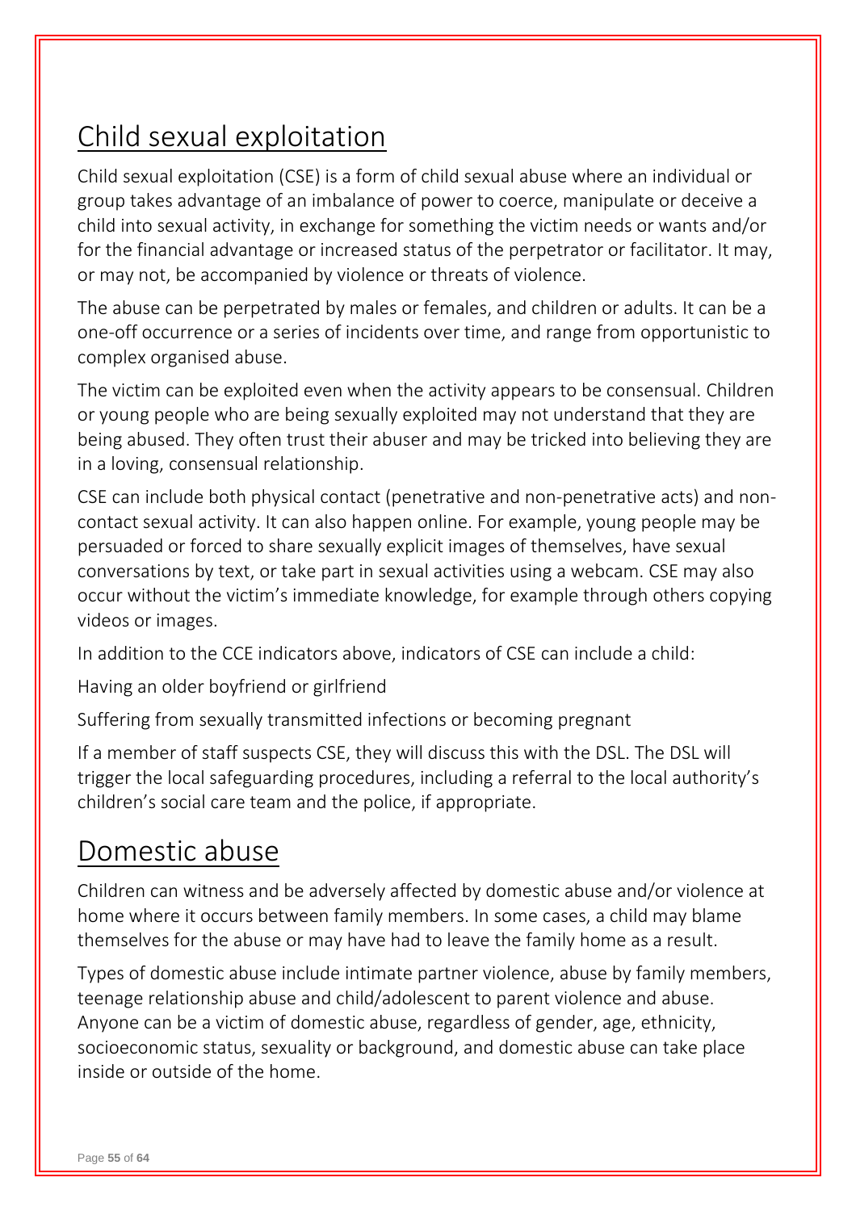## Child sexual exploitation

Child sexual exploitation (CSE) is a form of child sexual abuse where an individual or group takes advantage of an imbalance of power to coerce, manipulate or deceive a child into sexual activity, in exchange for something the victim needs or wants and/or for the financial advantage or increased status of the perpetrator or facilitator. It may, or may not, be accompanied by violence or threats of violence.

The abuse can be perpetrated by males or females, and children or adults. It can be a one-off occurrence or a series of incidents over time, and range from opportunistic to complex organised abuse.

The victim can be exploited even when the activity appears to be consensual. Children or young people who are being sexually exploited may not understand that they are being abused. They often trust their abuser and may be tricked into believing they are in a loving, consensual relationship.

CSE can include both physical contact (penetrative and non-penetrative acts) and non-contact sexual activity. It can also happen online. For example, young people may be persuaded or forced to share sexually explicit images of themselves, have sexual conversations by text, or take part in sexual activities using a webcam. CSE may also occur without the victim's immediate knowledge, for example through others copying videos or images.

In addition to the CCE indicators above, indicators of CSE can include a child:

Having an older boyfriend or girlfriend

Suffering from sexually transmitted infections or becoming pregnant

If a member of staff suspects CSE, they will discuss this with the DSL. The DSL will trigger the local safeguarding procedures, including a referral to the local authority's children's social care team and the police, if appropriate.

## Domestic abuse

Children can witness and be adversely affected by domestic abuse and/or violence at home where it occurs between family members. In some cases, a child may blame themselves for the abuse or may have had to leave the family home as a result.

Types of domestic abuse include intimate partner violence, abuse by family members, teenage relationship abuse and child/adolescent to parent violence and abuse. Anyone can be a victim of domestic abuse, regardless of gender, age, ethnicity, socioeconomic status, sexuality or background, and domestic abuse can take place inside or outside of the home.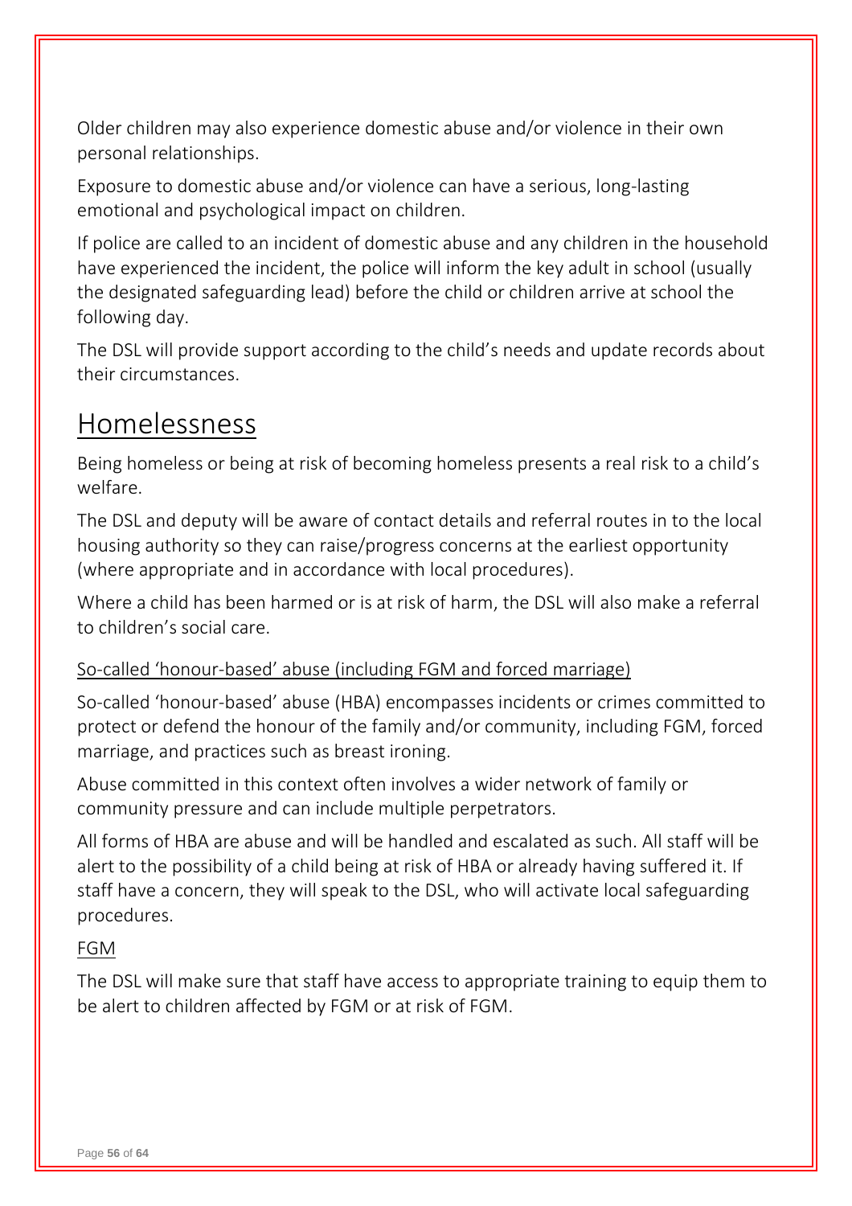Older children may also experience domestic abuse and/or violence in their own personal relationships.

Exposure to domestic abuse and/or violence can have a serious, long-lasting emotional and psychological impact on children.

If police are called to an incident of domestic abuse and any children in the household have experienced the incident, the police will inform the key adult in school (usually the designated safeguarding lead) before the child or children arrive at school the following day.

The DSL will provide support according to the child's needs and update records about their circumstances.

## Homelessness

Being homeless or being at risk of becoming homeless presents a real risk to a child's welfare.

The DSL and deputy will be aware of contact details and referral routes in to the local housing authority so they can raise/progress concerns at the earliest opportunity (where appropriate and in accordance with local procedures).

Where a child has been harmed or is at risk of harm, the DSL will also make a referral to children's social care.

### So-called 'honour-based' abuse (including FGM and forced marriage)

So-called 'honour-based' abuse (HBA) encompasses incidents or crimes committed to protect or defend the honour of the family and/or community, including FGM, forced marriage, and practices such as breast ironing.

Abuse committed in this context often involves a wider network of family or community pressure and can include multiple perpetrators.

All forms of HBA are abuse and will be handled and escalated as such. All staff will be alert to the possibility of a child being at risk of HBA or already having suffered it. If staff have a concern, they will speak to the DSL, who will activate local safeguarding procedures.

#### FGM

The DSL will make sure that staff have access to appropriate training to equip them to be alert to children affected by FGM or at risk of FGM.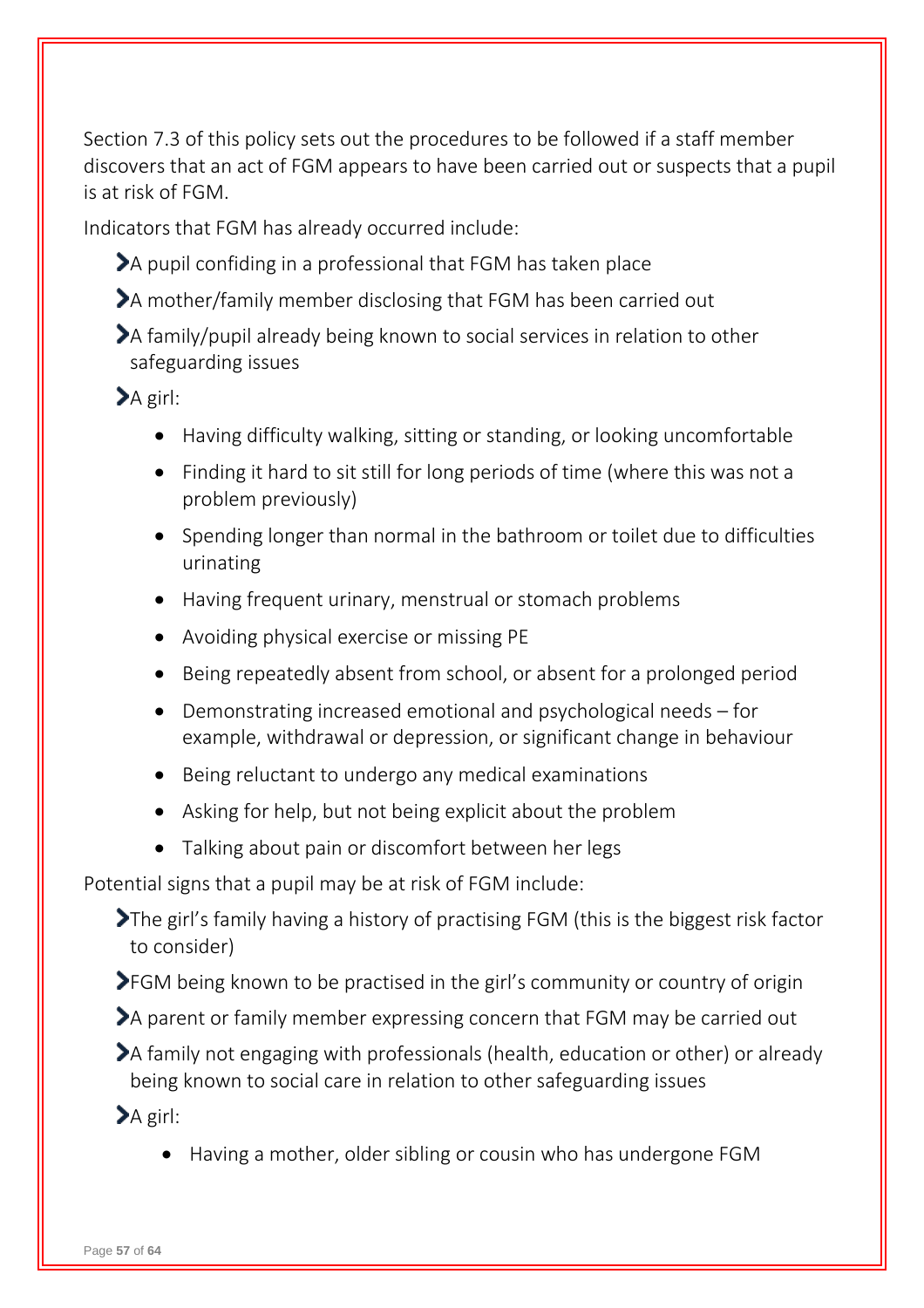Section 7.3 of this policy sets out the procedures to be followed if a staff member discovers that an act of FGM appears to have been carried out or suspects that a pupil is at risk of FGM.

Indicators that FGM has already occurred include:

- A pupil confiding in a professional that FGM has taken place
- A mother/family member disclosing that FGM has been carried out
- A family/pupil already being known to social services in relation to other safeguarding issues
- A girl:
  - Having difficulty walking, sitting or standing, or looking uncomfortable
  - Finding it hard to sit still for long periods of time (where this was not a problem previously)
  - Spending longer than normal in the bathroom or toilet due to difficulties urinating
  - Having frequent urinary, menstrual or stomach problems
  - Avoiding physical exercise or missing PE
  - Being repeatedly absent from school, or absent for a prolonged period
  - Demonstrating increased emotional and psychological needs – for example, withdrawal or depression, or significant change in behaviour
  - Being reluctant to undergo any medical examinations
  - Asking for help, but not being explicit about the problem
  - Talking about pain or discomfort between her legs

Potential signs that a pupil may be at risk of FGM include:

- The girl's family having a history of practising FGM (this is the biggest risk factor to consider)
- FGM being known to be practised in the girl's community or country of origin
- A parent or family member expressing concern that FGM may be carried out
- A family not engaging with professionals (health, education or other) or already being known to social care in relation to other safeguarding issues
- A girl:
  - Having a mother, older sibling or cousin who has undergone FGM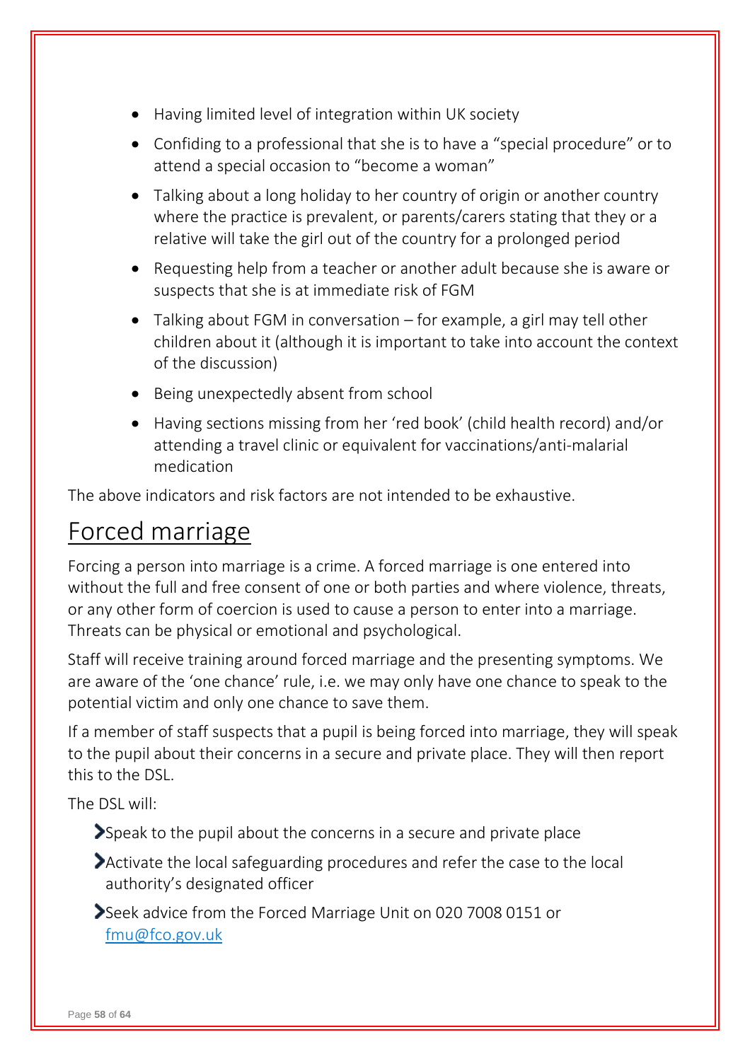- Having limited level of integration within UK society
- Confiding to a professional that she is to have a “special procedure” or to attend a special occasion to “become a woman”
- Talking about a long holiday to her country of origin or another country where the practice is prevalent, or parents/carers stating that they or a relative will take the girl out of the country for a prolonged period
- Requesting help from a teacher or another adult because she is aware or suspects that she is at immediate risk of FGM
- Talking about FGM in conversation – for example, a girl may tell other children about it (although it is important to take into account the context of the discussion)
- Being unexpectedly absent from school
- Having sections missing from her ‘red book’ (child health record) and/or attending a travel clinic or equivalent for vaccinations/anti-malarial medication

The above indicators and risk factors are not intended to be exhaustive.

## Forced marriage

Forcing a person into marriage is a crime. A forced marriage is one entered into without the full and free consent of one or both parties and where violence, threats, or any other form of coercion is used to cause a person to enter into a marriage. Threats can be physical or emotional and psychological.

Staff will receive training around forced marriage and the presenting symptoms. We are aware of the ‘one chance’ rule, i.e. we may only have one chance to speak to the potential victim and only one chance to save them.

If a member of staff suspects that a pupil is being forced into marriage, they will speak to the pupil about their concerns in a secure and private place. They will then report this to the DSL.

The DSL will:

- Speak to the pupil about the concerns in a secure and private place
- Activate the local safeguarding procedures and refer the case to the local authority’s designated officer
- Seek advice from the Forced Marriage Unit on 020 7008 0151 or fmu@fco.gov.uk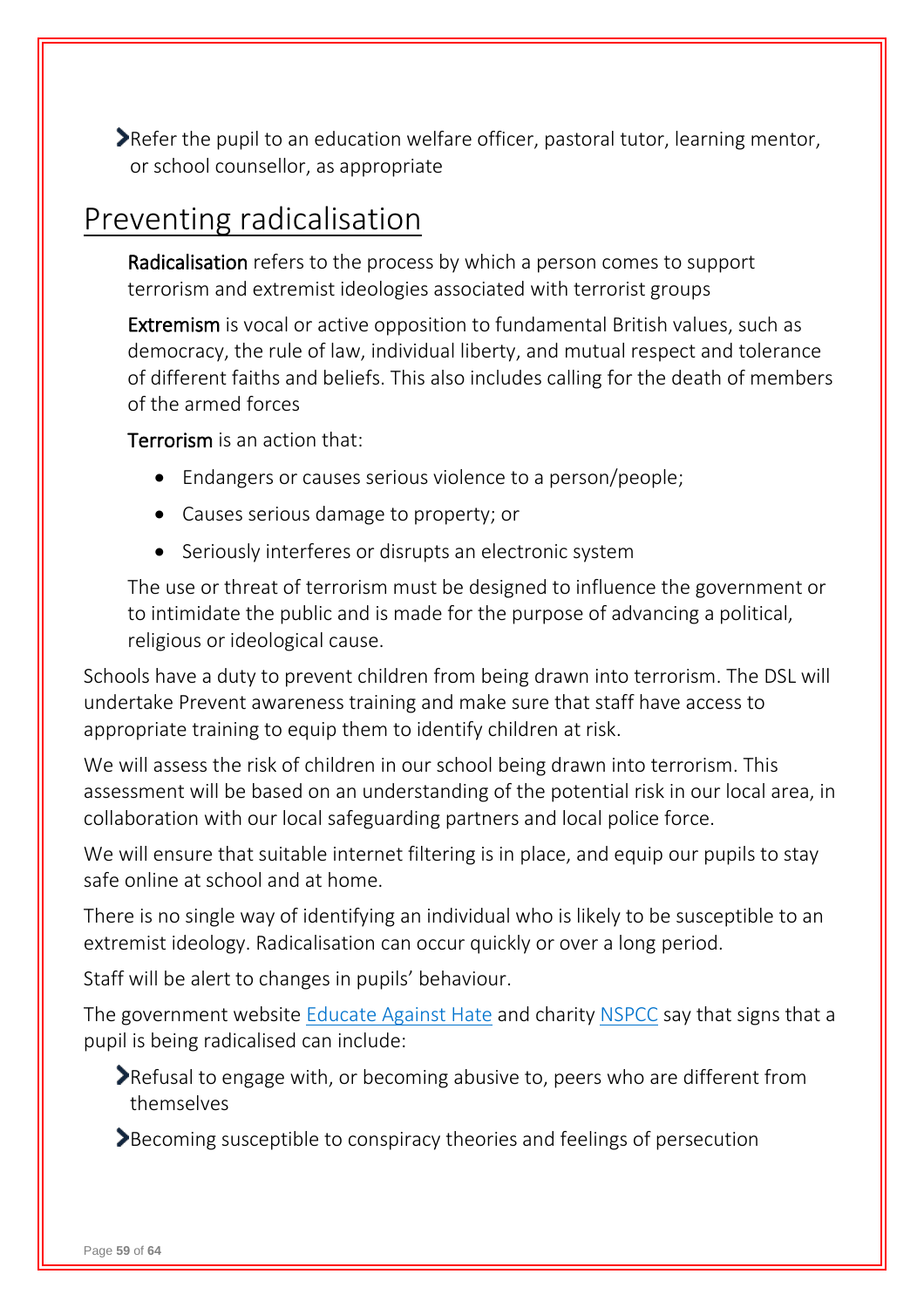- Refer the pupil to an education welfare officer, pastoral tutor, learning mentor, or school counsellor, as appropriate

## Preventing radicalisation

**Radicalisation** refers to the process by which a person comes to support terrorism and extremist ideologies associated with terrorist groups

**Extremism** is vocal or active opposition to fundamental British values, such as democracy, the rule of law, individual liberty, and mutual respect and tolerance of different faiths and beliefs. This also includes calling for the death of members of the armed forces

**Terrorism** is an action that:

- Endangers or causes serious violence to a person/people;
- Causes serious damage to property; or
- Seriously interferes or disrupts an electronic system

The use or threat of terrorism must be designed to influence the government or to intimidate the public and is made for the purpose of advancing a political, religious or ideological cause.

Schools have a duty to prevent children from being drawn into terrorism. The DSL will undertake Prevent awareness training and make sure that staff have access to appropriate training to equip them to identify children at risk.

We will assess the risk of children in our school being drawn into terrorism. This assessment will be based on an understanding of the potential risk in our local area, in collaboration with our local safeguarding partners and local police force.

We will ensure that suitable internet filtering is in place, and equip our pupils to stay safe online at school and at home.

There is no single way of identifying an individual who is likely to be susceptible to an extremist ideology. Radicalisation can occur quickly or over a long period.

Staff will be alert to changes in pupils' behaviour.

The government website Educate Against Hate and charity NSPCC say that signs that a pupil is being radicalised can include:

- Refusal to engage with, or becoming abusive to, peers who are different from themselves
- Becoming susceptible to conspiracy theories and feelings of persecution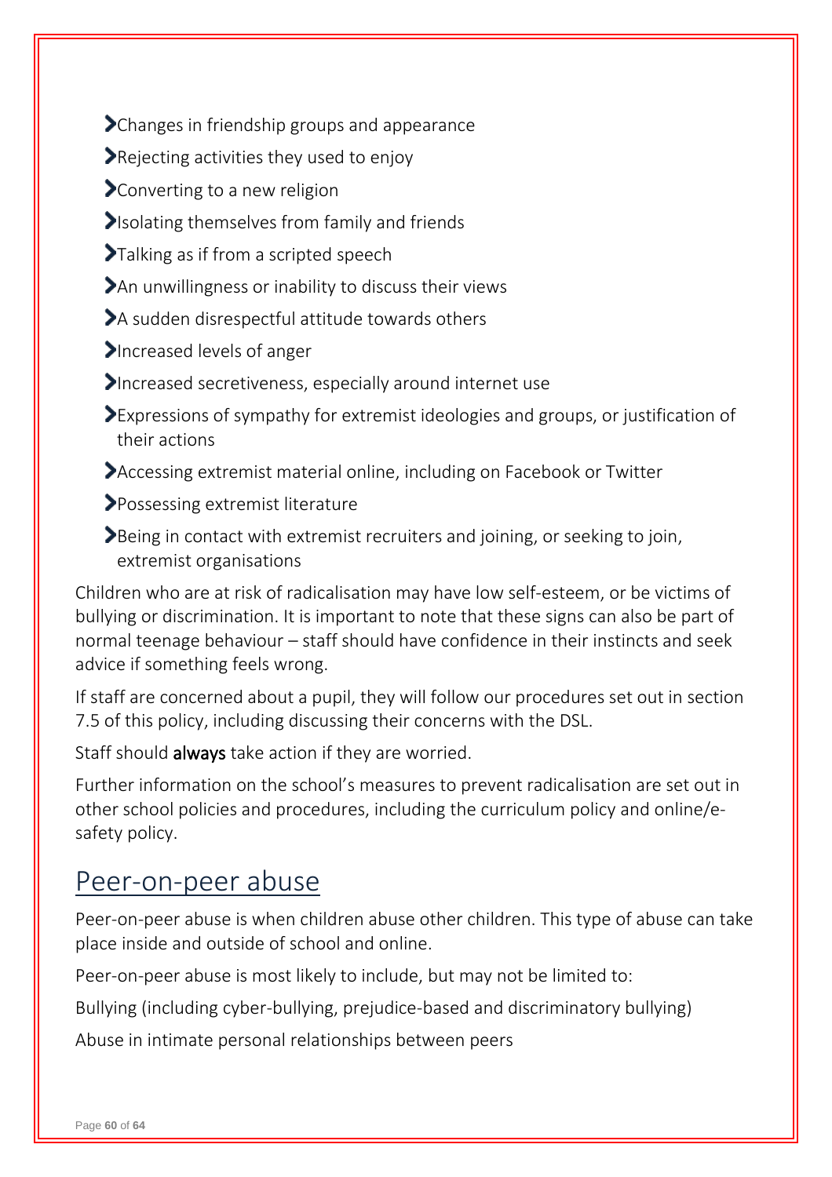- Changes in friendship groups and appearance
- Rejecting activities they used to enjoy
- Converting to a new religion
- Isolating themselves from family and friends
- Talking as if from a scripted speech
- An unwillingness or inability to discuss their views
- A sudden disrespectful attitude towards others
- Increased levels of anger
- Increased secretiveness, especially around internet use
- Expressions of sympathy for extremist ideologies and groups, or justification of their actions
- Accessing extremist material online, including on Facebook or Twitter
- Possessing extremist literature
- Being in contact with extremist recruiters and joining, or seeking to join, extremist organisations

Children who are at risk of radicalisation may have low self-esteem, or be victims of bullying or discrimination. It is important to note that these signs can also be part of normal teenage behaviour – staff should have confidence in their instincts and seek advice if something feels wrong.

If staff are concerned about a pupil, they will follow our procedures set out in section 7.5 of this policy, including discussing their concerns with the DSL.

Staff should **always** take action if they are worried.

Further information on the school's measures to prevent radicalisation are set out in other school policies and procedures, including the curriculum policy and online/e-safety policy.

## Peer-on-peer abuse

Peer-on-peer abuse is when children abuse other children. This type of abuse can take place inside and outside of school and online.

Peer-on-peer abuse is most likely to include, but may not be limited to:

Bullying (including cyber-bullying, prejudice-based and discriminatory bullying)

Abuse in intimate personal relationships between peers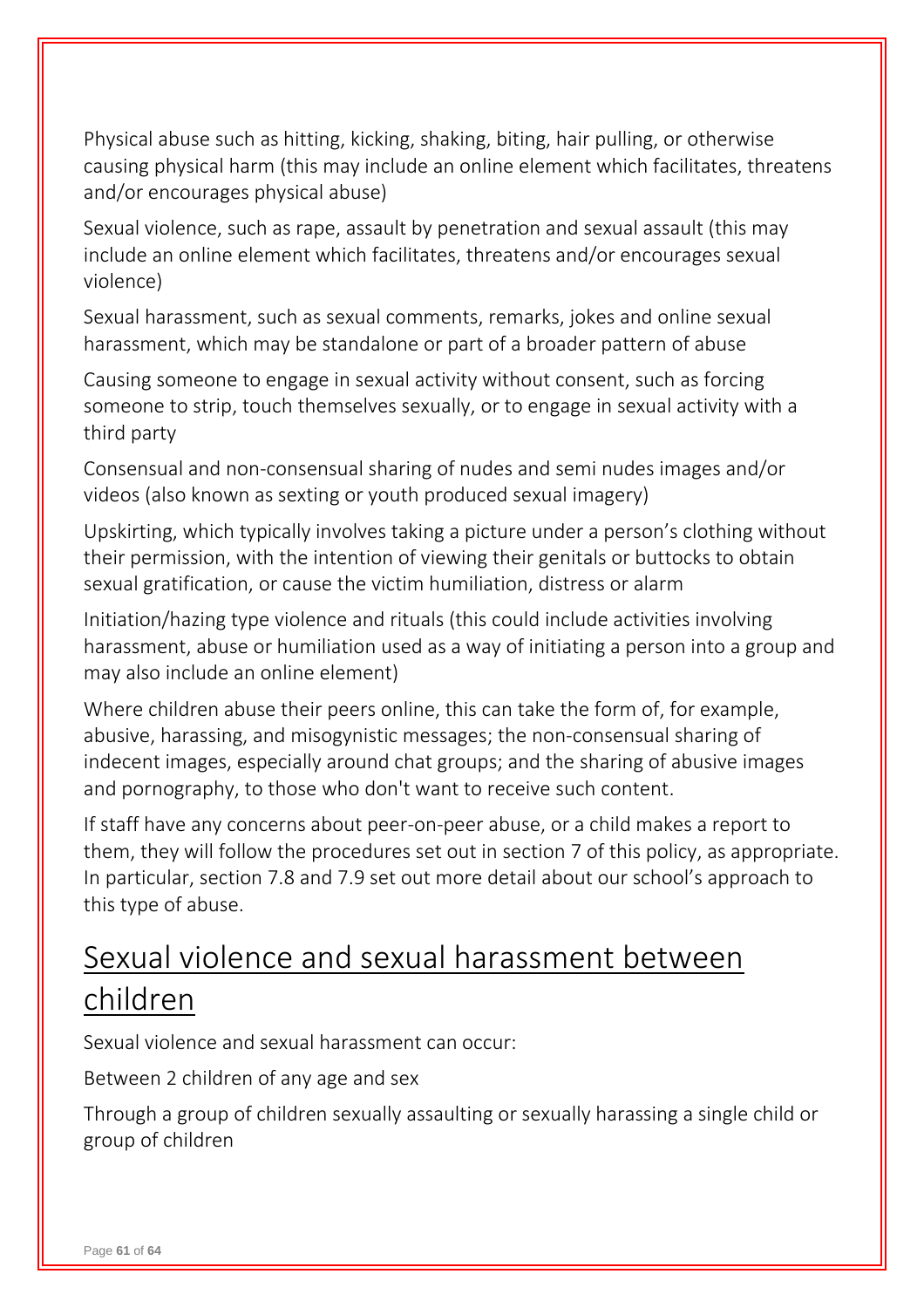Physical abuse such as hitting, kicking, shaking, biting, hair pulling, or otherwise causing physical harm (this may include an online element which facilitates, threatens and/or encourages physical abuse)

Sexual violence, such as rape, assault by penetration and sexual assault (this may include an online element which facilitates, threatens and/or encourages sexual violence)

Sexual harassment, such as sexual comments, remarks, jokes and online sexual harassment, which may be standalone or part of a broader pattern of abuse

Causing someone to engage in sexual activity without consent, such as forcing someone to strip, touch themselves sexually, or to engage in sexual activity with a third party

Consensual and non-consensual sharing of nudes and semi nudes images and/or videos (also known as sexting or youth produced sexual imagery)

Upskirting, which typically involves taking a picture under a person's clothing without their permission, with the intention of viewing their genitals or buttocks to obtain sexual gratification, or cause the victim humiliation, distress or alarm

Initiation/hazing type violence and rituals (this could include activities involving harassment, abuse or humiliation used as a way of initiating a person into a group and may also include an online element)

Where children abuse their peers online, this can take the form of, for example, abusive, harassing, and misogynistic messages; the non-consensual sharing of indecent images, especially around chat groups; and the sharing of abusive images and pornography, to those who don't want to receive such content.

If staff have any concerns about peer-on-peer abuse, or a child makes a report to them, they will follow the procedures set out in section 7 of this policy, as appropriate. In particular, section 7.8 and 7.9 set out more detail about our school's approach to this type of abuse.

# Sexual violence and sexual harassment between children

Sexual violence and sexual harassment can occur:

Between 2 children of any age and sex

Through a group of children sexually assaulting or sexually harassing a single child or group of children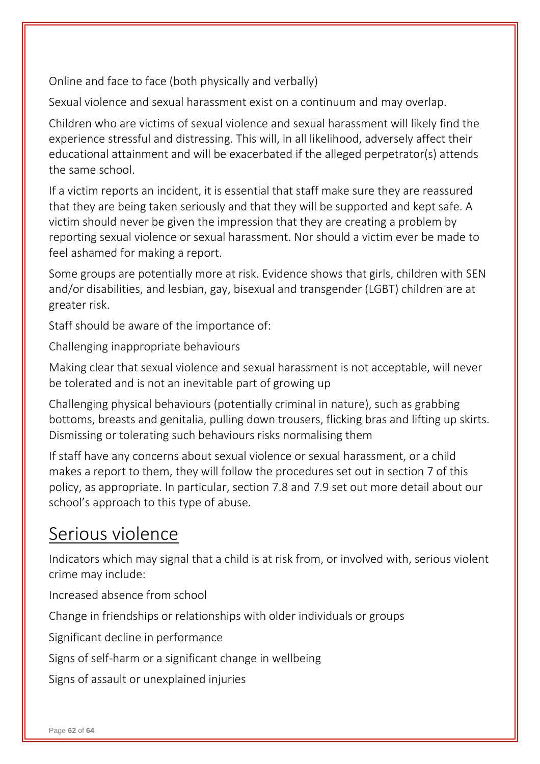Online and face to face (both physically and verbally)

Sexual violence and sexual harassment exist on a continuum and may overlap.

Children who are victims of sexual violence and sexual harassment will likely find the experience stressful and distressing. This will, in all likelihood, adversely affect their educational attainment and will be exacerbated if the alleged perpetrator(s) attends the same school.

If a victim reports an incident, it is essential that staff make sure they are reassured that they are being taken seriously and that they will be supported and kept safe. A victim should never be given the impression that they are creating a problem by reporting sexual violence or sexual harassment. Nor should a victim ever be made to feel ashamed for making a report.

Some groups are potentially more at risk. Evidence shows that girls, children with SEN and/or disabilities, and lesbian, gay, bisexual and transgender (LGBT) children are at greater risk.

Staff should be aware of the importance of:

Challenging inappropriate behaviours

Making clear that sexual violence and sexual harassment is not acceptable, will never be tolerated and is not an inevitable part of growing up

Challenging physical behaviours (potentially criminal in nature), such as grabbing bottoms, breasts and genitalia, pulling down trousers, flicking bras and lifting up skirts. Dismissing or tolerating such behaviours risks normalising them

If staff have any concerns about sexual violence or sexual harassment, or a child makes a report to them, they will follow the procedures set out in section 7 of this policy, as appropriate. In particular, section 7.8 and 7.9 set out more detail about our school's approach to this type of abuse.

## Serious violence

Indicators which may signal that a child is at risk from, or involved with, serious violent crime may include:

Increased absence from school

Change in friendships or relationships with older individuals or groups

Significant decline in performance

Signs of self-harm or a significant change in wellbeing

Signs of assault or unexplained injuries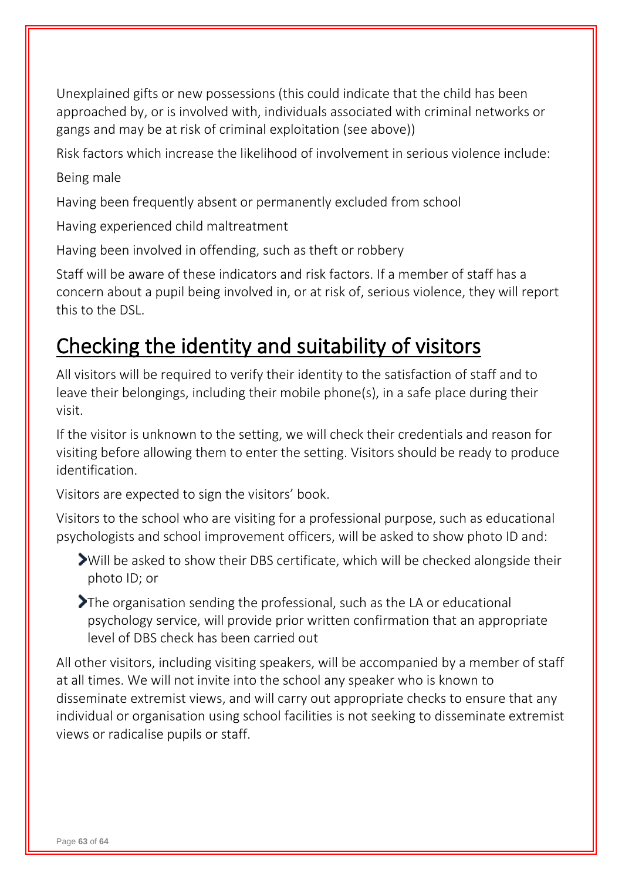Unexplained gifts or new possessions (this could indicate that the child has been approached by, or is involved with, individuals associated with criminal networks or gangs and may be at risk of criminal exploitation (see above))

Risk factors which increase the likelihood of involvement in serious violence include:

Being male

Having been frequently absent or permanently excluded from school

Having experienced child maltreatment

Having been involved in offending, such as theft or robbery

Staff will be aware of these indicators and risk factors. If a member of staff has a concern about a pupil being involved in, or at risk of, serious violence, they will report this to the DSL.

# Checking the identity and suitability of visitors

All visitors will be required to verify their identity to the satisfaction of staff and to leave their belongings, including their mobile phone(s), in a safe place during their visit.

If the visitor is unknown to the setting, we will check their credentials and reason for visiting before allowing them to enter the setting. Visitors should be ready to produce identification.

Visitors are expected to sign the visitors' book.

Visitors to the school who are visiting for a professional purpose, such as educational psychologists and school improvement officers, will be asked to show photo ID and:

- Will be asked to show their DBS certificate, which will be checked alongside their photo ID; or
- The organisation sending the professional, such as the LA or educational psychology service, will provide prior written confirmation that an appropriate level of DBS check has been carried out

All other visitors, including visiting speakers, will be accompanied by a member of staff at all times. We will not invite into the school any speaker who is known to disseminate extremist views, and will carry out appropriate checks to ensure that any individual or organisation using school facilities is not seeking to disseminate extremist views or radicalise pupils or staff.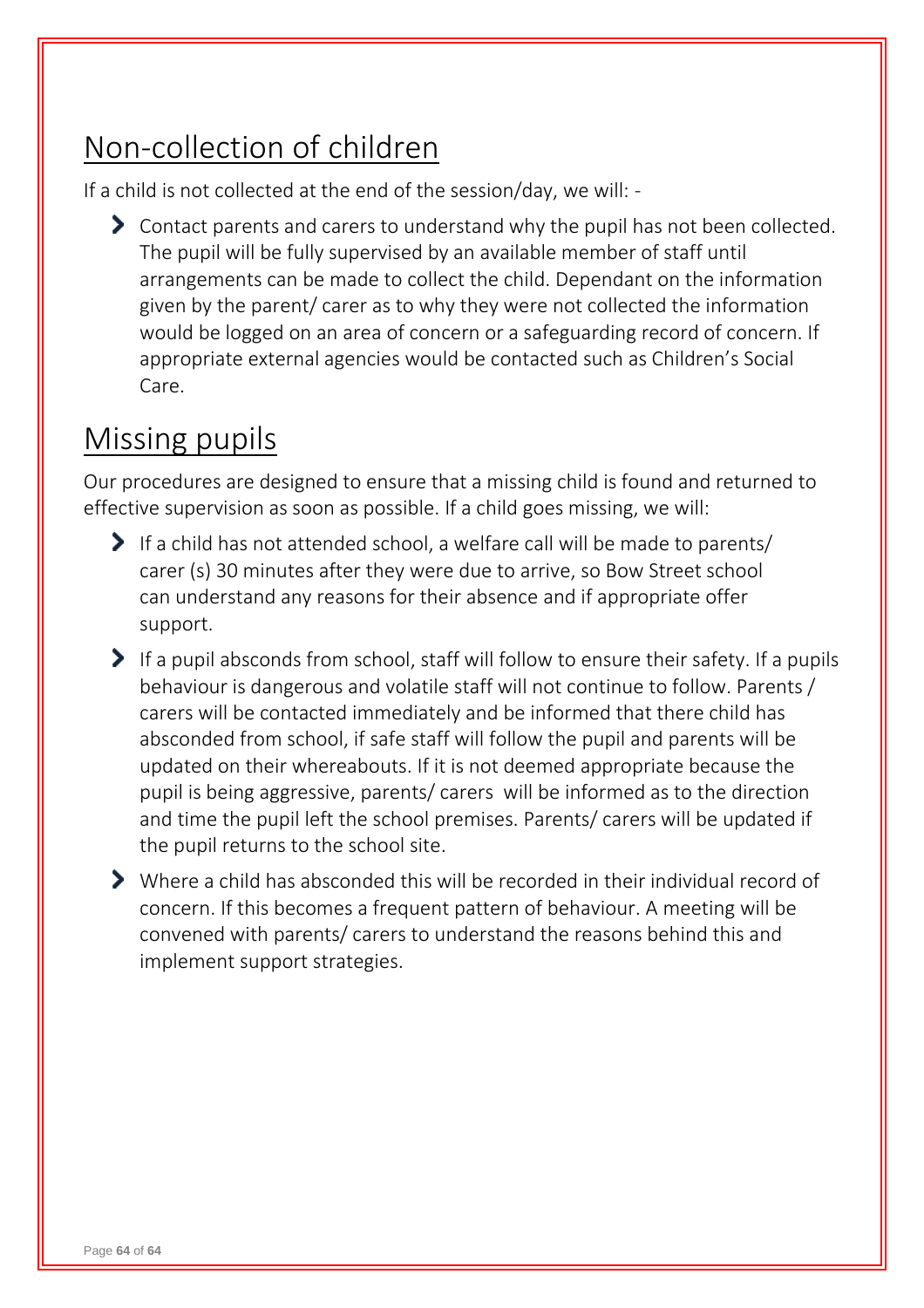## Non-collection of children

If a child is not collected at the end of the session/day, we will: -

- Contact parents and carers to understand why the pupil has not been collected. The pupil will be fully supervised by an available member of staff until arrangements can be made to collect the child. Dependant on the information given by the parent/ carer as to why they were not collected the information would be logged on an area of concern or a safeguarding record of concern. If appropriate external agencies would be contacted such as Children's Social Care.

## Missing pupils

Our procedures are designed to ensure that a missing child is found and returned to effective supervision as soon as possible. If a child goes missing, we will:

- If a child has not attended school, a welfare call will be made to parents/ carer (s) 30 minutes after they were due to arrive, so Bow Street school can understand any reasons for their absence and if appropriate offer support.
- If a pupil absconds from school, staff will follow to ensure their safety. If a pupils behaviour is dangerous and volatile staff will not continue to follow. Parents / carers will be contacted immediately and be informed that there child has absconded from school, if safe staff will follow the pupil and parents will be updated on their whereabouts. If it is not deemed appropriate because the pupil is being aggressive, parents/ carers will be informed as to the direction and time the pupil left the school premises. Parents/ carers will be updated if the pupil returns to the school site.
- Where a child has absconded this will be recorded in their individual record of concern. If this becomes a frequent pattern of behaviour. A meeting will be convened with parents/ carers to understand the reasons behind this and implement support strategies.